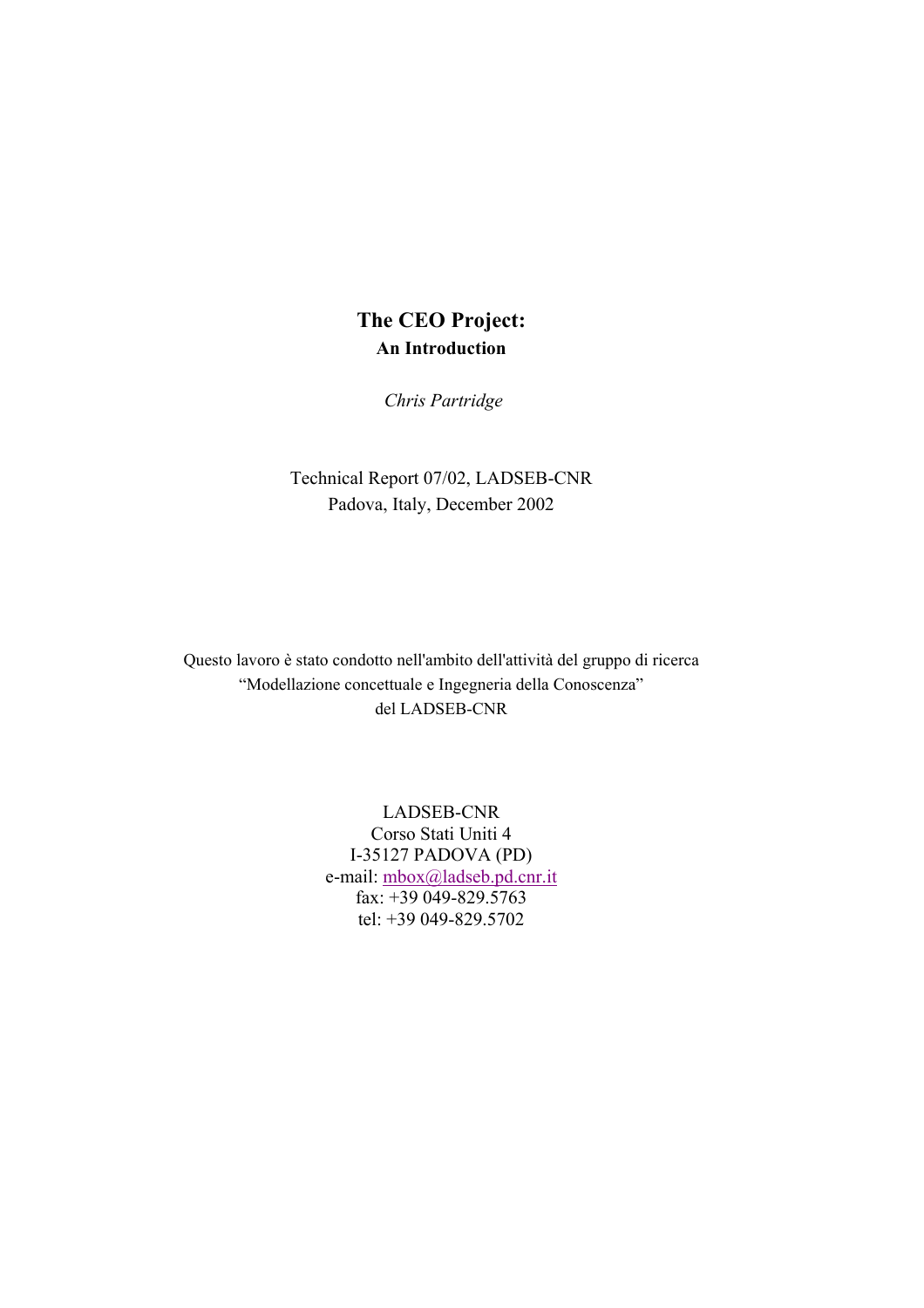# The CEO Project:

## An Introduction

*Chris Partridge*

Technical Report 07/02, LADSEB-CNR
Padova, Italy, December 2002

Questo lavoro è stato condotto nell'ambito dell'attività del gruppo di ricerca
"Modellazione concettuale e Ingegneria della Conoscenza"
del LADSEB-CNR

LADSEB-CNR
Corso Stati Uniti 4
I-35127 PADOVA (PD)
e-mail: mbox@ladseb.pd.cnr.it
fax: +39 049-829.5763
tel: +39 049-829.5702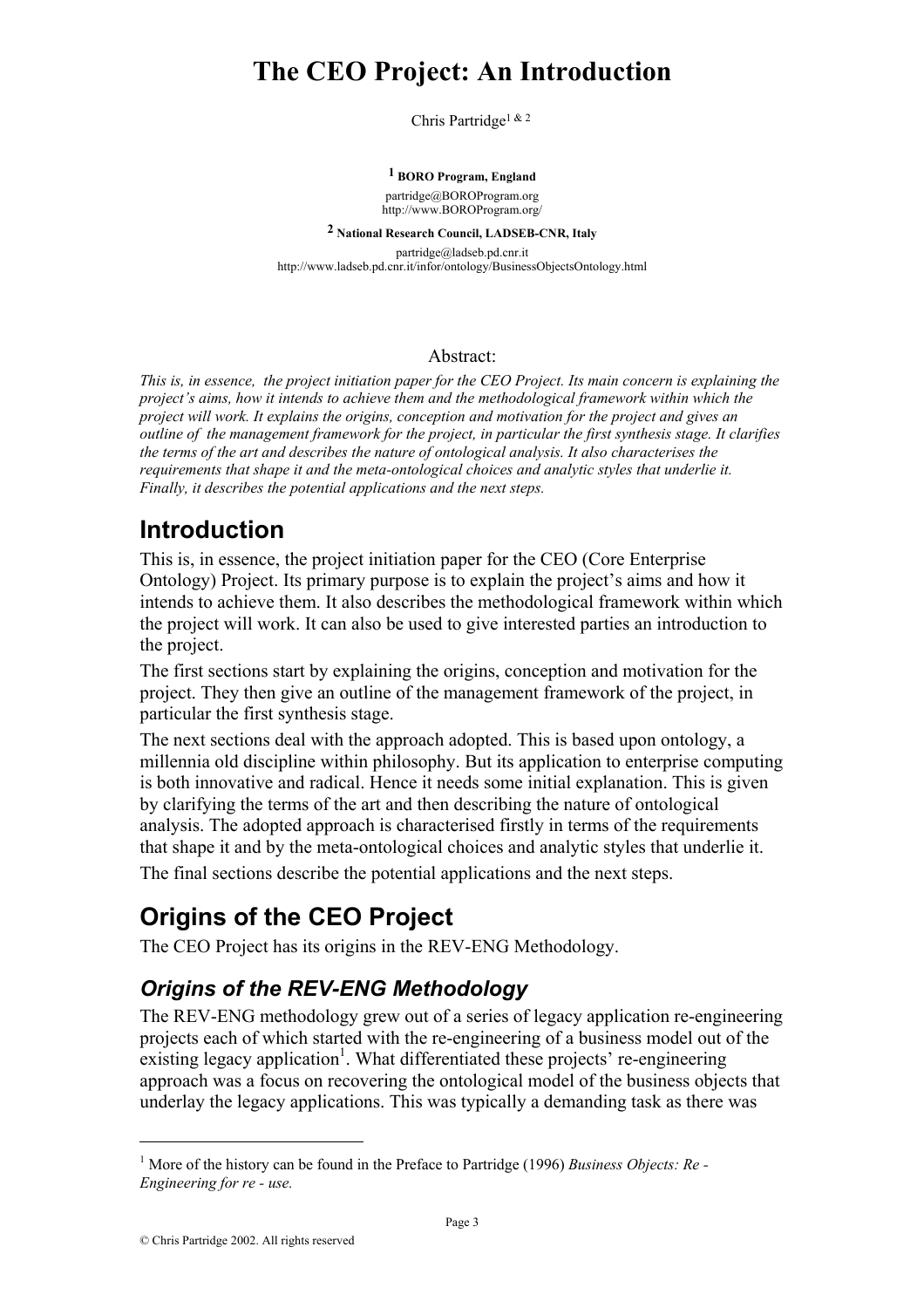# The CEO Project: An Introduction

Chris Partridge[1 & 2]

**[1] BORO Program, England**

partridge@BOROProgram.org
http://www.BOROProgram.org/

**[2] National Research Council, LADSEB-CNR, Italy**

partridge@ladseb.pd.cnr.it
http://www.ladseb.pd.cnr.it/infor/ontology/BusinessObjectsOntology.html

Abstract:

*This is, in essence, the project initiation paper for the CEO Project. Its main concern is explaining the project's aims, how it intends to achieve them and the methodological framework within which the project will work. It explains the origins, conception and motivation for the project and gives an outline of the management framework for the project, in particular the first synthesis stage. It clarifies the terms of the art and describes the nature of ontological analysis. It also characterises the requirements that shape it and the meta-ontological choices and analytic styles that underlie it. Finally, it describes the potential applications and the next steps.*

## Introduction

This is, in essence, the project initiation paper for the CEO (Core Enterprise Ontology) Project. Its primary purpose is to explain the project's aims and how it intends to achieve them. It also describes the methodological framework within which the project will work. It can also be used to give interested parties an introduction to the project.

The first sections start by explaining the origins, conception and motivation for the project. They then give an outline of the management framework of the project, in particular the first synthesis stage.

The next sections deal with the approach adopted. This is based upon ontology, a millennia old discipline within philosophy. But its application to enterprise computing is both innovative and radical. Hence it needs some initial explanation. This is given by clarifying the terms of the art and then describing the nature of ontological analysis. The adopted approach is characterised firstly in terms of the requirements that shape it and by the meta-ontological choices and analytic styles that underlie it.

The final sections describe the potential applications and the next steps.

## Origins of the CEO Project

The CEO Project has its origins in the REV-ENG Methodology.

### *Origins of the REV-ENG Methodology*

The REV-ENG methodology grew out of a series of legacy application re-engineering projects each of which started with the re-engineering of a business model out of the existing legacy application[1]. What differentiated these projects' re-engineering approach was a focus on recovering the ontological model of the business objects that underlay the legacy applications. This was typically a demanding task as there was

[1] More of the history can be found in the Preface to Partridge (1996) *Business Objects: Re - Engineering for re - use.*

© Chris Partridge 2002. All rights reserved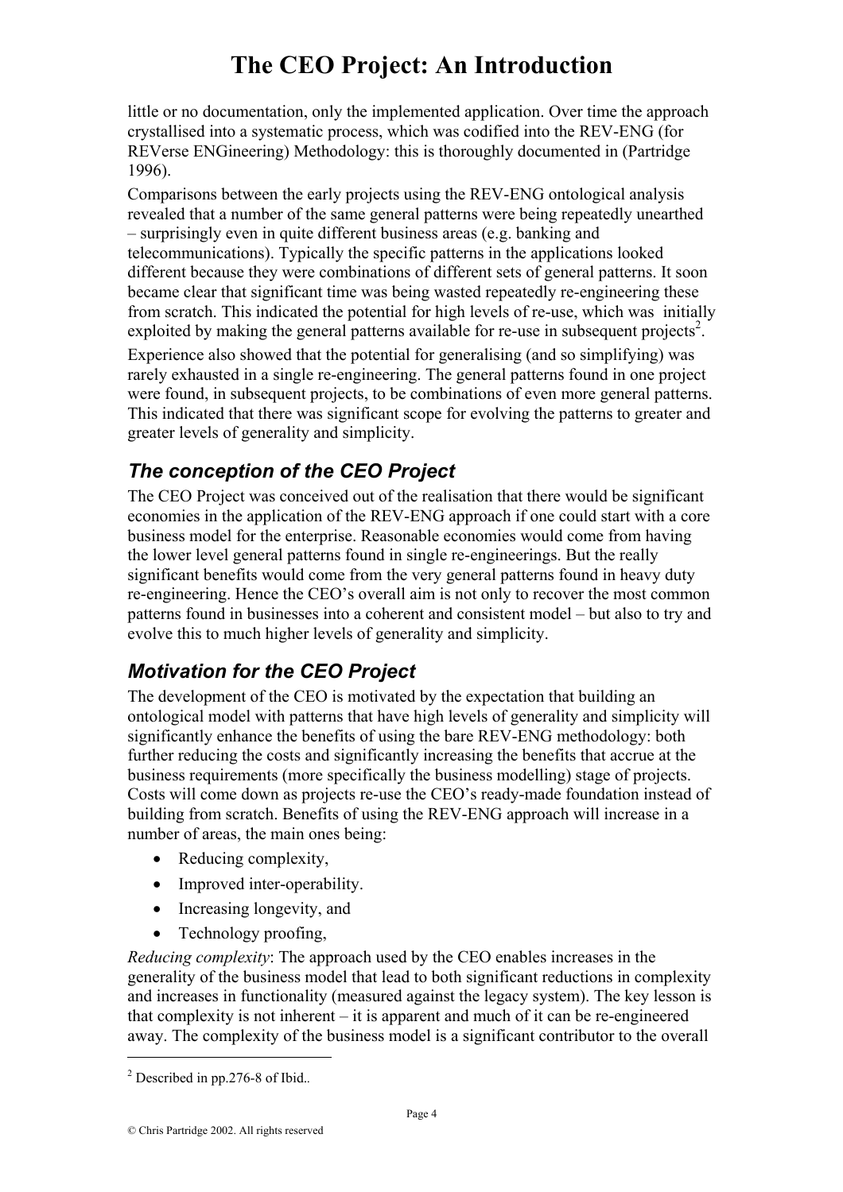little or no documentation, only the implemented application. Over time the approach crystallised into a systematic process, which was codified into the REV-ENG (for REVerse ENGineering) Methodology: this is thoroughly documented in (Partridge 1996).

Comparisons between the early projects using the REV-ENG ontological analysis revealed that a number of the same general patterns were being repeatedly unearthed – surprisingly even in quite different business areas (e.g. banking and telecommunications). Typically the specific patterns in the applications looked different because they were combinations of different sets of general patterns. It soon became clear that significant time was being wasted repeatedly re-engineering these from scratch. This indicated the potential for high levels of re-use, which was initially exploited by making the general patterns available for re-use in subsequent projects[2].

Experience also showed that the potential for generalising (and so simplifying) was rarely exhausted in a single re-engineering. The general patterns found in one project were found, in subsequent projects, to be combinations of even more general patterns. This indicated that there was significant scope for evolving the patterns to greater and greater levels of generality and simplicity.

## *The conception of the CEO Project*

The CEO Project was conceived out of the realisation that there would be significant economies in the application of the REV-ENG approach if one could start with a core business model for the enterprise. Reasonable economies would come from having the lower level general patterns found in single re-engineerings. But the really significant benefits would come from the very general patterns found in heavy duty re-engineering. Hence the CEO's overall aim is not only to recover the most common patterns found in businesses into a coherent and consistent model – but also to try and evolve this to much higher levels of generality and simplicity.

## *Motivation for the CEO Project*

The development of the CEO is motivated by the expectation that building an ontological model with patterns that have high levels of generality and simplicity will significantly enhance the benefits of using the bare REV-ENG methodology: both further reducing the costs and significantly increasing the benefits that accrue at the business requirements (more specifically the business modelling) stage of projects. Costs will come down as projects re-use the CEO's ready-made foundation instead of building from scratch. Benefits of using the REV-ENG approach will increase in a number of areas, the main ones being:

- Reducing complexity,
- Improved inter-operability.
- Increasing longevity, and
- Technology proofing,

*Reducing complexity*: The approach used by the CEO enables increases in the generality of the business model that lead to both significant reductions in complexity and increases in functionality (measured against the legacy system). The key lesson is that complexity is not inherent – it is apparent and much of it can be re-engineered away. The complexity of the business model is a significant contributor to the overall

---

[2] Described in pp.276-8 of Ibid..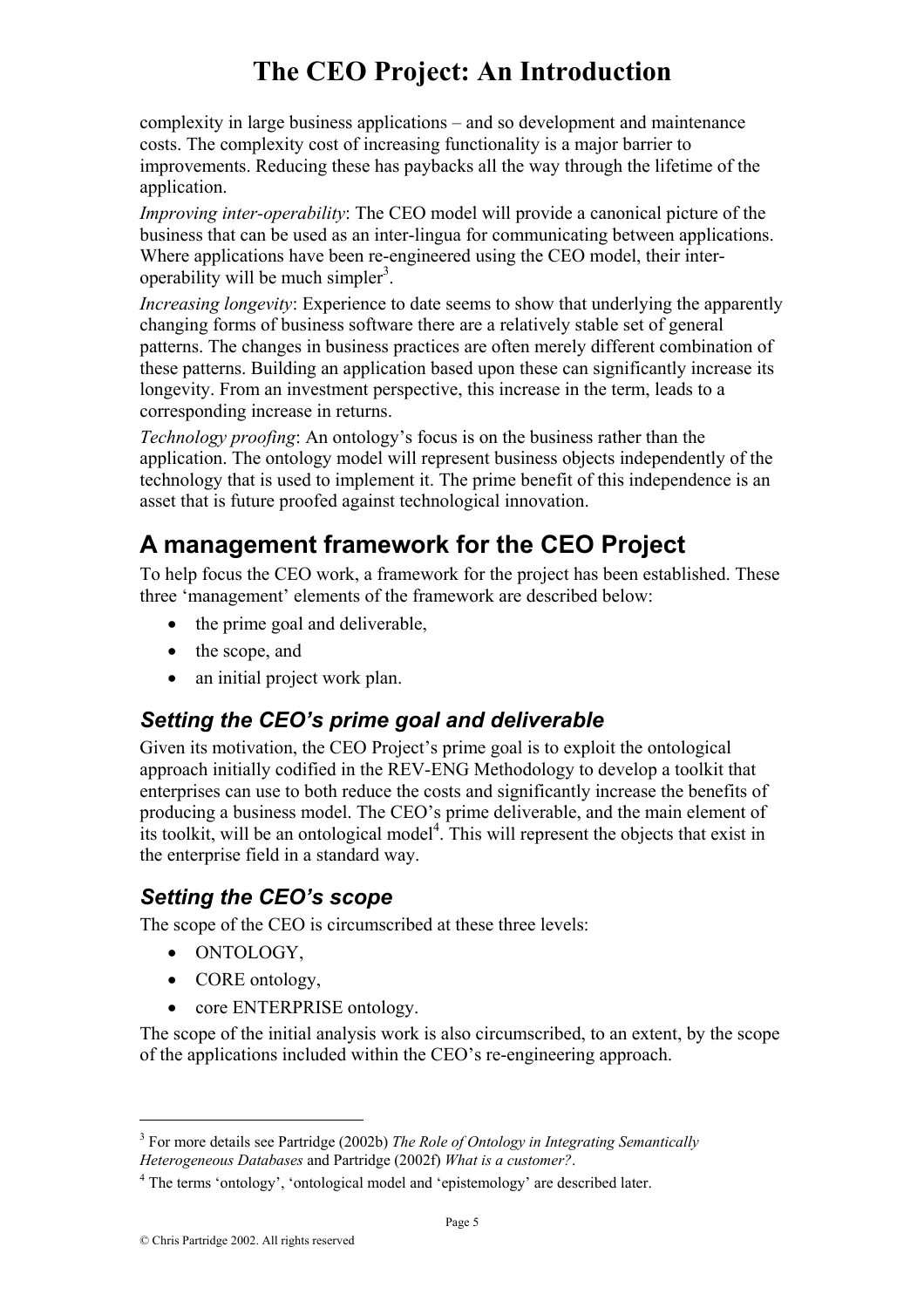complexity in large business applications – and so development and maintenance costs. The complexity cost of increasing functionality is a major barrier to improvements. Reducing these has paybacks all the way through the lifetime of the application.

*Improving inter-operability*: The CEO model will provide a canonical picture of the business that can be used as an inter-lingua for communicating between applications. Where applications have been re-engineered using the CEO model, their inter-operability will be much simpler[3].

*Increasing longevity*: Experience to date seems to show that underlying the apparently changing forms of business software there are a relatively stable set of general patterns. The changes in business practices are often merely different combination of these patterns. Building an application based upon these can significantly increase its longevity. From an investment perspective, this increase in the term, leads to a corresponding increase in returns.

*Technology proofing*: An ontology's focus is on the business rather than the application. The ontology model will represent business objects independently of the technology that is used to implement it. The prime benefit of this independence is an asset that is future proofed against technological innovation.

## A management framework for the CEO Project

To help focus the CEO work, a framework for the project has been established. These three 'management' elements of the framework are described below:

- the prime goal and deliverable,
- the scope, and
- an initial project work plan.

### *Setting the CEO's prime goal and deliverable*

Given its motivation, the CEO Project's prime goal is to exploit the ontological approach initially codified in the REV-ENG Methodology to develop a toolkit that enterprises can use to both reduce the costs and significantly increase the benefits of producing a business model. The CEO's prime deliverable, and the main element of its toolkit, will be an ontological model[4]. This will represent the objects that exist in the enterprise field in a standard way.

### *Setting the CEO's scope*

The scope of the CEO is circumscribed at these three levels:

- ONTOLOGY,
- CORE ontology,
- core ENTERPRISE ontology.

The scope of the initial analysis work is also circumscribed, to an extent, by the scope of the applications included within the CEO's re-engineering approach.

---

[3] For more details see Partridge (2002b) *The Role of Ontology in Integrating Semantically Heterogeneous Databases* and Partridge (2002f) *What is a customer?*.

[4] The terms 'ontology', 'ontological model and 'epistemology' are described later.

© Chris Partridge 2002. All rights reserved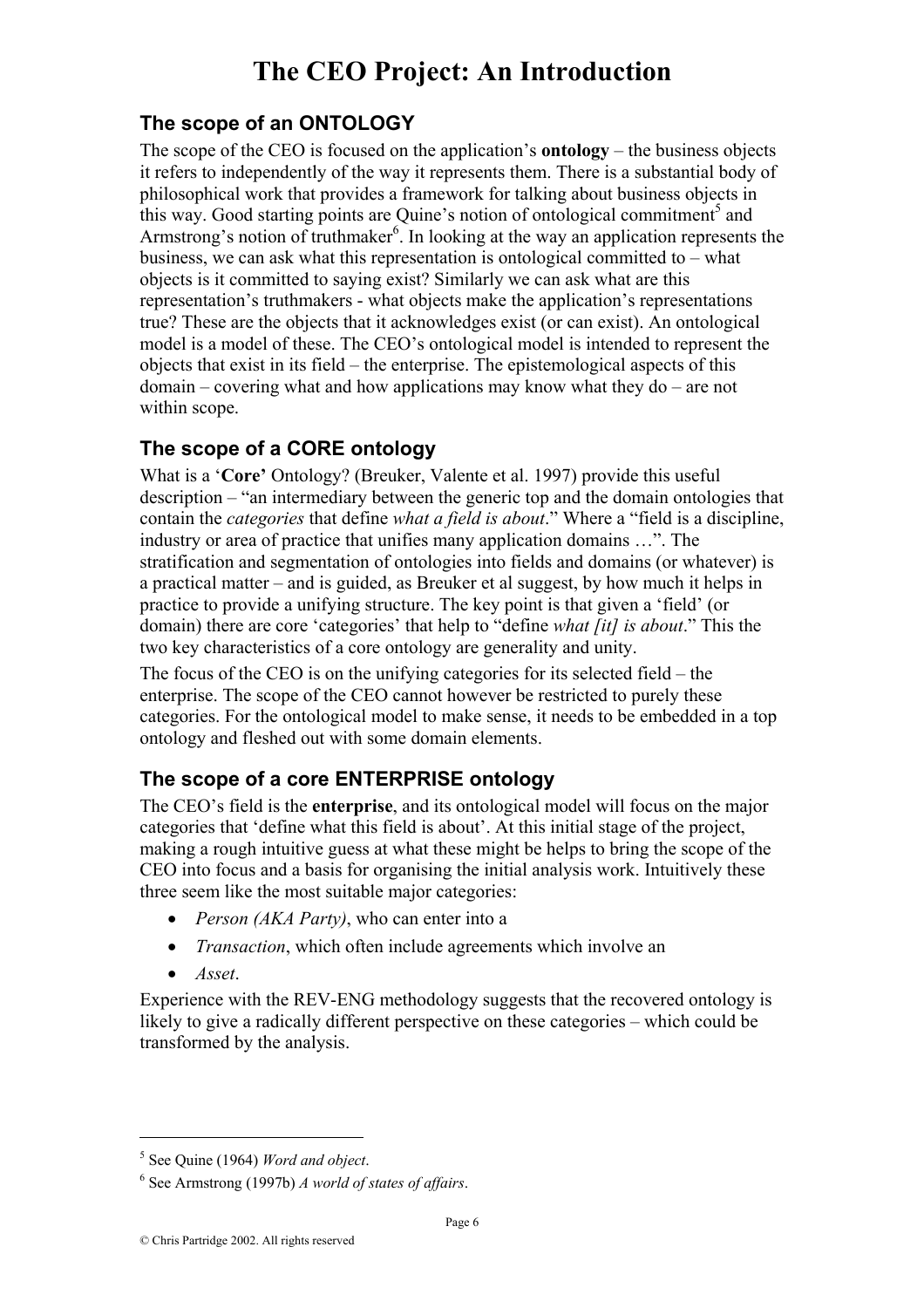# The CEO Project: An Introduction

## The scope of an ONTOLOGY

The scope of the CEO is focused on the application's **ontology** – the business objects it refers to independently of the way it represents them. There is a substantial body of philosophical work that provides a framework for talking about business objects in this way. Good starting points are Quine's notion of ontological commitment[5] and Armstrong's notion of truthmaker[6]. In looking at the way an application represents the business, we can ask what this representation is ontological committed to – what objects is it committed to saying exist? Similarly we can ask what are this representation's truthmakers - what objects make the application's representations true? These are the objects that it acknowledges exist (or can exist). An ontological model is a model of these. The CEO's ontological model is intended to represent the objects that exist in its field – the enterprise. The epistemological aspects of this domain – covering what and how applications may know what they do – are not within scope.

## The scope of a CORE ontology

What is a '**Core**' Ontology? (Breuker, Valente et al. 1997) provide this useful description – "an intermediary between the generic top and the domain ontologies that contain the *categories* that define *what a field is about*." Where a "field is a discipline, industry or area of practice that unifies many application domains …". The stratification and segmentation of ontologies into fields and domains (or whatever) is a practical matter – and is guided, as Breuker et al suggest, by how much it helps in practice to provide a unifying structure. The key point is that given a 'field' (or domain) there are core 'categories' that help to "define *what [it] is about*." This the two key characteristics of a core ontology are generality and unity.

The focus of the CEO is on the unifying categories for its selected field – the enterprise. The scope of the CEO cannot however be restricted to purely these categories. For the ontological model to make sense, it needs to be embedded in a top ontology and fleshed out with some domain elements.

## The scope of a core ENTERPRISE ontology

The CEO's field is the **enterprise**, and its ontological model will focus on the major categories that 'define what this field is about'. At this initial stage of the project, making a rough intuitive guess at what these might be helps to bring the scope of the CEO into focus and a basis for organising the initial analysis work. Intuitively these three seem like the most suitable major categories:

- *Person (AKA Party)*, who can enter into a
- *Transaction*, which often include agreements which involve an
- *Asset*.

Experience with the REV-ENG methodology suggests that the recovered ontology is likely to give a radically different perspective on these categories – which could be transformed by the analysis.

---

[5] See Quine (1964) *Word and object*.

[6] See Armstrong (1997b) *A world of states of affairs*.

© Chris Partridge 2002. All rights reserved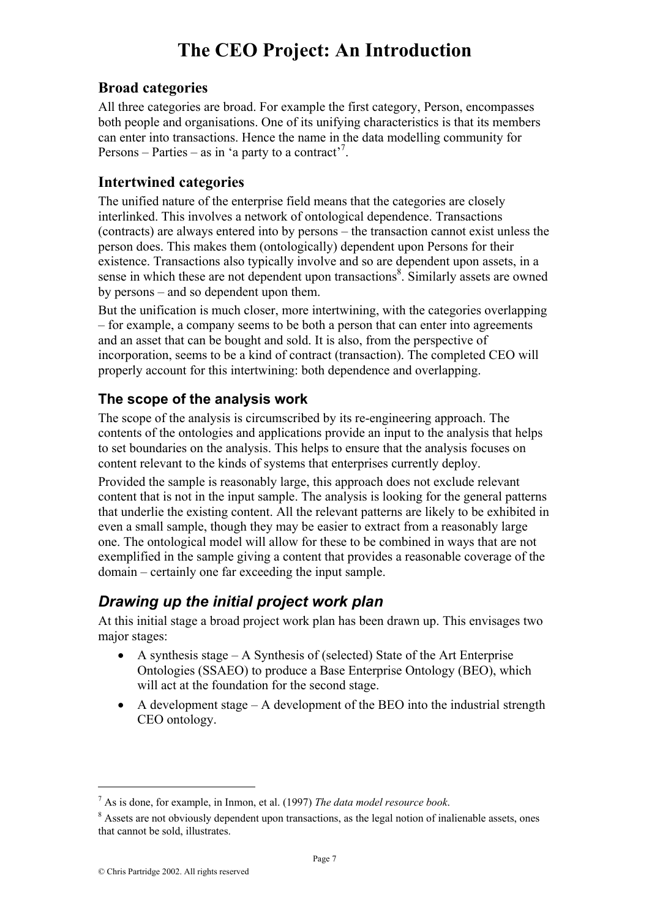### Broad categories

All three categories are broad. For example the first category, Person, encompasses both people and organisations. One of its unifying characteristics is that its members can enter into transactions. Hence the name in the data modelling community for Persons – Parties – as in 'a party to a contract'[7].

### Intertwined categories

The unified nature of the enterprise field means that the categories are closely interlinked. This involves a network of ontological dependence. Transactions (contracts) are always entered into by persons – the transaction cannot exist unless the person does. This makes them (ontologically) dependent upon Persons for their existence. Transactions also typically involve and so are dependent upon assets, in a sense in which these are not dependent upon transactions[8]. Similarly assets are owned by persons – and so dependent upon them.

But the unification is much closer, more intertwining, with the categories overlapping – for example, a company seems to be both a person that can enter into agreements and an asset that can be bought and sold. It is also, from the perspective of incorporation, seems to be a kind of contract (transaction). The completed CEO will properly account for this intertwining: both dependence and overlapping.

### The scope of the analysis work

The scope of the analysis is circumscribed by its re-engineering approach. The contents of the ontologies and applications provide an input to the analysis that helps to set boundaries on the analysis. This helps to ensure that the analysis focuses on content relevant to the kinds of systems that enterprises currently deploy.

Provided the sample is reasonably large, this approach does not exclude relevant content that is not in the input sample. The analysis is looking for the general patterns that underlie the existing content. All the relevant patterns are likely to be exhibited in even a small sample, though they may be easier to extract from a reasonably large one. The ontological model will allow for these to be combined in ways that are not exemplified in the sample giving a content that provides a reasonable coverage of the domain – certainly one far exceeding the input sample.

## *Drawing up the initial project work plan*

At this initial stage a broad project work plan has been drawn up. This envisages two major stages:

- A synthesis stage – A Synthesis of (selected) State of the Art Enterprise Ontologies (SSAEO) to produce a Base Enterprise Ontology (BEO), which will act at the foundation for the second stage.
- A development stage – A development of the BEO into the industrial strength CEO ontology.

---

[7] As is done, for example, in Inmon, et al. (1997) *The data model resource book*.

[8] Assets are not obviously dependent upon transactions, as the legal notion of inalienable assets, ones that cannot be sold, illustrates.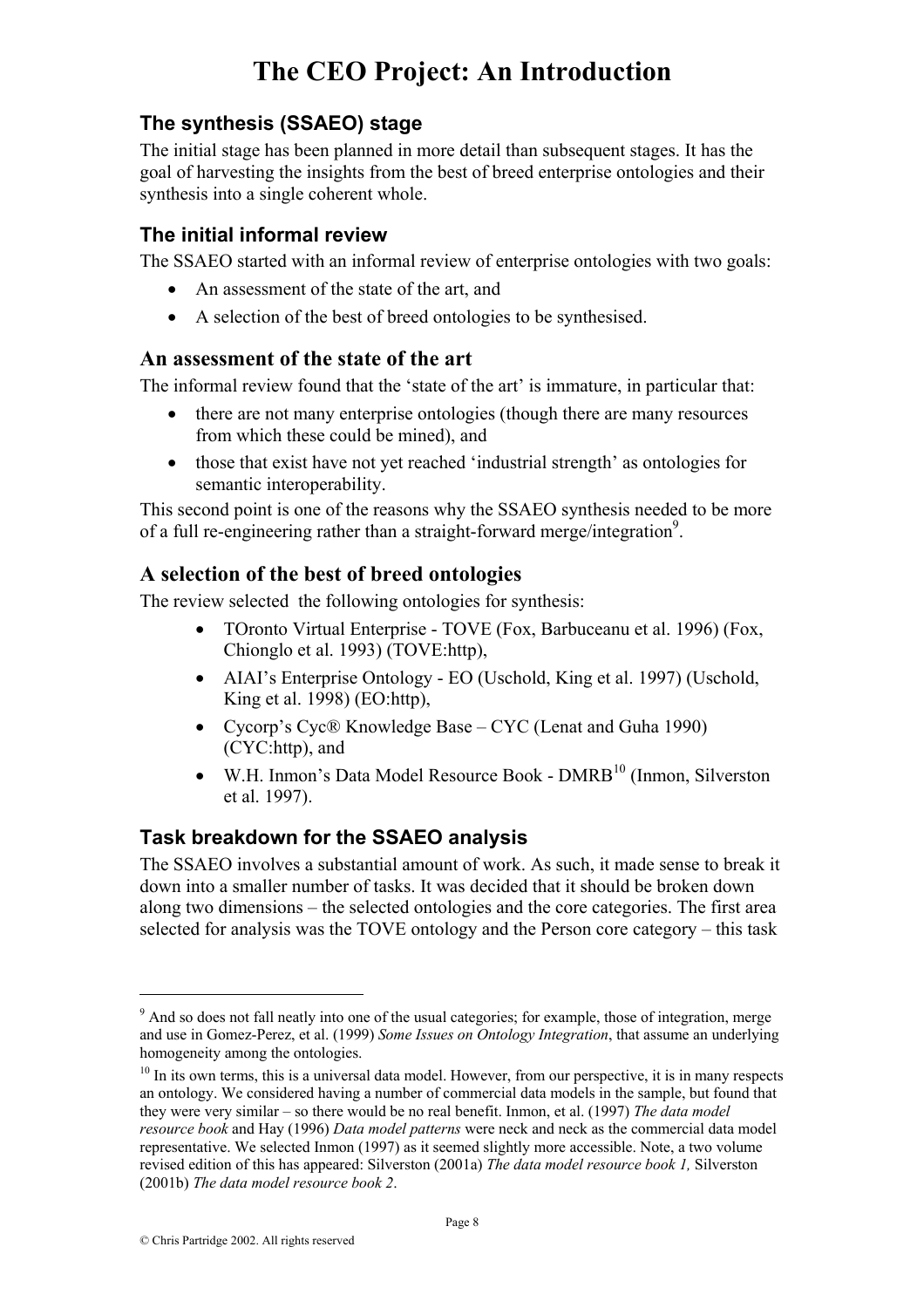# The CEO Project: An Introduction

## The synthesis (SSAEO) stage

The initial stage has been planned in more detail than subsequent stages. It has the goal of harvesting the insights from the best of breed enterprise ontologies and their synthesis into a single coherent whole.

## The initial informal review

The SSAEO started with an informal review of enterprise ontologies with two goals:

- An assessment of the state of the art, and
- A selection of the best of breed ontologies to be synthesised.

### An assessment of the state of the art

The informal review found that the 'state of the art' is immature, in particular that:

- there are not many enterprise ontologies (though there are many resources from which these could be mined), and
- those that exist have not yet reached 'industrial strength' as ontologies for semantic interoperability.

This second point is one of the reasons why the SSAEO synthesis needed to be more of a full re-engineering rather than a straight-forward merge/integration[9].

### A selection of the best of breed ontologies

The review selected the following ontologies for synthesis:

- TOronto Virtual Enterprise - TOVE (Fox, Barbuceanu et al. 1996) (Fox, Chionglo et al. 1993) (TOVE:http),
- AIAI's Enterprise Ontology - EO (Uschold, King et al. 1997) (Uschold, King et al. 1998) (EO:http),
- Cycorp's Cyc® Knowledge Base – CYC (Lenat and Guha 1990) (CYC:http), and
- W.H. Inmon's Data Model Resource Book - DMRB[10] (Inmon, Silverston et al. 1997).

## Task breakdown for the SSAEO analysis

The SSAEO involves a substantial amount of work. As such, it made sense to break it down into a smaller number of tasks. It was decided that it should be broken down along two dimensions – the selected ontologies and the core categories. The first area selected for analysis was the TOVE ontology and the Person core category – this task

---

[9] And so does not fall neatly into one of the usual categories; for example, those of integration, merge and use in Gomez-Perez, et al. (1999) *Some Issues on Ontology Integration*, that assume an underlying homogeneity among the ontologies.

[10] In its own terms, this is a universal data model. However, from our perspective, it is in many respects an ontology. We considered having a number of commercial data models in the sample, but found that they were very similar – so there would be no real benefit. Inmon, et al. (1997) *The data model resource book* and Hay (1996) *Data model patterns* were neck and neck as the commercial data model representative. We selected Inmon (1997) as it seemed slightly more accessible. Note, a two volume revised edition of this has appeared: Silverston (2001a) *The data model resource book 1,* Silverston (2001b) *The data model resource book 2*.

© Chris Partridge 2002. All rights reserved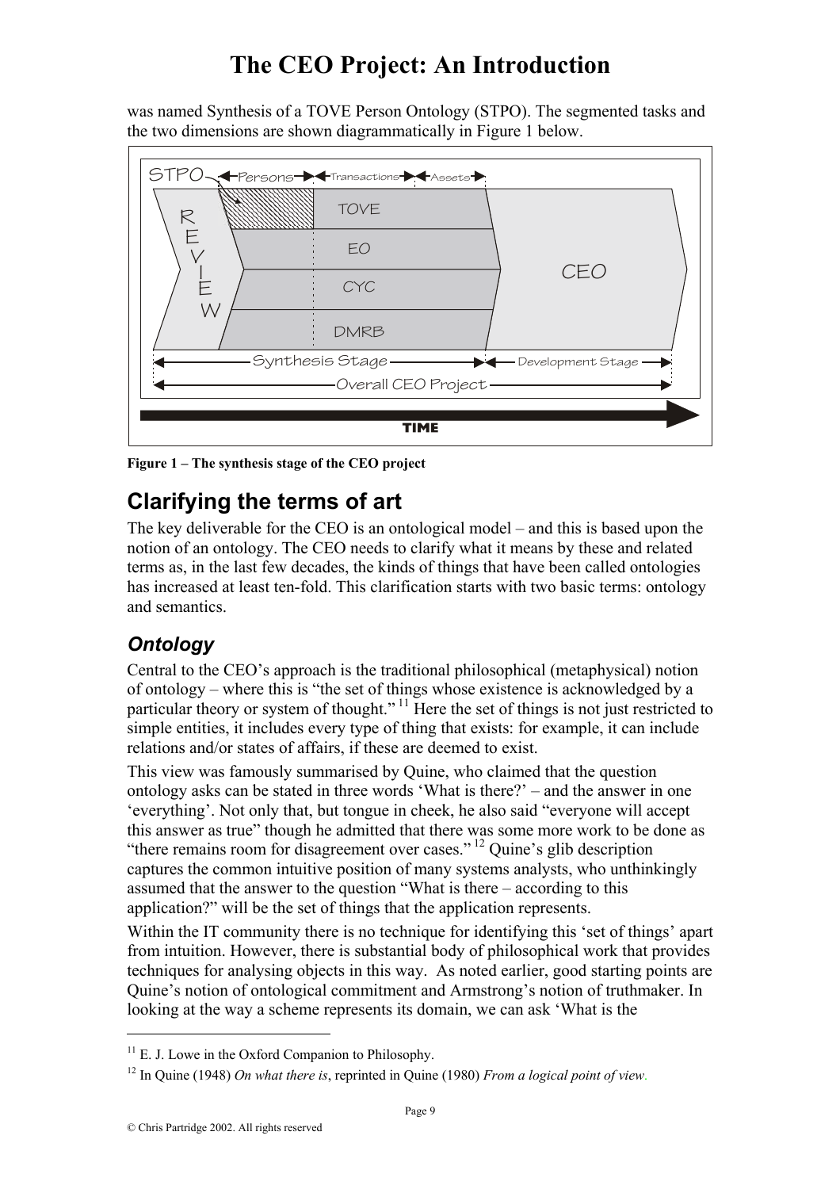was named Synthesis of a TOVE Person Ontology (STPO). The segmented tasks and the two dimensions are shown diagrammatically in Figure 1 below.

**Figure 1 – The synthesis stage of the CEO project**

## Clarifying the terms of art

The key deliverable for the CEO is an ontological model – and this is based upon the notion of an ontology. The CEO needs to clarify what it means by these and related terms as, in the last few decades, the kinds of things that have been called ontologies has increased at least ten-fold. This clarification starts with two basic terms: ontology and semantics.

### *Ontology*

Central to the CEO's approach is the traditional philosophical (metaphysical) notion of ontology – where this is "the set of things whose existence is acknowledged by a particular theory or system of thought." [11] Here the set of things is not just restricted to simple entities, it includes every type of thing that exists: for example, it can include relations and/or states of affairs, if these are deemed to exist.

This view was famously summarised by Quine, who claimed that the question ontology asks can be stated in three words 'What is there?' – and the answer in one 'everything'. Not only that, but tongue in cheek, he also said "everyone will accept this answer as true" though he admitted that there was some more work to be done as "there remains room for disagreement over cases." [12] Quine's glib description captures the common intuitive position of many systems analysts, who unthinkingly assumed that the answer to the question "What is there – according to this application?" will be the set of things that the application represents.

Within the IT community there is no technique for identifying this 'set of things' apart from intuition. However, there is substantial body of philosophical work that provides techniques for analysing objects in this way. As noted earlier, good starting points are Quine's notion of ontological commitment and Armstrong's notion of truthmaker. In looking at the way a scheme represents its domain, we can ask 'What is the

---

[11] E. J. Lowe in the Oxford Companion to Philosophy.

[12] In Quine (1948) *On what there is*, reprinted in Quine (1980) *From a logical point of view*.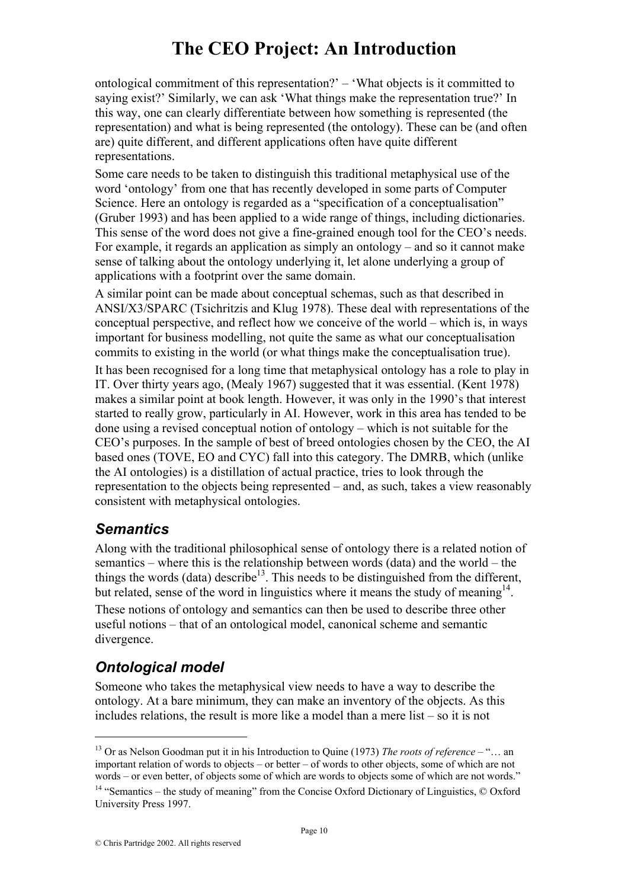ontological commitment of this representation?' – 'What objects is it committed to saying exist?' Similarly, we can ask 'What things make the representation true?' In this way, one can clearly differentiate between how something is represented (the representation) and what is being represented (the ontology). These can be (and often are) quite different, and different applications often have quite different representations.

Some care needs to be taken to distinguish this traditional metaphysical use of the word 'ontology' from one that has recently developed in some parts of Computer Science. Here an ontology is regarded as a "specification of a conceptualisation" (Gruber 1993) and has been applied to a wide range of things, including dictionaries. This sense of the word does not give a fine-grained enough tool for the CEO's needs. For example, it regards an application as simply an ontology – and so it cannot make sense of talking about the ontology underlying it, let alone underlying a group of applications with a footprint over the same domain.

A similar point can be made about conceptual schemas, such as that described in ANSI/X3/SPARC (Tsichritzis and Klug 1978). These deal with representations of the conceptual perspective, and reflect how we conceive of the world – which is, in ways important for business modelling, not quite the same as what our conceptualisation commits to existing in the world (or what things make the conceptualisation true).

It has been recognised for a long time that metaphysical ontology has a role to play in IT. Over thirty years ago, (Mealy 1967) suggested that it was essential. (Kent 1978) makes a similar point at book length. However, it was only in the 1990's that interest started to really grow, particularly in AI. However, work in this area has tended to be done using a revised conceptual notion of ontology – which is not suitable for the CEO's purposes. In the sample of best of breed ontologies chosen by the CEO, the AI based ones (TOVE, EO and CYC) fall into this category. The DMRB, which (unlike the AI ontologies) is a distillation of actual practice, tries to look through the representation to the objects being represented – and, as such, takes a view reasonably consistent with metaphysical ontologies.

## *Semantics*

Along with the traditional philosophical sense of ontology there is a related notion of semantics – where this is the relationship between words (data) and the world – the things the words (data) describe[13]. This needs to be distinguished from the different, but related, sense of the word in linguistics where it means the study of meaning[14].

These notions of ontology and semantics can then be used to describe three other useful notions – that of an ontological model, canonical scheme and semantic divergence.

## *Ontological model*

Someone who takes the metaphysical view needs to have a way to describe the ontology. At a bare minimum, they can make an inventory of the objects. As this includes relations, the result is more like a model than a mere list – so it is not

---

[13] Or as Nelson Goodman put it in his Introduction to Quine (1973) *The roots of reference* – "… an important relation of words to objects – or better – of words to other objects, some of which are not words – or even better, of objects some of which are words to objects some of which are not words."

[14] "Semantics – the study of meaning" from the Concise Oxford Dictionary of Linguistics, © Oxford University Press 1997.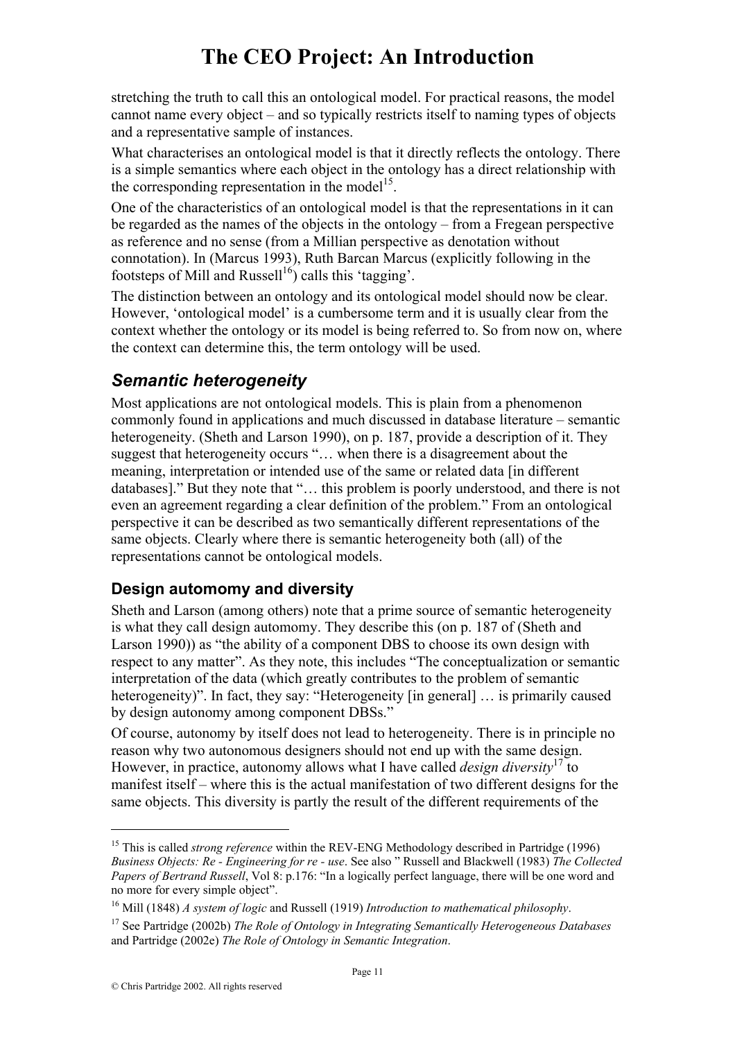stretching the truth to call this an ontological model. For practical reasons, the model cannot name every object – and so typically restricts itself to naming types of objects and a representative sample of instances.

What characterises an ontological model is that it directly reflects the ontology. There is a simple semantics where each object in the ontology has a direct relationship with the corresponding representation in the model[15].

One of the characteristics of an ontological model is that the representations in it can be regarded as the names of the objects in the ontology – from a Fregean perspective as reference and no sense (from a Millian perspective as denotation without connotation). In (Marcus 1993), Ruth Barcan Marcus (explicitly following in the footsteps of Mill and Russell[16]) calls this 'tagging'.

The distinction between an ontology and its ontological model should now be clear. However, 'ontological model' is a cumbersome term and it is usually clear from the context whether the ontology or its model is being referred to. So from now on, where the context can determine this, the term ontology will be used.

## *Semantic heterogeneity*

Most applications are not ontological models. This is plain from a phenomenon commonly found in applications and much discussed in database literature – semantic heterogeneity. (Sheth and Larson 1990), on p. 187, provide a description of it. They suggest that heterogeneity occurs "… when there is a disagreement about the meaning, interpretation or intended use of the same or related data [in different databases]." But they note that "… this problem is poorly understood, and there is not even an agreement regarding a clear definition of the problem." From an ontological perspective it can be described as two semantically different representations of the same objects. Clearly where there is semantic heterogeneity both (all) of the representations cannot be ontological models.

### Design automomy and diversity

Sheth and Larson (among others) note that a prime source of semantic heterogeneity is what they call design automomy. They describe this (on p. 187 of (Sheth and Larson 1990)) as "the ability of a component DBS to choose its own design with respect to any matter". As they note, this includes "The conceptualization or semantic interpretation of the data (which greatly contributes to the problem of semantic heterogeneity)". In fact, they say: "Heterogeneity [in general] … is primarily caused by design autonomy among component DBSs."

Of course, autonomy by itself does not lead to heterogeneity. There is in principle no reason why two autonomous designers should not end up with the same design. However, in practice, autonomy allows what I have called *design diversity*[17] to manifest itself – where this is the actual manifestation of two different designs for the same objects. This diversity is partly the result of the different requirements of the

---

[15] This is called *strong reference* within the REV-ENG Methodology described in Partridge (1996) *Business Objects: Re - Engineering for re - use*. See also " Russell and Blackwell (1983) *The Collected Papers of Bertrand Russell*, Vol 8: p.176: "In a logically perfect language, there will be one word and no more for every simple object".

[16] Mill (1848) *A system of logic* and Russell (1919) *Introduction to mathematical philosophy*.

[17] See Partridge (2002b) *The Role of Ontology in Integrating Semantically Heterogeneous Databases* and Partridge (2002e) *The Role of Ontology in Semantic Integration*.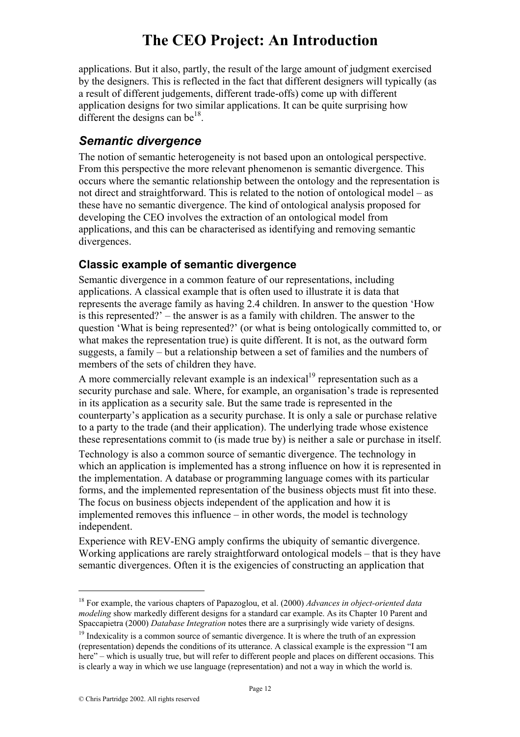applications. But it also, partly, the result of the large amount of judgment exercised by the designers. This is reflected in the fact that different designers will typically (as a result of different judgements, different trade-offs) come up with different application designs for two similar applications. It can be quite surprising how different the designs can be[18].

## *Semantic divergence*

The notion of semantic heterogeneity is not based upon an ontological perspective. From this perspective the more relevant phenomenon is semantic divergence. This occurs where the semantic relationship between the ontology and the representation is not direct and straightforward. This is related to the notion of ontological model – as these have no semantic divergence. The kind of ontological analysis proposed for developing the CEO involves the extraction of an ontological model from applications, and this can be characterised as identifying and removing semantic divergences.

### Classic example of semantic divergence

Semantic divergence in a common feature of our representations, including applications. A classical example that is often used to illustrate it is data that represents the average family as having 2.4 children. In answer to the question 'How is this represented?' – the answer is as a family with children. The answer to the question 'What is being represented?' (or what is being ontologically committed to, or what makes the representation true) is quite different. It is not, as the outward form suggests, a family – but a relationship between a set of families and the numbers of members of the sets of children they have.

A more commercially relevant example is an indexical[19] representation such as a security purchase and sale. Where, for example, an organisation's trade is represented in its application as a security sale. But the same trade is represented in the counterparty's application as a security purchase. It is only a sale or purchase relative to a party to the trade (and their application). The underlying trade whose existence these representations commit to (is made true by) is neither a sale or purchase in itself.

Technology is also a common source of semantic divergence. The technology in which an application is implemented has a strong influence on how it is represented in the implementation. A database or programming language comes with its particular forms, and the implemented representation of the business objects must fit into these. The focus on business objects independent of the application and how it is implemented removes this influence – in other words, the model is technology independent.

Experience with REV-ENG amply confirms the ubiquity of semantic divergence. Working applications are rarely straightforward ontological models – that is they have semantic divergences. Often it is the exigencies of constructing an application that

---

[18] For example, the various chapters of Papazoglou, et al. (2000) *Advances in object-oriented data modeling* show markedly different designs for a standard car example. As its Chapter 10 Parent and Spaccapietra (2000) *Database Integration* notes there are a surprisingly wide variety of designs.

[19] Indexicality is a common source of semantic divergence. It is where the truth of an expression (representation) depends the conditions of its utterance. A classical example is the expression "I am here" – which is usually true, but will refer to different people and places on different occasions. This is clearly a way in which we use language (representation) and not a way in which the world is.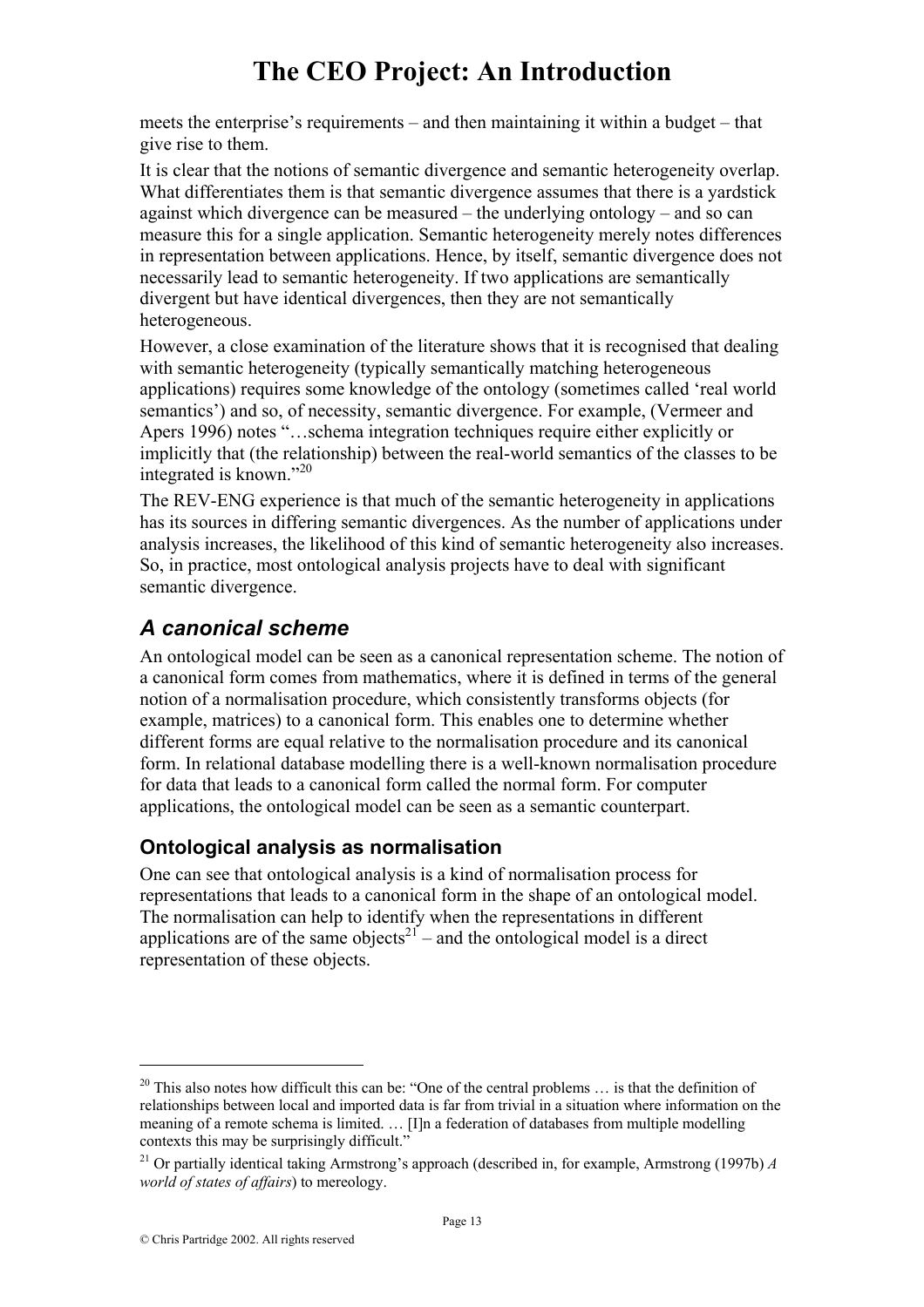meets the enterprise's requirements – and then maintaining it within a budget – that give rise to them.

It is clear that the notions of semantic divergence and semantic heterogeneity overlap. What differentiates them is that semantic divergence assumes that there is a yardstick against which divergence can be measured – the underlying ontology – and so can measure this for a single application. Semantic heterogeneity merely notes differences in representation between applications. Hence, by itself, semantic divergence does not necessarily lead to semantic heterogeneity. If two applications are semantically divergent but have identical divergences, then they are not semantically heterogeneous.

However, a close examination of the literature shows that it is recognised that dealing with semantic heterogeneity (typically semantically matching heterogeneous applications) requires some knowledge of the ontology (sometimes called 'real world semantics') and so, of necessity, semantic divergence. For example, (Vermeer and Apers 1996) notes "…schema integration techniques require either explicitly or implicitly that (the relationship) between the real-world semantics of the classes to be integrated is known."[20]

The REV-ENG experience is that much of the semantic heterogeneity in applications has its sources in differing semantic divergences. As the number of applications under analysis increases, the likelihood of this kind of semantic heterogeneity also increases. So, in practice, most ontological analysis projects have to deal with significant semantic divergence.

## *A canonical scheme*

An ontological model can be seen as a canonical representation scheme. The notion of a canonical form comes from mathematics, where it is defined in terms of the general notion of a normalisation procedure, which consistently transforms objects (for example, matrices) to a canonical form. This enables one to determine whether different forms are equal relative to the normalisation procedure and its canonical form. In relational database modelling there is a well-known normalisation procedure for data that leads to a canonical form called the normal form. For computer applications, the ontological model can be seen as a semantic counterpart.

### Ontological analysis as normalisation

One can see that ontological analysis is a kind of normalisation process for representations that leads to a canonical form in the shape of an ontological model. The normalisation can help to identify when the representations in different applications are of the same objects[21] – and the ontological model is a direct representation of these objects.

---

[20] This also notes how difficult this can be: "One of the central problems … is that the definition of relationships between local and imported data is far from trivial in a situation where information on the meaning of a remote schema is limited. … [I]n a federation of databases from multiple modelling contexts this may be surprisingly difficult."

[21] Or partially identical taking Armstrong's approach (described in, for example, Armstrong (1997b) *A world of states of affairs*) to mereology.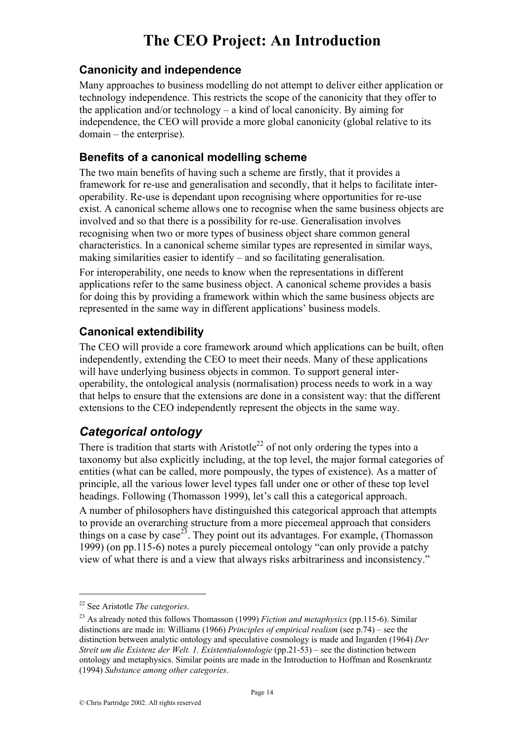### Canonicity and independence

Many approaches to business modelling do not attempt to deliver either application or technology independence. This restricts the scope of the canonicity that they offer to the application and/or technology – a kind of local canonicity. By aiming for independence, the CEO will provide a more global canonicity (global relative to its domain – the enterprise).

### Benefits of a canonical modelling scheme

The two main benefits of having such a scheme are firstly, that it provides a framework for re-use and generalisation and secondly, that it helps to facilitate inter-operability. Re-use is dependant upon recognising where opportunities for re-use exist. A canonical scheme allows one to recognise when the same business objects are involved and so that there is a possibility for re-use. Generalisation involves recognising when two or more types of business object share common general characteristics. In a canonical scheme similar types are represented in similar ways, making similarities easier to identify – and so facilitating generalisation.

For interoperability, one needs to know when the representations in different applications refer to the same business object. A canonical scheme provides a basis for doing this by providing a framework within which the same business objects are represented in the same way in different applications' business models.

### Canonical extendibility

The CEO will provide a core framework around which applications can be built, often independently, extending the CEO to meet their needs. Many of these applications will have underlying business objects in common. To support general inter-operability, the ontological analysis (normalisation) process needs to work in a way that helps to ensure that the extensions are done in a consistent way: that the different extensions to the CEO independently represent the objects in the same way.

## *Categorical ontology*

There is tradition that starts with Aristotle[22] of not only ordering the types into a taxonomy but also explicitly including, at the top level, the major formal categories of entities (what can be called, more pompously, the types of existence). As a matter of principle, all the various lower level types fall under one or other of these top level headings. Following (Thomasson 1999), let's call this a categorical approach.

A number of philosophers have distinguished this categorical approach that attempts to provide an overarching structure from a more piecemeal approach that considers things on a case by case[23]. They point out its advantages. For example, (Thomasson 1999) (on pp.115-6) notes a purely piecemeal ontology "can only provide a patchy view of what there is and a view that always risks arbitrariness and inconsistency."

---

[22] See Aristotle *The categories*.

[23] As already noted this follows Thomasson (1999) *Fiction and metaphysics* (pp.115-6). Similar distinctions are made in: Williams (1966) *Principles of empirical realism* (see p.74) – see the distinction between analytic ontology and speculative cosmology is made and Ingarden (1964) *Der Streit um die Existenz der Welt. 1. Existentialontologie* (pp.21-53) – see the distinction between ontology and metaphysics. Similar points are made in the Introduction to Hoffman and Rosenkrantz (1994) *Substance among other categories*.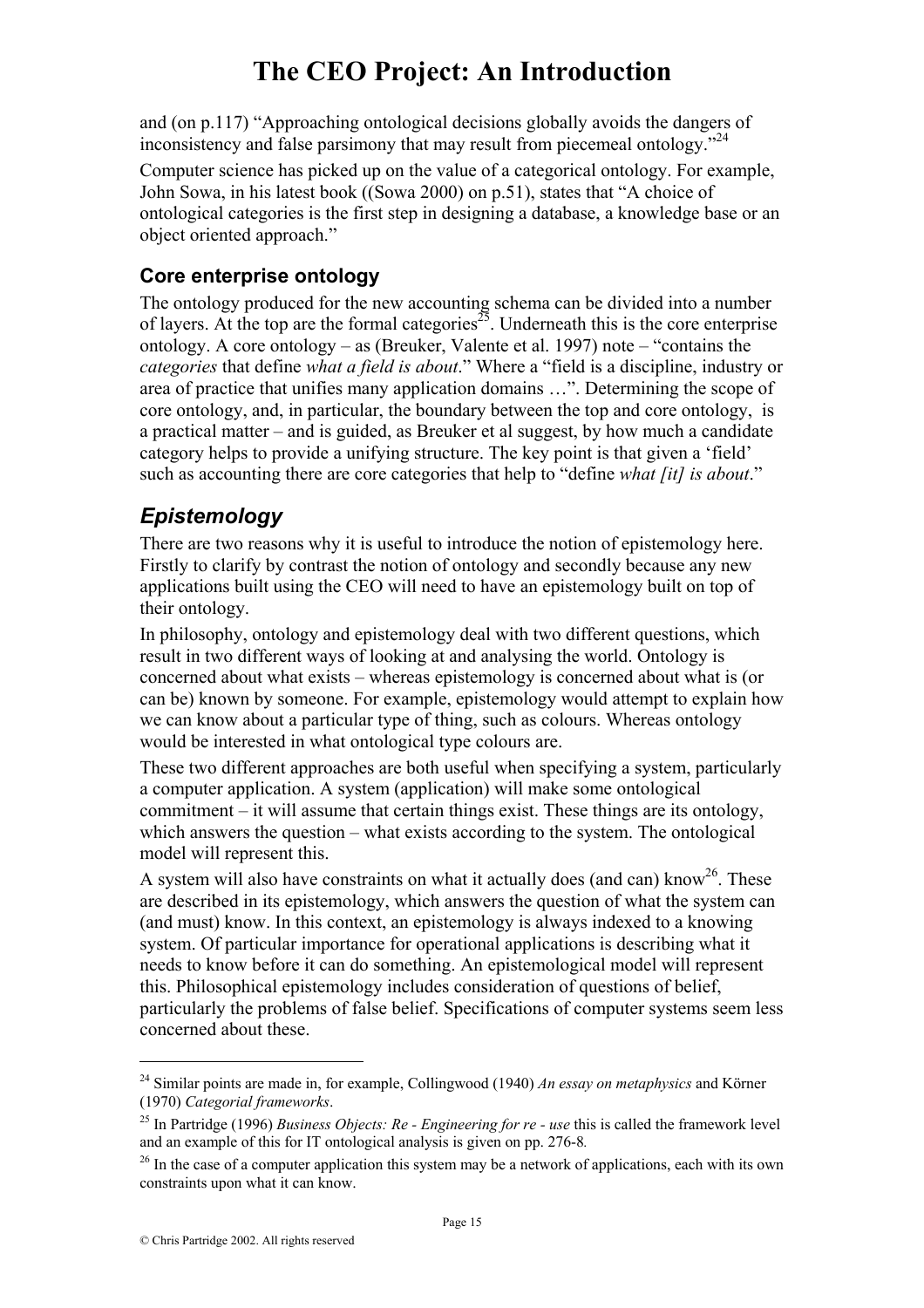and (on p.117) "Approaching ontological decisions globally avoids the dangers of inconsistency and false parsimony that may result from piecemeal ontology."[24]

Computer science has picked up on the value of a categorical ontology. For example, John Sowa, in his latest book ((Sowa 2000) on p.51), states that "A choice of ontological categories is the first step in designing a database, a knowledge base or an object oriented approach."

### Core enterprise ontology

The ontology produced for the new accounting schema can be divided into a number of layers. At the top are the formal categories[25]. Underneath this is the core enterprise ontology. A core ontology – as (Breuker, Valente et al. 1997) note – "contains the *categories* that define *what a field is about*." Where a "field is a discipline, industry or area of practice that unifies many application domains …". Determining the scope of core ontology, and, in particular, the boundary between the top and core ontology, is a practical matter – and is guided, as Breuker et al suggest, by how much a candidate category helps to provide a unifying structure. The key point is that given a 'field' such as accounting there are core categories that help to "define *what [it] is about*."

## *Epistemology*

There are two reasons why it is useful to introduce the notion of epistemology here. Firstly to clarify by contrast the notion of ontology and secondly because any new applications built using the CEO will need to have an epistemology built on top of their ontology.

In philosophy, ontology and epistemology deal with two different questions, which result in two different ways of looking at and analysing the world. Ontology is concerned about what exists – whereas epistemology is concerned about what is (or can be) known by someone. For example, epistemology would attempt to explain how we can know about a particular type of thing, such as colours. Whereas ontology would be interested in what ontological type colours are.

These two different approaches are both useful when specifying a system, particularly a computer application. A system (application) will make some ontological commitment – it will assume that certain things exist. These things are its ontology, which answers the question – what exists according to the system. The ontological model will represent this.

A system will also have constraints on what it actually does (and can) know[26]. These are described in its epistemology, which answers the question of what the system can (and must) know. In this context, an epistemology is always indexed to a knowing system. Of particular importance for operational applications is describing what it needs to know before it can do something. An epistemological model will represent this. Philosophical epistemology includes consideration of questions of belief, particularly the problems of false belief. Specifications of computer systems seem less concerned about these.

---

[24] Similar points are made in, for example, Collingwood (1940) *An essay on metaphysics* and Körner (1970) *Categorial frameworks*.

[25] In Partridge (1996) *Business Objects: Re - Engineering for re - use* this is called the framework level and an example of this for IT ontological analysis is given on pp. 276-8.

[26] In the case of a computer application this system may be a network of applications, each with its own constraints upon what it can know.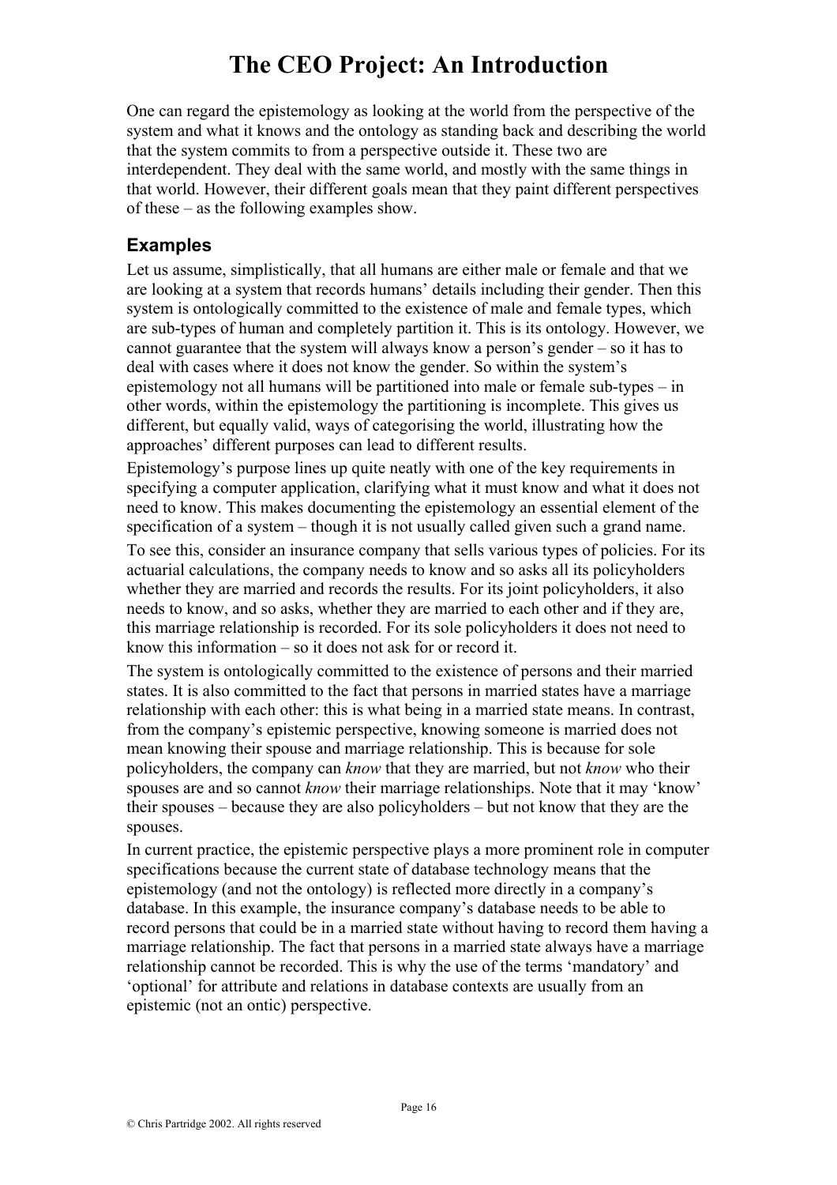One can regard the epistemology as looking at the world from the perspective of the system and what it knows and the ontology as standing back and describing the world that the system commits to from a perspective outside it. These two are interdependent. They deal with the same world, and mostly with the same things in that world. However, their different goals mean that they paint different perspectives of these – as the following examples show.

## Examples

Let us assume, simplistically, that all humans are either male or female and that we are looking at a system that records humans' details including their gender. Then this system is ontologically committed to the existence of male and female types, which are sub-types of human and completely partition it. This is its ontology. However, we cannot guarantee that the system will always know a person's gender – so it has to deal with cases where it does not know the gender. So within the system's epistemology not all humans will be partitioned into male or female sub-types – in other words, within the epistemology the partitioning is incomplete. This gives us different, but equally valid, ways of categorising the world, illustrating how the approaches' different purposes can lead to different results.

Epistemology's purpose lines up quite neatly with one of the key requirements in specifying a computer application, clarifying what it must know and what it does not need to know. This makes documenting the epistemology an essential element of the specification of a system – though it is not usually called given such a grand name.

To see this, consider an insurance company that sells various types of policies. For its actuarial calculations, the company needs to know and so asks all its policyholders whether they are married and records the results. For its joint policyholders, it also needs to know, and so asks, whether they are married to each other and if they are, this marriage relationship is recorded. For its sole policyholders it does not need to know this information – so it does not ask for or record it.

The system is ontologically committed to the existence of persons and their married states. It is also committed to the fact that persons in married states have a marriage relationship with each other: this is what being in a married state means. In contrast, from the company's epistemic perspective, knowing someone is married does not mean knowing their spouse and marriage relationship. This is because for sole policyholders, the company can *know* that they are married, but not *know* who their spouses are and so cannot *know* their marriage relationships. Note that it may 'know' their spouses – because they are also policyholders – but not know that they are the spouses.

In current practice, the epistemic perspective plays a more prominent role in computer specifications because the current state of database technology means that the epistemology (and not the ontology) is reflected more directly in a company's database. In this example, the insurance company's database needs to be able to record persons that could be in a married state without having to record them having a marriage relationship. The fact that persons in a married state always have a marriage relationship cannot be recorded. This is why the use of the terms 'mandatory' and 'optional' for attribute and relations in database contexts are usually from an epistemic (not an ontic) perspective.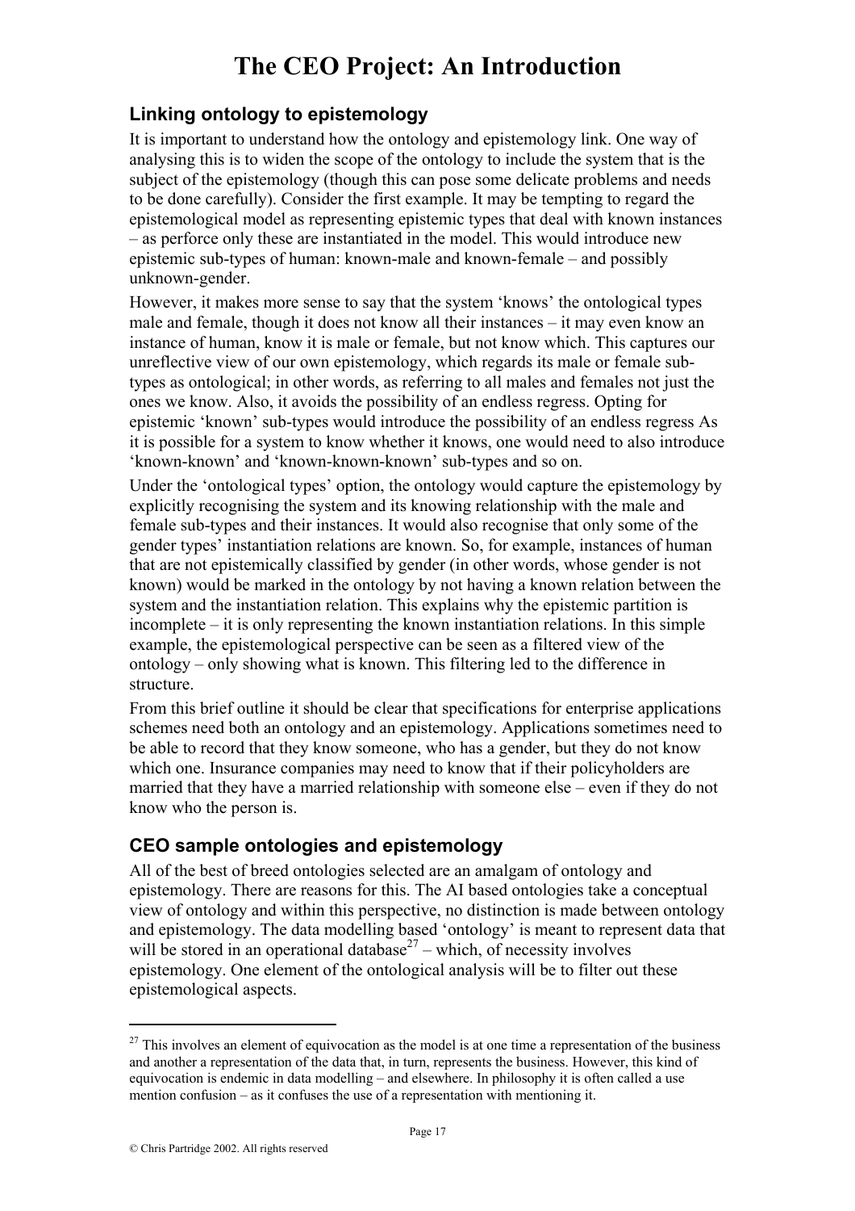## Linking ontology to epistemology

It is important to understand how the ontology and epistemology link. One way of analysing this is to widen the scope of the ontology to include the system that is the subject of the epistemology (though this can pose some delicate problems and needs to be done carefully). Consider the first example. It may be tempting to regard the epistemological model as representing epistemic types that deal with known instances – as perforce only these are instantiated in the model. This would introduce new epistemic sub-types of human: known-male and known-female – and possibly unknown-gender.

However, it makes more sense to say that the system 'knows' the ontological types male and female, though it does not know all their instances – it may even know an instance of human, know it is male or female, but not know which. This captures our unreflective view of our own epistemology, which regards its male or female sub-types as ontological; in other words, as referring to all males and females not just the ones we know. Also, it avoids the possibility of an endless regress. Opting for epistemic 'known' sub-types would introduce the possibility of an endless regress As it is possible for a system to know whether it knows, one would need to also introduce 'known-known' and 'known-known-known' sub-types and so on.

Under the 'ontological types' option, the ontology would capture the epistemology by explicitly recognising the system and its knowing relationship with the male and female sub-types and their instances. It would also recognise that only some of the gender types' instantiation relations are known. So, for example, instances of human that are not epistemically classified by gender (in other words, whose gender is not known) would be marked in the ontology by not having a known relation between the system and the instantiation relation. This explains why the epistemic partition is incomplete – it is only representing the known instantiation relations. In this simple example, the epistemological perspective can be seen as a filtered view of the ontology – only showing what is known. This filtering led to the difference in structure.

From this brief outline it should be clear that specifications for enterprise applications schemes need both an ontology and an epistemology. Applications sometimes need to be able to record that they know someone, who has a gender, but they do not know which one. Insurance companies may need to know that if their policyholders are married that they have a married relationship with someone else – even if they do not know who the person is.

## CEO sample ontologies and epistemology

All of the best of breed ontologies selected are an amalgam of ontology and epistemology. There are reasons for this. The AI based ontologies take a conceptual view of ontology and within this perspective, no distinction is made between ontology and epistemology. The data modelling based 'ontology' is meant to represent data that will be stored in an operational database[27] – which, of necessity involves epistemology. One element of the ontological analysis will be to filter out these epistemological aspects.

[27] This involves an element of equivocation as the model is at one time a representation of the business and another a representation of the data that, in turn, represents the business. However, this kind of equivocation is endemic in data modelling – and elsewhere. In philosophy it is often called a use mention confusion – as it confuses the use of a representation with mentioning it.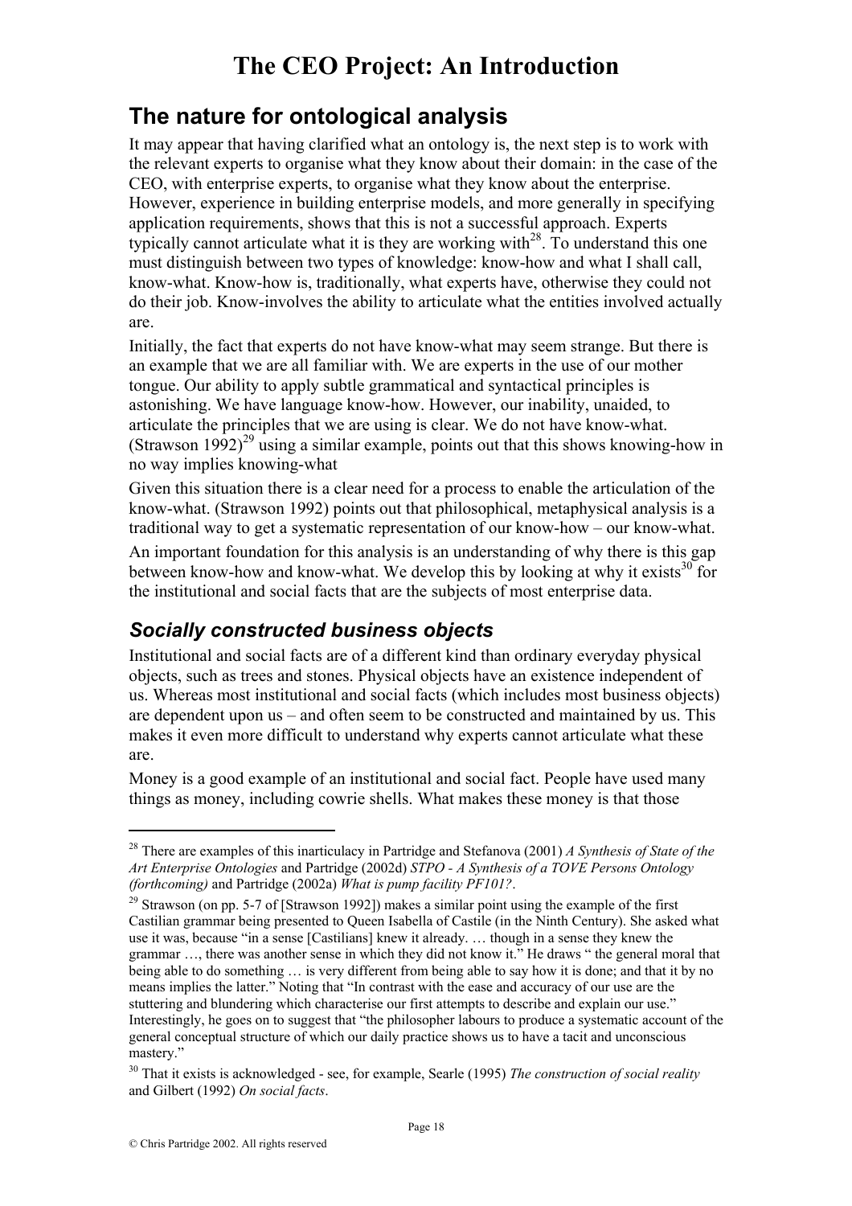# The CEO Project: An Introduction

## The nature for ontological analysis

It may appear that having clarified what an ontology is, the next step is to work with the relevant experts to organise what they know about their domain: in the case of the CEO, with enterprise experts, to organise what they know about the enterprise. However, experience in building enterprise models, and more generally in specifying application requirements, shows that this is not a successful approach. Experts typically cannot articulate what it is they are working with[28]. To understand this one must distinguish between two types of knowledge: know-how and what I shall call, know-what. Know-how is, traditionally, what experts have, otherwise they could not do their job. Know-involves the ability to articulate what the entities involved actually are.

Initially, the fact that experts do not have know-what may seem strange. But there is an example that we are all familiar with. We are experts in the use of our mother tongue. Our ability to apply subtle grammatical and syntactical principles is astonishing. We have language know-how. However, our inability, unaided, to articulate the principles that we are using is clear. We do not have know-what. (Strawson 1992)[29] using a similar example, points out that this shows knowing-how in no way implies knowing-what

Given this situation there is a clear need for a process to enable the articulation of the know-what. (Strawson 1992) points out that philosophical, metaphysical analysis is a traditional way to get a systematic representation of our know-how – our know-what.

An important foundation for this analysis is an understanding of why there is this gap between know-how and know-what. We develop this by looking at why it exists[30] for the institutional and social facts that are the subjects of most enterprise data.

### *Socially constructed business objects*

Institutional and social facts are of a different kind than ordinary everyday physical objects, such as trees and stones. Physical objects have an existence independent of us. Whereas most institutional and social facts (which includes most business objects) are dependent upon us – and often seem to be constructed and maintained by us. This makes it even more difficult to understand why experts cannot articulate what these are.

Money is a good example of an institutional and social fact. People have used many things as money, including cowrie shells. What makes these money is that those

---

[28] There are examples of this inarticulacy in Partridge and Stefanova (2001) *A Synthesis of State of the Art Enterprise Ontologies* and Partridge (2002d) *STPO - A Synthesis of a TOVE Persons Ontology (forthcoming)* and Partridge (2002a) *What is pump facility PF101?*.

[29] Strawson (on pp. 5-7 of [Strawson 1992]) makes a similar point using the example of the first Castilian grammar being presented to Queen Isabella of Castile (in the Ninth Century). She asked what use it was, because "in a sense [Castilians] knew it already. … though in a sense they knew the grammar …, there was another sense in which they did not know it." He draws " the general moral that being able to do something … is very different from being able to say how it is done; and that it by no means implies the latter." Noting that "In contrast with the ease and accuracy of our use are the stuttering and blundering which characterise our first attempts to describe and explain our use." Interestingly, he goes on to suggest that "the philosopher labours to produce a systematic account of the general conceptual structure of which our daily practice shows us to have a tacit and unconscious mastery."

[30] That it exists is acknowledged - see, for example, Searle (1995) *The construction of social reality* and Gilbert (1992) *On social facts*.

© Chris Partridge 2002. All rights reserved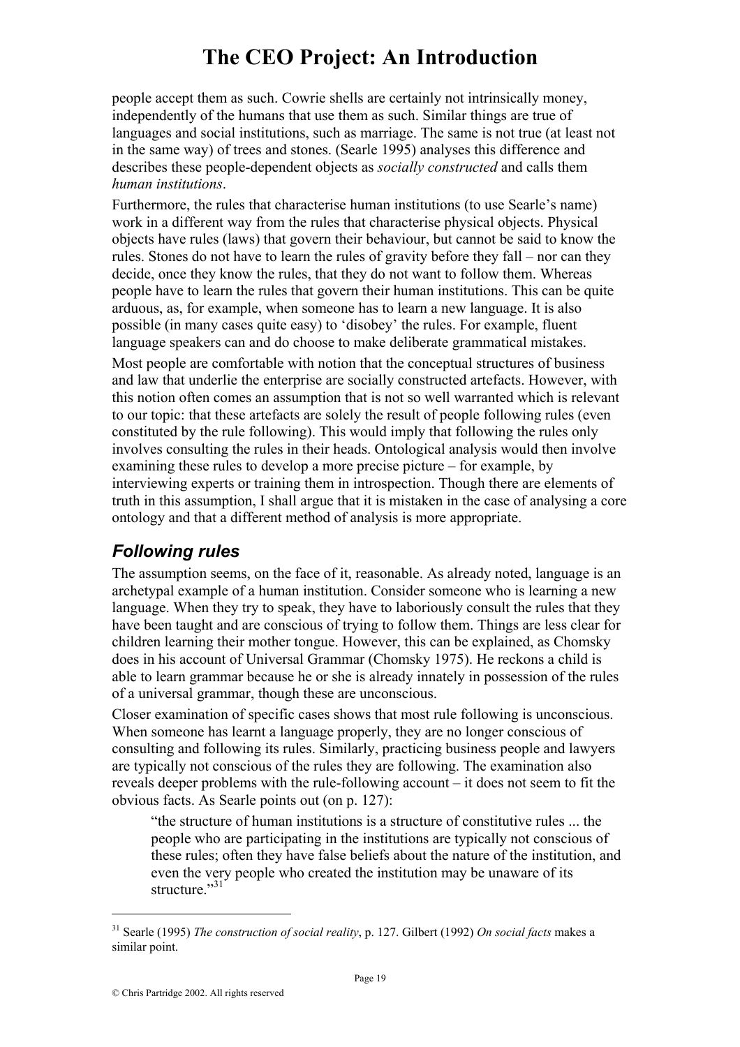people accept them as such. Cowrie shells are certainly not intrinsically money, independently of the humans that use them as such. Similar things are true of languages and social institutions, such as marriage. The same is not true (at least not in the same way) of trees and stones. (Searle 1995) analyses this difference and describes these people-dependent objects as *socially constructed* and calls them *human institutions*.

Furthermore, the rules that characterise human institutions (to use Searle's name) work in a different way from the rules that characterise physical objects. Physical objects have rules (laws) that govern their behaviour, but cannot be said to know the rules. Stones do not have to learn the rules of gravity before they fall – nor can they decide, once they know the rules, that they do not want to follow them. Whereas people have to learn the rules that govern their human institutions. This can be quite arduous, as, for example, when someone has to learn a new language. It is also possible (in many cases quite easy) to 'disobey' the rules. For example, fluent language speakers can and do choose to make deliberate grammatical mistakes.

Most people are comfortable with notion that the conceptual structures of business and law that underlie the enterprise are socially constructed artefacts. However, with this notion often comes an assumption that is not so well warranted which is relevant to our topic: that these artefacts are solely the result of people following rules (even constituted by the rule following). This would imply that following the rules only involves consulting the rules in their heads. Ontological analysis would then involve examining these rules to develop a more precise picture – for example, by interviewing experts or training them in introspection. Though there are elements of truth in this assumption, I shall argue that it is mistaken in the case of analysing a core ontology and that a different method of analysis is more appropriate.

## *Following rules*

The assumption seems, on the face of it, reasonable. As already noted, language is an archetypal example of a human institution. Consider someone who is learning a new language. When they try to speak, they have to laboriously consult the rules that they have been taught and are conscious of trying to follow them. Things are less clear for children learning their mother tongue. However, this can be explained, as Chomsky does in his account of Universal Grammar (Chomsky 1975). He reckons a child is able to learn grammar because he or she is already innately in possession of the rules of a universal grammar, though these are unconscious.

Closer examination of specific cases shows that most rule following is unconscious. When someone has learnt a language properly, they are no longer conscious of consulting and following its rules. Similarly, practicing business people and lawyers are typically not conscious of the rules they are following. The examination also reveals deeper problems with the rule-following account – it does not seem to fit the obvious facts. As Searle points out (on p. 127):

> "the structure of human institutions is a structure of constitutive rules ... the people who are participating in the institutions are typically not conscious of these rules; often they have false beliefs about the nature of the institution, and even the very people who created the institution may be unaware of its structure."[31]

[31] Searle (1995) *The construction of social reality*, p. 127. Gilbert (1992) *On social facts* makes a similar point.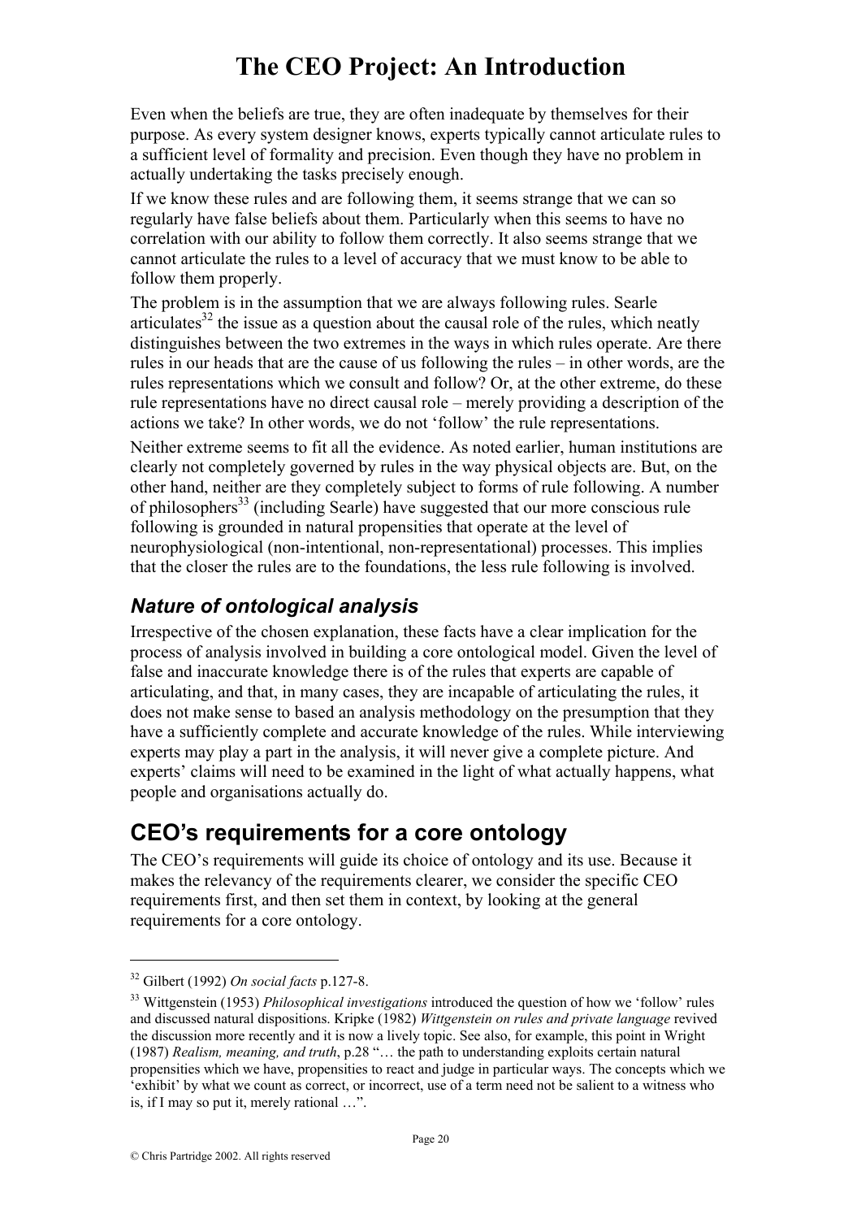Even when the beliefs are true, they are often inadequate by themselves for their purpose. As every system designer knows, experts typically cannot articulate rules to a sufficient level of formality and precision. Even though they have no problem in actually undertaking the tasks precisely enough.

If we know these rules and are following them, it seems strange that we can so regularly have false beliefs about them. Particularly when this seems to have no correlation with our ability to follow them correctly. It also seems strange that we cannot articulate the rules to a level of accuracy that we must know to be able to follow them properly.

The problem is in the assumption that we are always following rules. Searle articulates[32] the issue as a question about the causal role of the rules, which neatly distinguishes between the two extremes in the ways in which rules operate. Are there rules in our heads that are the cause of us following the rules – in other words, are the rules representations which we consult and follow? Or, at the other extreme, do these rule representations have no direct causal role – merely providing a description of the actions we take? In other words, we do not 'follow' the rule representations.

Neither extreme seems to fit all the evidence. As noted earlier, human institutions are clearly not completely governed by rules in the way physical objects are. But, on the other hand, neither are they completely subject to forms of rule following. A number of philosophers[33] (including Searle) have suggested that our more conscious rule following is grounded in natural propensities that operate at the level of neurophysiological (non-intentional, non-representational) processes. This implies that the closer the rules are to the foundations, the less rule following is involved.

### *Nature of ontological analysis*

Irrespective of the chosen explanation, these facts have a clear implication for the process of analysis involved in building a core ontological model. Given the level of false and inaccurate knowledge there is of the rules that experts are capable of articulating, and that, in many cases, they are incapable of articulating the rules, it does not make sense to based an analysis methodology on the presumption that they have a sufficiently complete and accurate knowledge of the rules. While interviewing experts may play a part in the analysis, it will never give a complete picture. And experts' claims will need to be examined in the light of what actually happens, what people and organisations actually do.

## CEO's requirements for a core ontology

The CEO's requirements will guide its choice of ontology and its use. Because it makes the relevancy of the requirements clearer, we consider the specific CEO requirements first, and then set them in context, by looking at the general requirements for a core ontology.

---

[32] Gilbert (1992) *On social facts* p.127-8.

[33] Wittgenstein (1953) *Philosophical investigations* introduced the question of how we 'follow' rules and discussed natural dispositions. Kripke (1982) *Wittgenstein on rules and private language* revived the discussion more recently and it is now a lively topic. See also, for example, this point in Wright (1987) *Realism, meaning, and truth*, p.28 "… the path to understanding exploits certain natural propensities which we have, propensities to react and judge in particular ways. The concepts which we 'exhibit' by what we count as correct, or incorrect, use of a term need not be salient to a witness who is, if I may so put it, merely rational …".

© Chris Partridge 2002. All rights reserved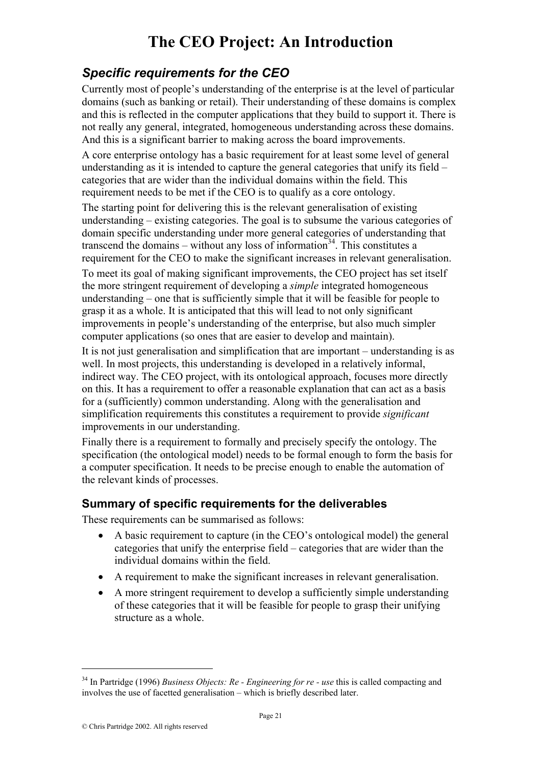# The CEO Project: An Introduction

## *Specific requirements for the CEO*

Currently most of people's understanding of the enterprise is at the level of particular domains (such as banking or retail). Their understanding of these domains is complex and this is reflected in the computer applications that they build to support it. There is not really any general, integrated, homogeneous understanding across these domains. And this is a significant barrier to making across the board improvements.

A core enterprise ontology has a basic requirement for at least some level of general understanding as it is intended to capture the general categories that unify its field – categories that are wider than the individual domains within the field. This requirement needs to be met if the CEO is to qualify as a core ontology.

The starting point for delivering this is the relevant generalisation of existing understanding – existing categories. The goal is to subsume the various categories of domain specific understanding under more general categories of understanding that transcend the domains – without any loss of information[34]. This constitutes a requirement for the CEO to make the significant increases in relevant generalisation.

To meet its goal of making significant improvements, the CEO project has set itself the more stringent requirement of developing a *simple* integrated homogeneous understanding – one that is sufficiently simple that it will be feasible for people to grasp it as a whole. It is anticipated that this will lead to not only significant improvements in people's understanding of the enterprise, but also much simpler computer applications (so ones that are easier to develop and maintain).

It is not just generalisation and simplification that are important – understanding is as well. In most projects, this understanding is developed in a relatively informal, indirect way. The CEO project, with its ontological approach, focuses more directly on this. It has a requirement to offer a reasonable explanation that can act as a basis for a (sufficiently) common understanding. Along with the generalisation and simplification requirements this constitutes a requirement to provide *significant* improvements in our understanding.

Finally there is a requirement to formally and precisely specify the ontology. The specification (the ontological model) needs to be formal enough to form the basis for a computer specification. It needs to be precise enough to enable the automation of the relevant kinds of processes.

### Summary of specific requirements for the deliverables

These requirements can be summarised as follows:

- A basic requirement to capture (in the CEO's ontological model) the general categories that unify the enterprise field – categories that are wider than the individual domains within the field.
- A requirement to make the significant increases in relevant generalisation.
- A more stringent requirement to develop a sufficiently simple understanding of these categories that it will be feasible for people to grasp their unifying structure as a whole.

---

[34] In Partridge (1996) *Business Objects: Re - Engineering for re - use* this is called compacting and involves the use of facetted generalisation – which is briefly described later.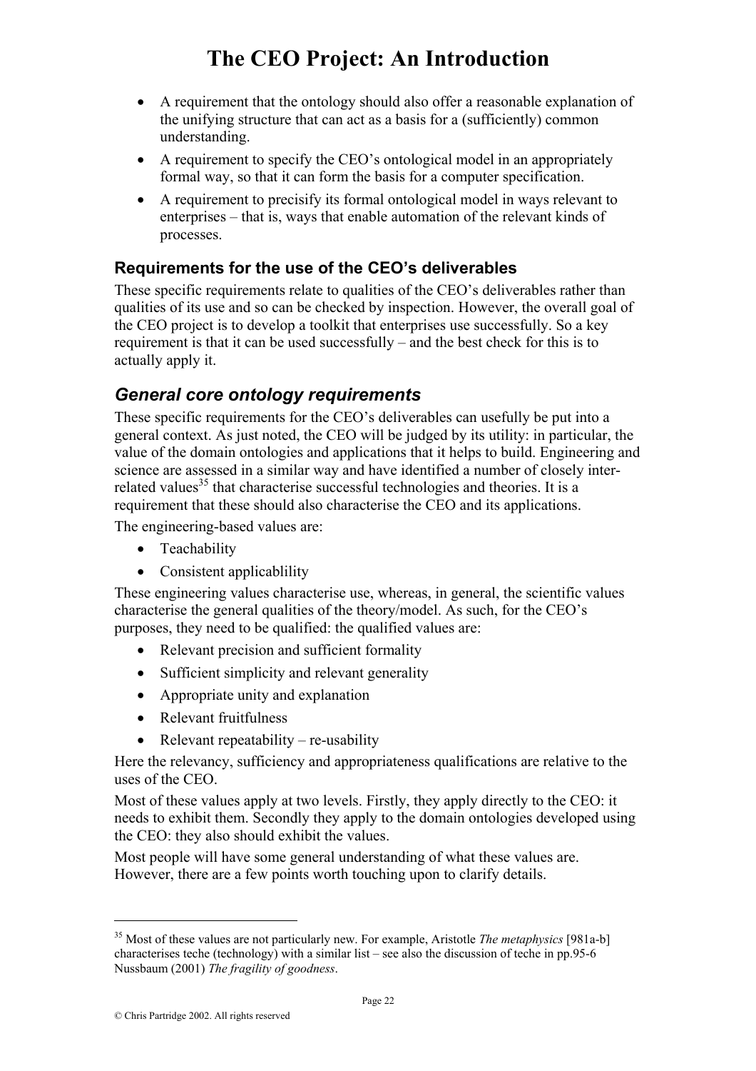- A requirement that the ontology should also offer a reasonable explanation of the unifying structure that can act as a basis for a (sufficiently) common understanding.
- A requirement to specify the CEO's ontological model in an appropriately formal way, so that it can form the basis for a computer specification.
- A requirement to precisify its formal ontological model in ways relevant to enterprises – that is, ways that enable automation of the relevant kinds of processes.

### Requirements for the use of the CEO's deliverables

These specific requirements relate to qualities of the CEO's deliverables rather than qualities of its use and so can be checked by inspection. However, the overall goal of the CEO project is to develop a toolkit that enterprises use successfully. So a key requirement is that it can be used successfully – and the best check for this is to actually apply it.

## *General core ontology requirements*

These specific requirements for the CEO's deliverables can usefully be put into a general context. As just noted, the CEO will be judged by its utility: in particular, the value of the domain ontologies and applications that it helps to build. Engineering and science are assessed in a similar way and have identified a number of closely inter-related values[35] that characterise successful technologies and theories. It is a requirement that these should also characterise the CEO and its applications.

The engineering-based values are:

- Teachability
- Consistent applicablility

These engineering values characterise use, whereas, in general, the scientific values characterise the general qualities of the theory/model. As such, for the CEO's purposes, they need to be qualified: the qualified values are:

- Relevant precision and sufficient formality
- Sufficient simplicity and relevant generality
- Appropriate unity and explanation
- Relevant fruitfulness
- Relevant repeatability – re-usability

Here the relevancy, sufficiency and appropriateness qualifications are relative to the uses of the CEO.

Most of these values apply at two levels. Firstly, they apply directly to the CEO: it needs to exhibit them. Secondly they apply to the domain ontologies developed using the CEO: they also should exhibit the values.

Most people will have some general understanding of what these values are. However, there are a few points worth touching upon to clarify details.

---

[35] Most of these values are not particularly new. For example, Aristotle *The metaphysics* [981a-b] characterises teche (technology) with a similar list – see also the discussion of teche in pp.95-6 Nussbaum (2001) *The fragility of goodness*.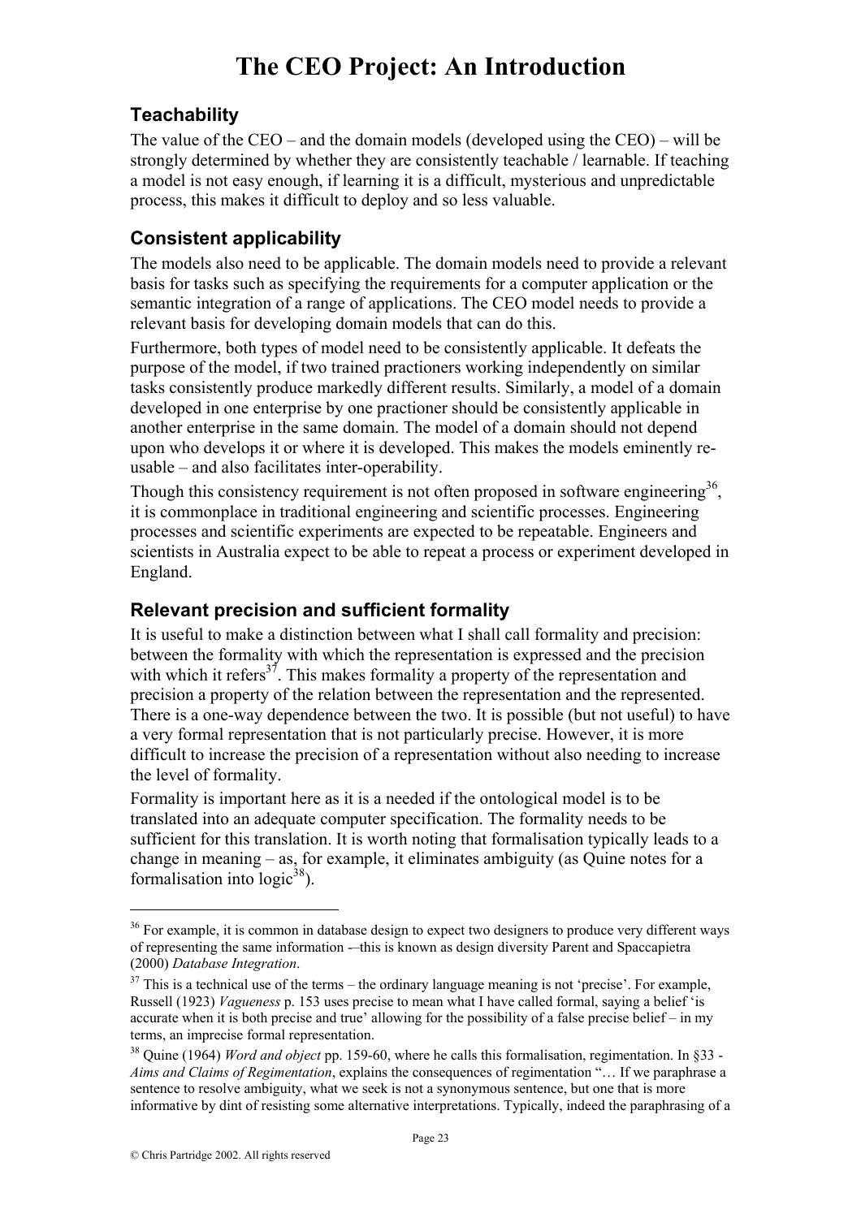## Teachability

The value of the CEO – and the domain models (developed using the CEO) – will be strongly determined by whether they are consistently teachable / learnable. If teaching a model is not easy enough, if learning it is a difficult, mysterious and unpredictable process, this makes it difficult to deploy and so less valuable.

## Consistent applicability

The models also need to be applicable. The domain models need to provide a relevant basis for tasks such as specifying the requirements for a computer application or the semantic integration of a range of applications. The CEO model needs to provide a relevant basis for developing domain models that can do this.

Furthermore, both types of model need to be consistently applicable. It defeats the purpose of the model, if two trained practioners working independently on similar tasks consistently produce markedly different results. Similarly, a model of a domain developed in one enterprise by one practioner should be consistently applicable in another enterprise in the same domain. The model of a domain should not depend upon who develops it or where it is developed. This makes the models eminently re-usable – and also facilitates inter-operability.

Though this consistency requirement is not often proposed in software engineering[36], it is commonplace in traditional engineering and scientific processes. Engineering processes and scientific experiments are expected to be repeatable. Engineers and scientists in Australia expect to be able to repeat a process or experiment developed in England.

## Relevant precision and sufficient formality

It is useful to make a distinction between what I shall call formality and precision: between the formality with which the representation is expressed and the precision with which it refers[37]. This makes formality a property of the representation and precision a property of the relation between the representation and the represented. There is a one-way dependence between the two. It is possible (but not useful) to have a very formal representation that is not particularly precise. However, it is more difficult to increase the precision of a representation without also needing to increase the level of formality.

Formality is important here as it is a needed if the ontological model is to be translated into an adequate computer specification. The formality needs to be sufficient for this translation. It is worth noting that formalisation typically leads to a change in meaning – as, for example, it eliminates ambiguity (as Quine notes for a formalisation into logic[38]).

---

[36] For example, it is common in database design to expect two designers to produce very different ways of representing the same information -–this is known as design diversity Parent and Spaccapietra (2000) *Database Integration*.

[37] This is a technical use of the terms – the ordinary language meaning is not 'precise'. For example, Russell (1923) *Vagueness* p. 153 uses precise to mean what I have called formal, saying a belief 'is accurate when it is both precise and true' allowing for the possibility of a false precise belief – in my terms, an imprecise formal representation.

[38] Quine (1964) *Word and object* pp. 159-60, where he calls this formalisation, regimentation. In §33 - *Aims and Claims of Regimentation*, explains the consequences of regimentation "… If we paraphrase a sentence to resolve ambiguity, what we seek is not a synonymous sentence, but one that is more informative by dint of resisting some alternative interpretations. Typically, indeed the paraphrasing of a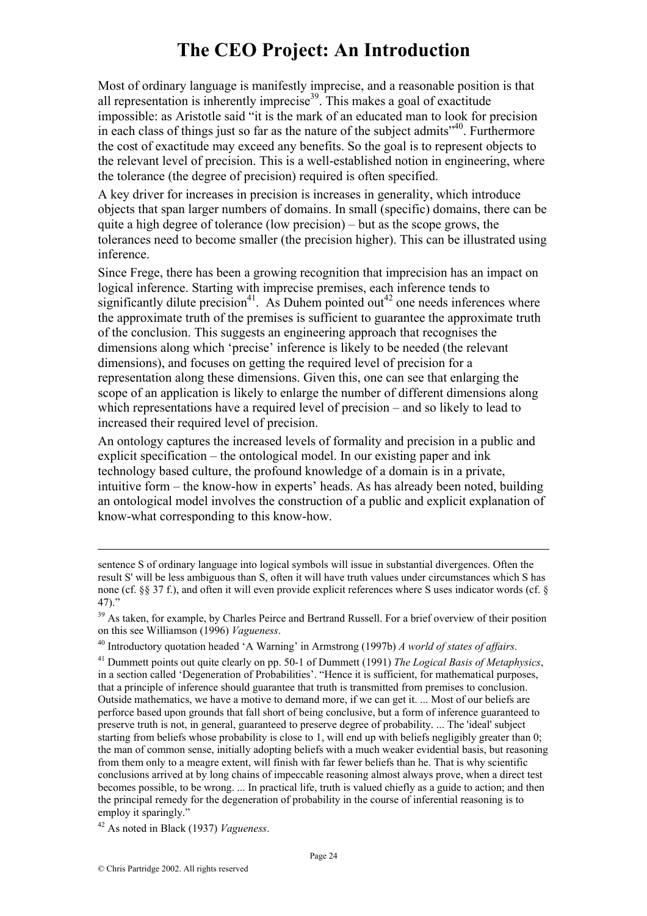Most of ordinary language is manifestly imprecise, and a reasonable position is that all representation is inherently imprecise[39]. This makes a goal of exactitude impossible: as Aristotle said "it is the mark of an educated man to look for precision in each class of things just so far as the nature of the subject admits"[40]. Furthermore the cost of exactitude may exceed any benefits. So the goal is to represent objects to the relevant level of precision. This is a well-established notion in engineering, where the tolerance (the degree of precision) required is often specified.

A key driver for increases in precision is increases in generality, which introduce objects that span larger numbers of domains. In small (specific) domains, there can be quite a high degree of tolerance (low precision) – but as the scope grows, the tolerances need to become smaller (the precision higher). This can be illustrated using inference.

Since Frege, there has been a growing recognition that imprecision has an impact on logical inference. Starting with imprecise premises, each inference tends to significantly dilute precision[41]. As Duhem pointed out[42] one needs inferences where the approximate truth of the premises is sufficient to guarantee the approximate truth of the conclusion. This suggests an engineering approach that recognises the dimensions along which 'precise' inference is likely to be needed (the relevant dimensions), and focuses on getting the required level of precision for a representation along these dimensions. Given this, one can see that enlarging the scope of an application is likely to enlarge the number of different dimensions along which representations have a required level of precision – and so likely to lead to increased their required level of precision.

An ontology captures the increased levels of formality and precision in a public and explicit specification – the ontological model. In our existing paper and ink technology based culture, the profound knowledge of a domain is in a private, intuitive form – the know-how in experts' heads. As has already been noted, building an ontological model involves the construction of a public and explicit explanation of know-what corresponding to this know-how.

---

sentence S of ordinary language into logical symbols will issue in substantial divergences. Often the result S' will be less ambiguous than S, often it will have truth values under circumstances which S has none (cf. §§ 37 f.), and often it will even provide explicit references where S uses indicator words (cf. § 47)."

[39] As taken, for example, by Charles Peirce and Bertrand Russell. For a brief overview of their position on this see Williamson (1996) *Vagueness*.

[40] Introductory quotation headed 'A Warning' in Armstrong (1997b) *A world of states of affairs*.

[41] Dummett points out quite clearly on pp. 50-1 of Dummett (1991) *The Logical Basis of Metaphysics*, in a section called 'Degeneration of Probabilities'. "Hence it is sufficient, for mathematical purposes, that a principle of inference should guarantee that truth is transmitted from premises to conclusion. Outside mathematics, we have a motive to demand more, if we can get it. ... Most of our beliefs are perforce based upon grounds that fall short of being conclusive, but a form of inference guaranteed to preserve truth is not, in general, guaranteed to preserve degree of probability. ... The 'ideal' subject starting from beliefs whose probability is close to 1, will end up with beliefs negligibly greater than 0; the man of common sense, initially adopting beliefs with a much weaker evidential basis, but reasoning from them only to a meagre extent, will finish with far fewer beliefs than he. That is why scientific conclusions arrived at by long chains of impeccable reasoning almost always prove, when a direct test becomes possible, to be wrong. ... In practical life, truth is valued chiefly as a guide to action; and then the principal remedy for the degeneration of probability in the course of inferential reasoning is to employ it sparingly."

[42] As noted in Black (1937) *Vagueness*.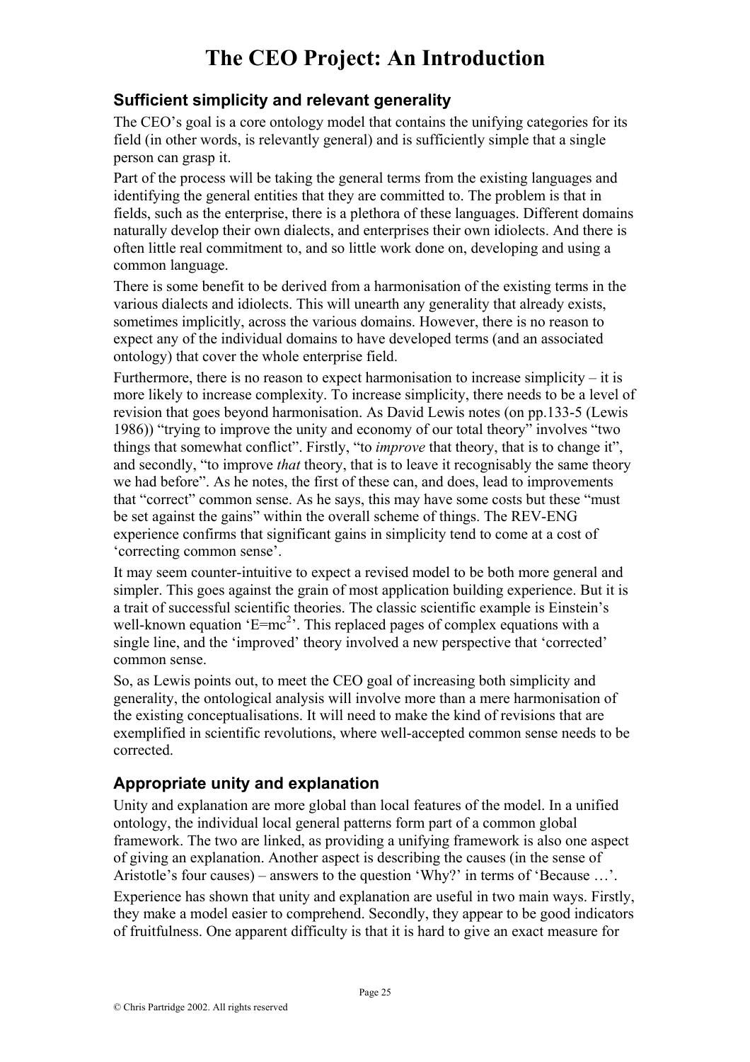# The CEO Project: An Introduction

## Sufficient simplicity and relevant generality

The CEO's goal is a core ontology model that contains the unifying categories for its field (in other words, is relevantly general) and is sufficiently simple that a single person can grasp it.

Part of the process will be taking the general terms from the existing languages and identifying the general entities that they are committed to. The problem is that in fields, such as the enterprise, there is a plethora of these languages. Different domains naturally develop their own dialects, and enterprises their own idiolects. And there is often little real commitment to, and so little work done on, developing and using a common language.

There is some benefit to be derived from a harmonisation of the existing terms in the various dialects and idiolects. This will unearth any generality that already exists, sometimes implicitly, across the various domains. However, there is no reason to expect any of the individual domains to have developed terms (and an associated ontology) that cover the whole enterprise field.

Furthermore, there is no reason to expect harmonisation to increase simplicity – it is more likely to increase complexity. To increase simplicity, there needs to be a level of revision that goes beyond harmonisation. As David Lewis notes (on pp.133-5 (Lewis 1986)) "trying to improve the unity and economy of our total theory" involves "two things that somewhat conflict". Firstly, "to *improve* that theory, that is to change it", and secondly, "to improve *that* theory, that is to leave it recognisably the same theory we had before". As he notes, the first of these can, and does, lead to improvements that "correct" common sense. As he says, this may have some costs but these "must be set against the gains" within the overall scheme of things. The REV-ENG experience confirms that significant gains in simplicity tend to come at a cost of 'correcting common sense'.

It may seem counter-intuitive to expect a revised model to be both more general and simpler. This goes against the grain of most application building experience. But it is a trait of successful scientific theories. The classic scientific example is Einstein's well-known equation '$E=mc^2$'. This replaced pages of complex equations with a single line, and the 'improved' theory involved a new perspective that 'corrected' common sense.

So, as Lewis points out, to meet the CEO goal of increasing both simplicity and generality, the ontological analysis will involve more than a mere harmonisation of the existing conceptualisations. It will need to make the kind of revisions that are exemplified in scientific revolutions, where well-accepted common sense needs to be corrected.

## Appropriate unity and explanation

Unity and explanation are more global than local features of the model. In a unified ontology, the individual local general patterns form part of a common global framework. The two are linked, as providing a unifying framework is also one aspect of giving an explanation. Another aspect is describing the causes (in the sense of Aristotle's four causes) – answers to the question 'Why?' in terms of 'Because …'.

Experience has shown that unity and explanation are useful in two main ways. Firstly, they make a model easier to comprehend. Secondly, they appear to be good indicators of fruitfulness. One apparent difficulty is that it is hard to give an exact measure for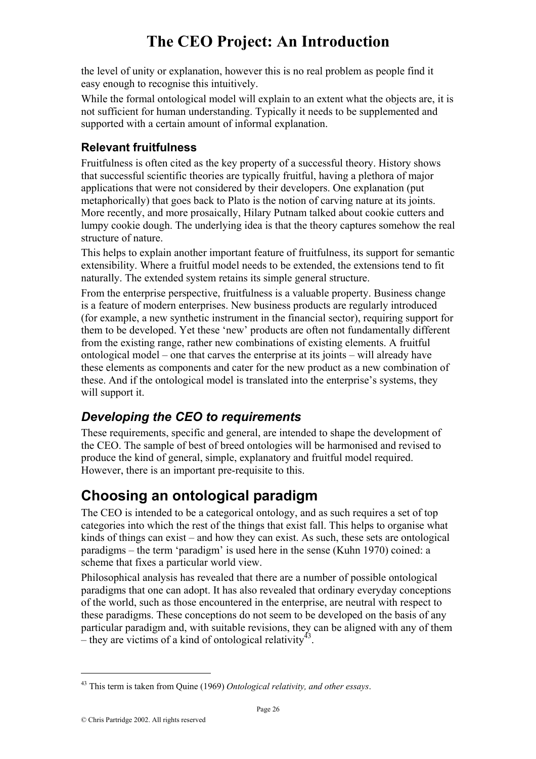the level of unity or explanation, however this is no real problem as people find it easy enough to recognise this intuitively.

While the formal ontological model will explain to an extent what the objects are, it is not sufficient for human understanding. Typically it needs to be supplemented and supported with a certain amount of informal explanation.

### Relevant fruitfulness

Fruitfulness is often cited as the key property of a successful theory. History shows that successful scientific theories are typically fruitful, having a plethora of major applications that were not considered by their developers. One explanation (put metaphorically) that goes back to Plato is the notion of carving nature at its joints. More recently, and more prosaically, Hilary Putnam talked about cookie cutters and lumpy cookie dough. The underlying idea is that the theory captures somehow the real structure of nature.

This helps to explain another important feature of fruitfulness, its support for semantic extensibility. Where a fruitful model needs to be extended, the extensions tend to fit naturally. The extended system retains its simple general structure.

From the enterprise perspective, fruitfulness is a valuable property. Business change is a feature of modern enterprises. New business products are regularly introduced (for example, a new synthetic instrument in the financial sector), requiring support for them to be developed. Yet these 'new' products are often not fundamentally different from the existing range, rather new combinations of existing elements. A fruitful ontological model – one that carves the enterprise at its joints – will already have these elements as components and cater for the new product as a new combination of these. And if the ontological model is translated into the enterprise's systems, they will support it.

## *Developing the CEO to requirements*

These requirements, specific and general, are intended to shape the development of the CEO. The sample of best of breed ontologies will be harmonised and revised to produce the kind of general, simple, explanatory and fruitful model required. However, there is an important pre-requisite to this.

# Choosing an ontological paradigm

The CEO is intended to be a categorical ontology, and as such requires a set of top categories into which the rest of the things that exist fall. This helps to organise what kinds of things can exist – and how they can exist. As such, these sets are ontological paradigms – the term 'paradigm' is used here in the sense (Kuhn 1970) coined: a scheme that fixes a particular world view.

Philosophical analysis has revealed that there are a number of possible ontological paradigms that one can adopt. It has also revealed that ordinary everyday conceptions of the world, such as those encountered in the enterprise, are neutral with respect to these paradigms. These conceptions do not seem to be developed on the basis of any particular paradigm and, with suitable revisions, they can be aligned with any of them – they are victims of a kind of ontological relativity[43].

---

[43] This term is taken from Quine (1969) *Ontological relativity, and other essays*.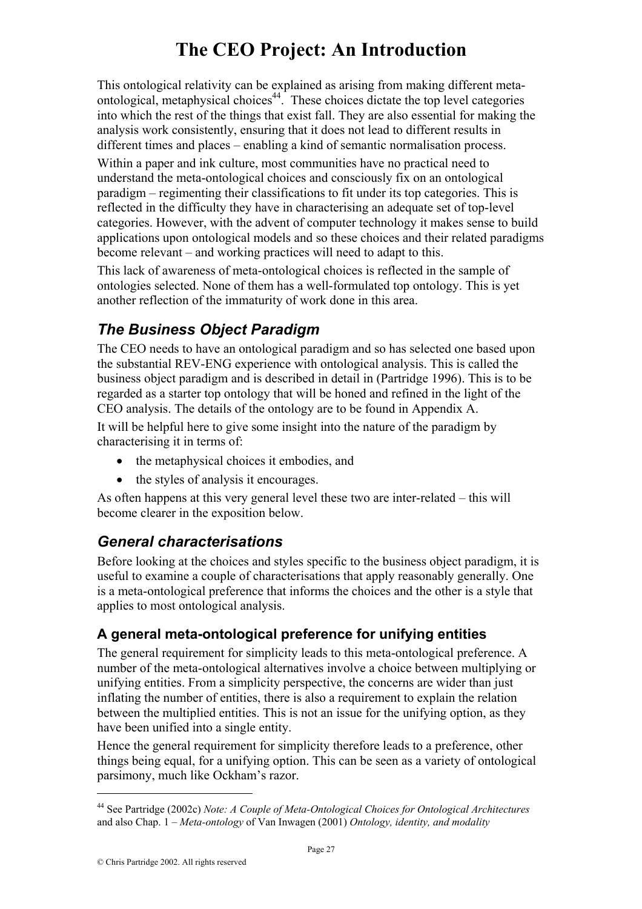This ontological relativity can be explained as arising from making different meta-ontological, metaphysical choices[44]. These choices dictate the top level categories into which the rest of the things that exist fall. They are also essential for making the analysis work consistently, ensuring that it does not lead to different results in different times and places – enabling a kind of semantic normalisation process.

Within a paper and ink culture, most communities have no practical need to understand the meta-ontological choices and consciously fix on an ontological paradigm – regimenting their classifications to fit under its top categories. This is reflected in the difficulty they have in characterising an adequate set of top-level categories. However, with the advent of computer technology it makes sense to build applications upon ontological models and so these choices and their related paradigms become relevant – and working practices will need to adapt to this.

This lack of awareness of meta-ontological choices is reflected in the sample of ontologies selected. None of them has a well-formulated top ontology. This is yet another reflection of the immaturity of work done in this area.

## *The Business Object Paradigm*

The CEO needs to have an ontological paradigm and so has selected one based upon the substantial REV-ENG experience with ontological analysis. This is called the business object paradigm and is described in detail in (Partridge 1996). This is to be regarded as a starter top ontology that will be honed and refined in the light of the CEO analysis. The details of the ontology are to be found in Appendix A.

It will be helpful here to give some insight into the nature of the paradigm by characterising it in terms of:

- the metaphysical choices it embodies, and
- the styles of analysis it encourages.

As often happens at this very general level these two are inter-related – this will become clearer in the exposition below.

## *General characterisations*

Before looking at the choices and styles specific to the business object paradigm, it is useful to examine a couple of characterisations that apply reasonably generally. One is a meta-ontological preference that informs the choices and the other is a style that applies to most ontological analysis.

### A general meta-ontological preference for unifying entities

The general requirement for simplicity leads to this meta-ontological preference. A number of the meta-ontological alternatives involve a choice between multiplying or unifying entities. From a simplicity perspective, the concerns are wider than just inflating the number of entities, there is also a requirement to explain the relation between the multiplied entities. This is not an issue for the unifying option, as they have been unified into a single entity.

Hence the general requirement for simplicity therefore leads to a preference, other things being equal, for a unifying option. This can be seen as a variety of ontological parsimony, much like Ockham's razor.

---

[44] See Partridge (2002c) *Note: A Couple of Meta-Ontological Choices for Ontological Architectures* and also Chap. 1 – *Meta-ontology* of Van Inwagen (2001) *Ontology, identity, and modality*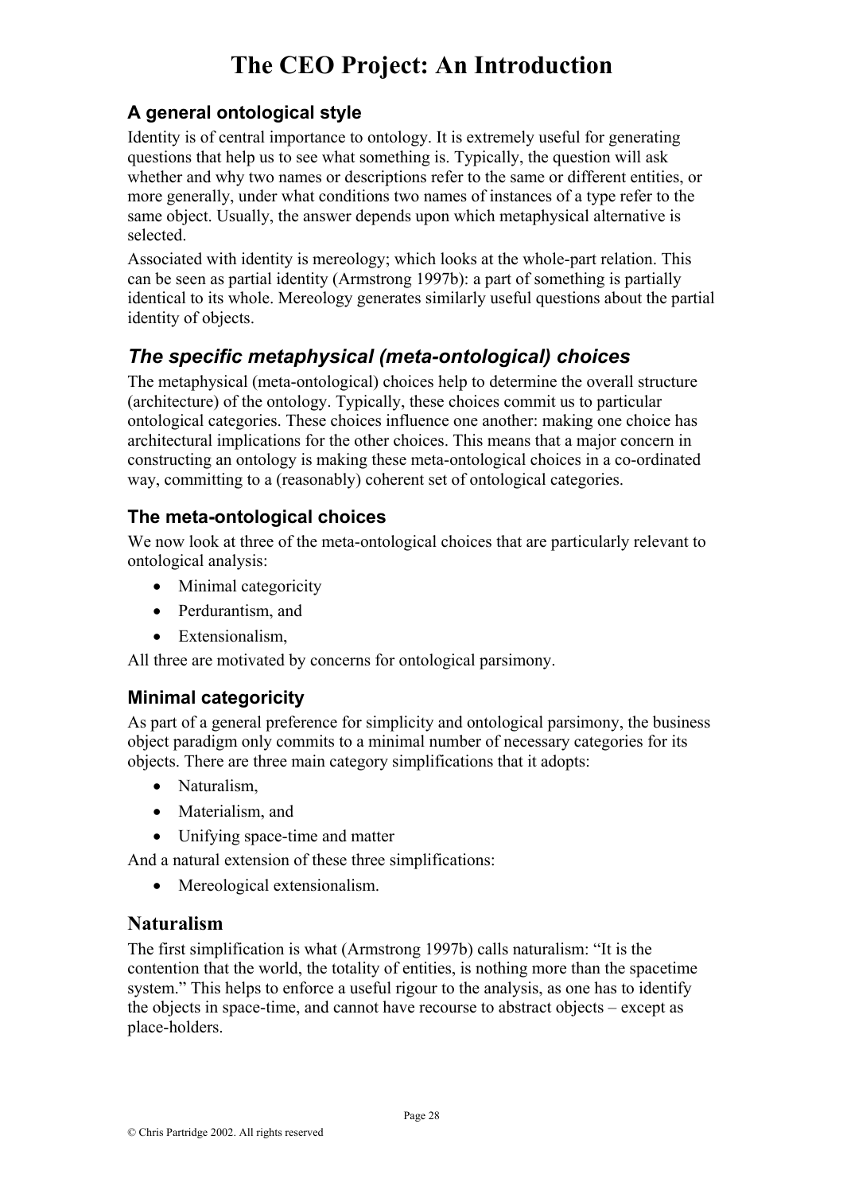# The CEO Project: An Introduction

### A general ontological style

Identity is of central importance to ontology. It is extremely useful for generating questions that help us to see what something is. Typically, the question will ask whether and why two names or descriptions refer to the same or different entities, or more generally, under what conditions two names of instances of a type refer to the same object. Usually, the answer depends upon which metaphysical alternative is selected.

Associated with identity is mereology; which looks at the whole-part relation. This can be seen as partial identity (Armstrong 1997b): a part of something is partially identical to its whole. Mereology generates similarly useful questions about the partial identity of objects.

## *The specific metaphysical (meta-ontological) choices*

The metaphysical (meta-ontological) choices help to determine the overall structure (architecture) of the ontology. Typically, these choices commit us to particular ontological categories. These choices influence one another: making one choice has architectural implications for the other choices. This means that a major concern in constructing an ontology is making these meta-ontological choices in a co-ordinated way, committing to a (reasonably) coherent set of ontological categories.

### The meta-ontological choices

We now look at three of the meta-ontological choices that are particularly relevant to ontological analysis:

- Minimal categoricity
- Perdurantism, and
- Extensionalism,

All three are motivated by concerns for ontological parsimony.

### Minimal categoricity

As part of a general preference for simplicity and ontological parsimony, the business object paradigm only commits to a minimal number of necessary categories for its objects. There are three main category simplifications that it adopts:

- Naturalism,
- Materialism, and
- Unifying space-time and matter

And a natural extension of these three simplifications:

- Mereological extensionalism.

### Naturalism

The first simplification is what (Armstrong 1997b) calls naturalism: "It is the contention that the world, the totality of entities, is nothing more than the spacetime system." This helps to enforce a useful rigour to the analysis, as one has to identify the objects in space-time, and cannot have recourse to abstract objects – except as place-holders.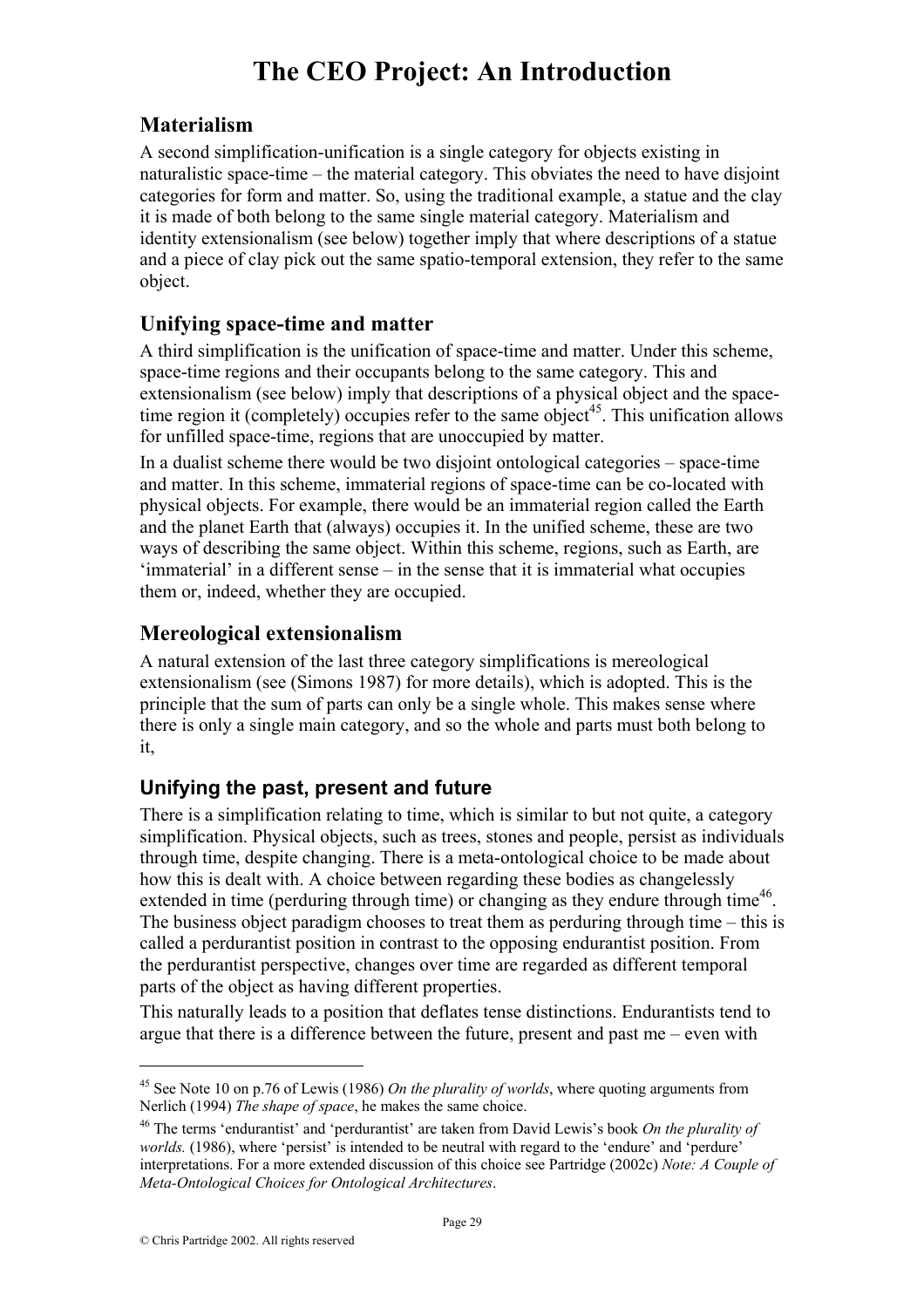## Materialism

A second simplification-unification is a single category for objects existing in naturalistic space-time – the material category. This obviates the need to have disjoint categories for form and matter. So, using the traditional example, a statue and the clay it is made of both belong to the same single material category. Materialism and identity extensionalism (see below) together imply that where descriptions of a statue and a piece of clay pick out the same spatio-temporal extension, they refer to the same object.

## Unifying space-time and matter

A third simplification is the unification of space-time and matter. Under this scheme, space-time regions and their occupants belong to the same category. This and extensionalism (see below) imply that descriptions of a physical object and the space-time region it (completely) occupies refer to the same object[45]. This unification allows for unfilled space-time, regions that are unoccupied by matter.

In a dualist scheme there would be two disjoint ontological categories – space-time and matter. In this scheme, immaterial regions of space-time can be co-located with physical objects. For example, there would be an immaterial region called the Earth and the planet Earth that (always) occupies it. In the unified scheme, these are two ways of describing the same object. Within this scheme, regions, such as Earth, are 'immaterial' in a different sense – in the sense that it is immaterial what occupies them or, indeed, whether they are occupied.

## Mereological extensionalism

A natural extension of the last three category simplifications is mereological extensionalism (see (Simons 1987) for more details), which is adopted. This is the principle that the sum of parts can only be a single whole. This makes sense where there is only a single main category, and so the whole and parts must both belong to it,

### Unifying the past, present and future

There is a simplification relating to time, which is similar to but not quite, a category simplification. Physical objects, such as trees, stones and people, persist as individuals through time, despite changing. There is a meta-ontological choice to be made about how this is dealt with. A choice between regarding these bodies as changelessly extended in time (perduring through time) or changing as they endure through time[46]. The business object paradigm chooses to treat them as perduring through time – this is called a perdurantist position in contrast to the opposing endurantist position. From the perdurantist perspective, changes over time are regarded as different temporal parts of the object as having different properties.

This naturally leads to a position that deflates tense distinctions. Endurantists tend to argue that there is a difference between the future, present and past me – even with

---

[45] See Note 10 on p.76 of Lewis (1986) *On the plurality of worlds*, where quoting arguments from Nerlich (1994) *The shape of space*, he makes the same choice.

[46] The terms 'endurantist' and 'perdurantist' are taken from David Lewis's book *On the plurality of worlds.* (1986), where 'persist' is intended to be neutral with regard to the 'endure' and 'perdure' interpretations. For a more extended discussion of this choice see Partridge (2002c) *Note: A Couple of Meta-Ontological Choices for Ontological Architectures*.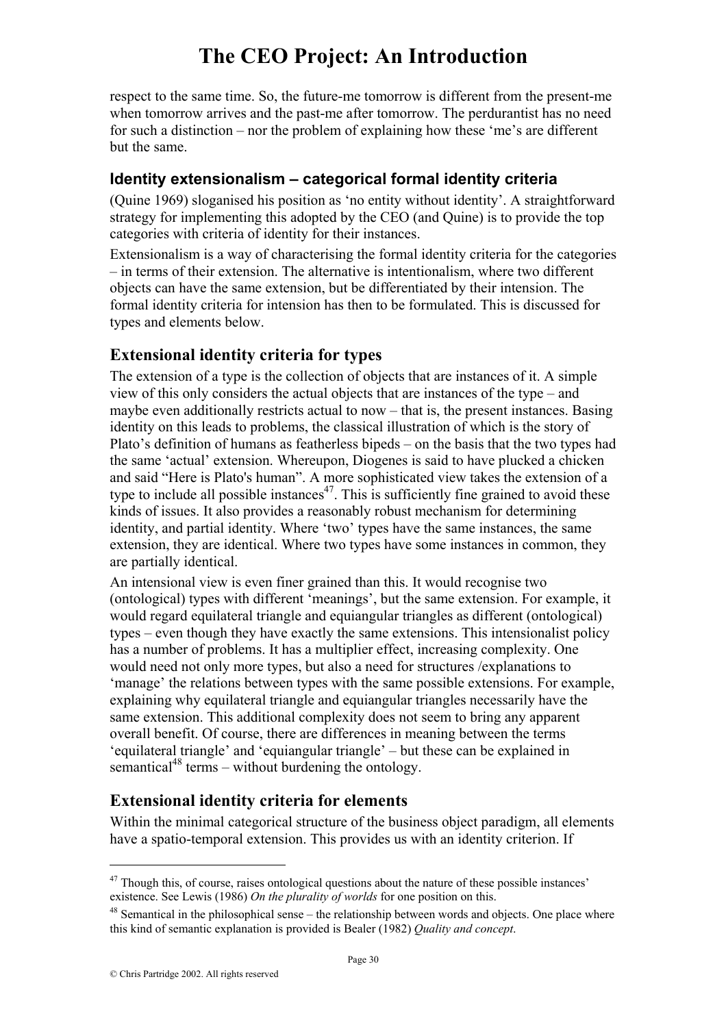respect to the same time. So, the future-me tomorrow is different from the present-me when tomorrow arrives and the past-me after tomorrow. The perdurantist has no need for such a distinction – nor the problem of explaining how these 'me's are different but the same.

### Identity extensionalism – categorical formal identity criteria

(Quine 1969) sloganised his position as 'no entity without identity'. A straightforward strategy for implementing this adopted by the CEO (and Quine) is to provide the top categories with criteria of identity for their instances.

Extensionalism is a way of characterising the formal identity criteria for the categories – in terms of their extension. The alternative is intentionalism, where two different objects can have the same extension, but be differentiated by their intension. The formal identity criteria for intension has then to be formulated. This is discussed for types and elements below.

## Extensional identity criteria for types

The extension of a type is the collection of objects that are instances of it. A simple view of this only considers the actual objects that are instances of the type – and maybe even additionally restricts actual to now – that is, the present instances. Basing identity on this leads to problems, the classical illustration of which is the story of Plato's definition of humans as featherless bipeds – on the basis that the two types had the same 'actual' extension. Whereupon, Diogenes is said to have plucked a chicken and said "Here is Plato's human". A more sophisticated view takes the extension of a type to include all possible instances[47]. This is sufficiently fine grained to avoid these kinds of issues. It also provides a reasonably robust mechanism for determining identity, and partial identity. Where 'two' types have the same instances, the same extension, they are identical. Where two types have some instances in common, they are partially identical.

An intensional view is even finer grained than this. It would recognise two (ontological) types with different 'meanings', but the same extension. For example, it would regard equilateral triangle and equiangular triangles as different (ontological) types – even though they have exactly the same extensions. This intensionalist policy has a number of problems. It has a multiplier effect, increasing complexity. One would need not only more types, but also a need for structures /explanations to 'manage' the relations between types with the same possible extensions. For example, explaining why equilateral triangle and equiangular triangles necessarily have the same extension. This additional complexity does not seem to bring any apparent overall benefit. Of course, there are differences in meaning between the terms 'equilateral triangle' and 'equiangular triangle' – but these can be explained in semantical[48] terms – without burdening the ontology.

## Extensional identity criteria for elements

Within the minimal categorical structure of the business object paradigm, all elements have a spatio-temporal extension. This provides us with an identity criterion. If

---

[47] Though this, of course, raises ontological questions about the nature of these possible instances' existence. See Lewis (1986) *On the plurality of worlds* for one position on this.

[48] Semantical in the philosophical sense – the relationship between words and objects. One place where this kind of semantic explanation is provided is Bealer (1982) *Quality and concept*.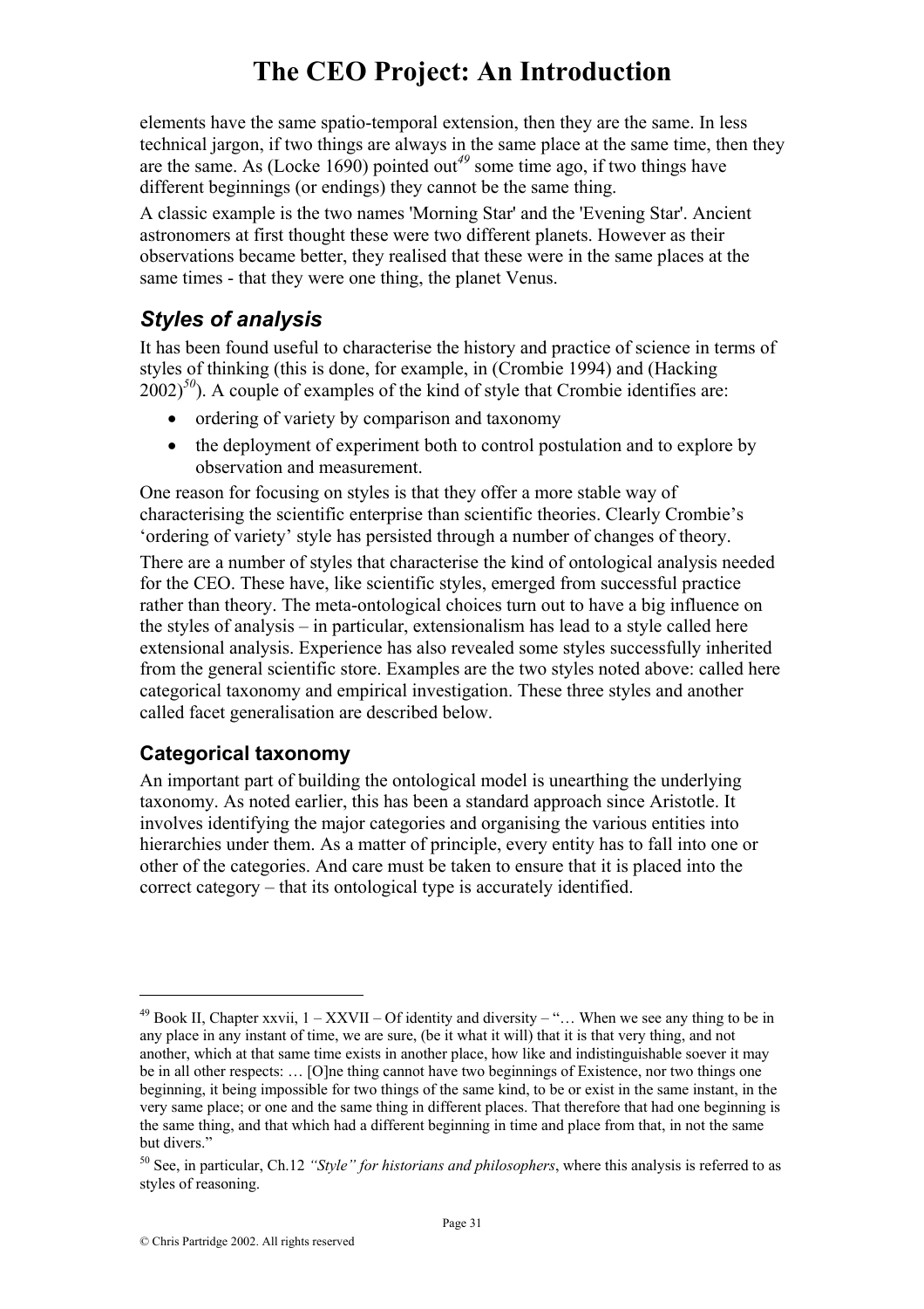elements have the same spatio-temporal extension, then they are the same. In less technical jargon, if two things are always in the same place at the same time, then they are the same. As (Locke 1690) pointed out[49] some time ago, if two things have different beginnings (or endings) they cannot be the same thing.

A classic example is the two names 'Morning Star' and the 'Evening Star'. Ancient astronomers at first thought these were two different planets. However as their observations became better, they realised that these were in the same places at the same times - that they were one thing, the planet Venus.

## *Styles of analysis*

It has been found useful to characterise the history and practice of science in terms of styles of thinking (this is done, for example, in (Crombie 1994) and (Hacking 2002)[50]). A couple of examples of the kind of style that Crombie identifies are:

- ordering of variety by comparison and taxonomy
- the deployment of experiment both to control postulation and to explore by observation and measurement.

One reason for focusing on styles is that they offer a more stable way of characterising the scientific enterprise than scientific theories. Clearly Crombie's 'ordering of variety' style has persisted through a number of changes of theory.

There are a number of styles that characterise the kind of ontological analysis needed for the CEO. These have, like scientific styles, emerged from successful practice rather than theory. The meta-ontological choices turn out to have a big influence on the styles of analysis – in particular, extensionalism has lead to a style called here extensional analysis. Experience has also revealed some styles successfully inherited from the general scientific store. Examples are the two styles noted above: called here categorical taxonomy and empirical investigation. These three styles and another called facet generalisation are described below.

### Categorical taxonomy

An important part of building the ontological model is unearthing the underlying taxonomy. As noted earlier, this has been a standard approach since Aristotle. It involves identifying the major categories and organising the various entities into hierarchies under them. As a matter of principle, every entity has to fall into one or other of the categories. And care must be taken to ensure that it is placed into the correct category – that its ontological type is accurately identified.

---

[49] Book II, Chapter xxvii, 1 – XXVII – Of identity and diversity – "… When we see any thing to be in any place in any instant of time, we are sure, (be it what it will) that it is that very thing, and not another, which at that same time exists in another place, how like and indistinguishable soever it may be in all other respects: … [O]ne thing cannot have two beginnings of Existence, nor two things one beginning, it being impossible for two things of the same kind, to be or exist in the same instant, in the very same place; or one and the same thing in different places. That therefore that had one beginning is the same thing, and that which had a different beginning in time and place from that, in not the same but divers."

[50] See, in particular, Ch.12 *"Style" for historians and philosophers*, where this analysis is referred to as styles of reasoning.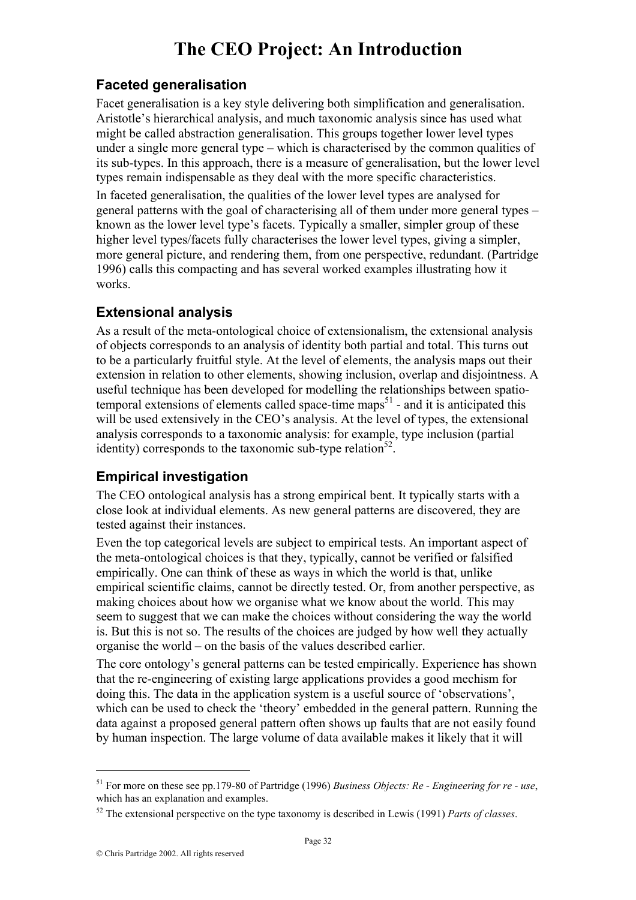## Faceted generalisation

Facet generalisation is a key style delivering both simplification and generalisation. Aristotle's hierarchical analysis, and much taxonomic analysis since has used what might be called abstraction generalisation. This groups together lower level types under a single more general type – which is characterised by the common qualities of its sub-types. In this approach, there is a measure of generalisation, but the lower level types remain indispensable as they deal with the more specific characteristics.

In faceted generalisation, the qualities of the lower level types are analysed for general patterns with the goal of characterising all of them under more general types – known as the lower level type's facets. Typically a smaller, simpler group of these higher level types/facets fully characterises the lower level types, giving a simpler, more general picture, and rendering them, from one perspective, redundant. (Partridge 1996) calls this compacting and has several worked examples illustrating how it works.

## Extensional analysis

As a result of the meta-ontological choice of extensionalism, the extensional analysis of objects corresponds to an analysis of identity both partial and total. This turns out to be a particularly fruitful style. At the level of elements, the analysis maps out their extension in relation to other elements, showing inclusion, overlap and disjointness. A useful technique has been developed for modelling the relationships between spatio-temporal extensions of elements called space-time maps[51] - and it is anticipated this will be used extensively in the CEO's analysis. At the level of types, the extensional analysis corresponds to a taxonomic analysis: for example, type inclusion (partial identity) corresponds to the taxonomic sub-type relation[52].

## Empirical investigation

The CEO ontological analysis has a strong empirical bent. It typically starts with a close look at individual elements. As new general patterns are discovered, they are tested against their instances.

Even the top categorical levels are subject to empirical tests. An important aspect of the meta-ontological choices is that they, typically, cannot be verified or falsified empirically. One can think of these as ways in which the world is that, unlike empirical scientific claims, cannot be directly tested. Or, from another perspective, as making choices about how we organise what we know about the world. This may seem to suggest that we can make the choices without considering the way the world is. But this is not so. The results of the choices are judged by how well they actually organise the world – on the basis of the values described earlier.

The core ontology's general patterns can be tested empirically. Experience has shown that the re-engineering of existing large applications provides a good mechism for doing this. The data in the application system is a useful source of 'observations', which can be used to check the 'theory' embedded in the general pattern. Running the data against a proposed general pattern often shows up faults that are not easily found by human inspection. The large volume of data available makes it likely that it will

---

[51] For more on these see pp.179-80 of Partridge (1996) *Business Objects: Re - Engineering for re - use*, which has an explanation and examples.

[52] The extensional perspective on the type taxonomy is described in Lewis (1991) *Parts of classes*.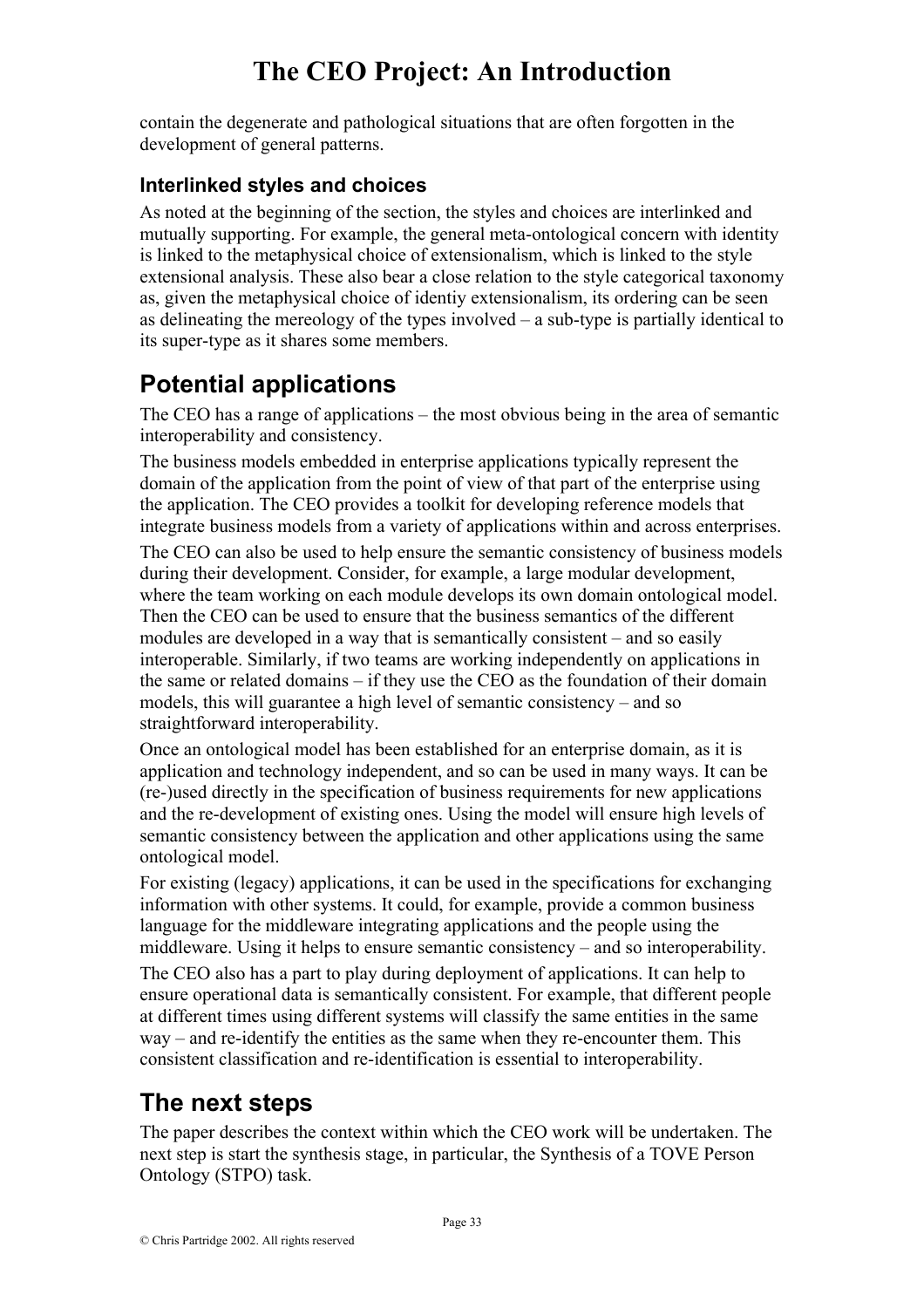contain the degenerate and pathological situations that are often forgotten in the development of general patterns.

### Interlinked styles and choices

As noted at the beginning of the section, the styles and choices are interlinked and mutually supporting. For example, the general meta-ontological concern with identity is linked to the metaphysical choice of extensionalism, which is linked to the style extensional analysis. These also bear a close relation to the style categorical taxonomy as, given the metaphysical choice of identiy extensionalism, its ordering can be seen as delineating the mereology of the types involved – a sub-type is partially identical to its super-type as it shares some members.

## Potential applications

The CEO has a range of applications – the most obvious being in the area of semantic interoperability and consistency.

The business models embedded in enterprise applications typically represent the domain of the application from the point of view of that part of the enterprise using the application. The CEO provides a toolkit for developing reference models that integrate business models from a variety of applications within and across enterprises.

The CEO can also be used to help ensure the semantic consistency of business models during their development. Consider, for example, a large modular development, where the team working on each module develops its own domain ontological model. Then the CEO can be used to ensure that the business semantics of the different modules are developed in a way that is semantically consistent – and so easily interoperable. Similarly, if two teams are working independently on applications in the same or related domains – if they use the CEO as the foundation of their domain models, this will guarantee a high level of semantic consistency – and so straightforward interoperability.

Once an ontological model has been established for an enterprise domain, as it is application and technology independent, and so can be used in many ways. It can be (re-)used directly in the specification of business requirements for new applications and the re-development of existing ones. Using the model will ensure high levels of semantic consistency between the application and other applications using the same ontological model.

For existing (legacy) applications, it can be used in the specifications for exchanging information with other systems. It could, for example, provide a common business language for the middleware integrating applications and the people using the middleware. Using it helps to ensure semantic consistency – and so interoperability.

The CEO also has a part to play during deployment of applications. It can help to ensure operational data is semantically consistent. For example, that different people at different times using different systems will classify the same entities in the same way – and re-identify the entities as the same when they re-encounter them. This consistent classification and re-identification is essential to interoperability.

## The next steps

The paper describes the context within which the CEO work will be undertaken. The next step is start the synthesis stage, in particular, the Synthesis of a TOVE Person Ontology (STPO) task.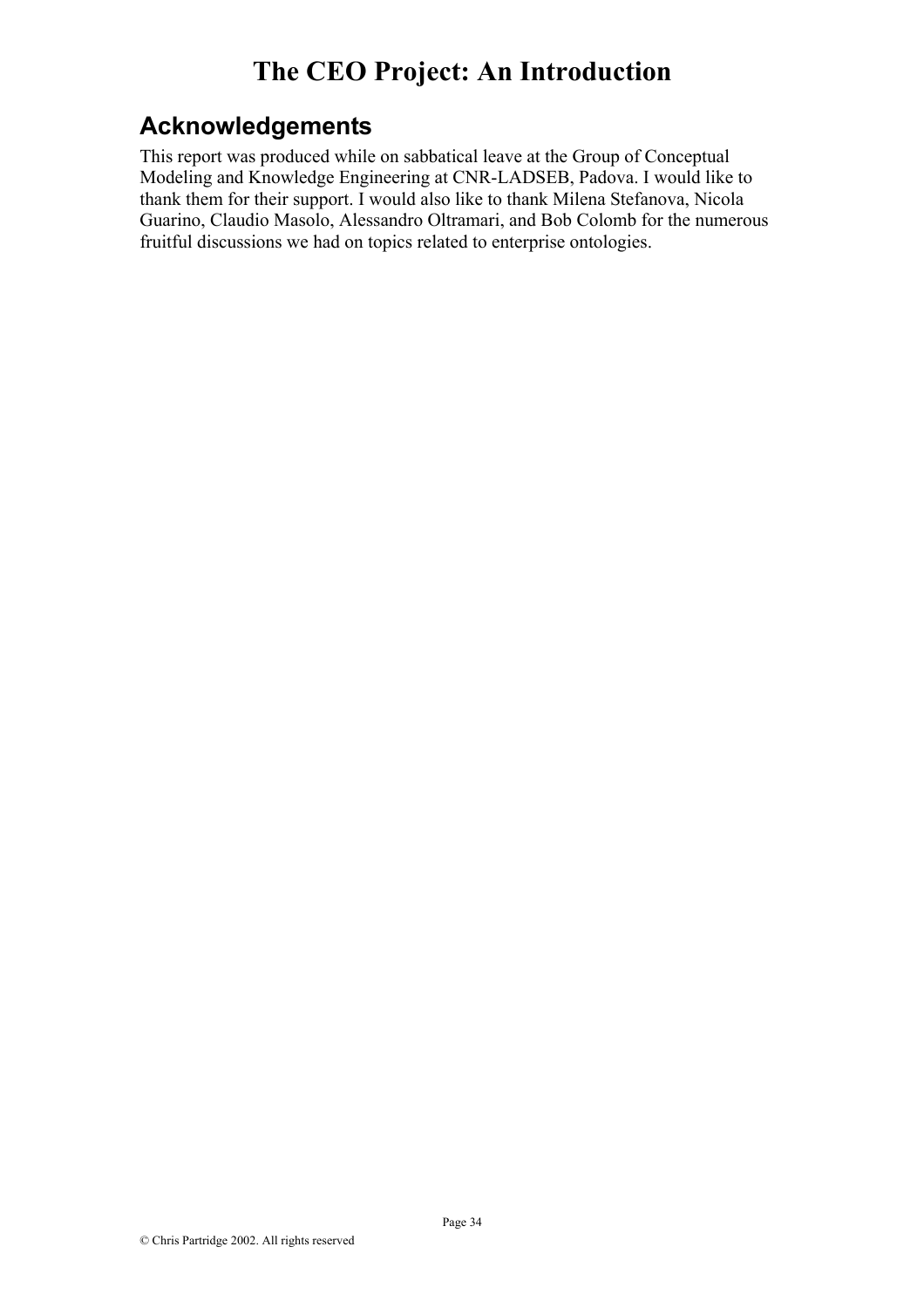## Acknowledgements

This report was produced while on sabbatical leave at the Group of Conceptual Modeling and Knowledge Engineering at CNR-LADSEB, Padova. I would like to thank them for their support. I would also like to thank Milena Stefanova, Nicola Guarino, Claudio Masolo, Alessandro Oltramari, and Bob Colomb for the numerous fruitful discussions we had on topics related to enterprise ontologies.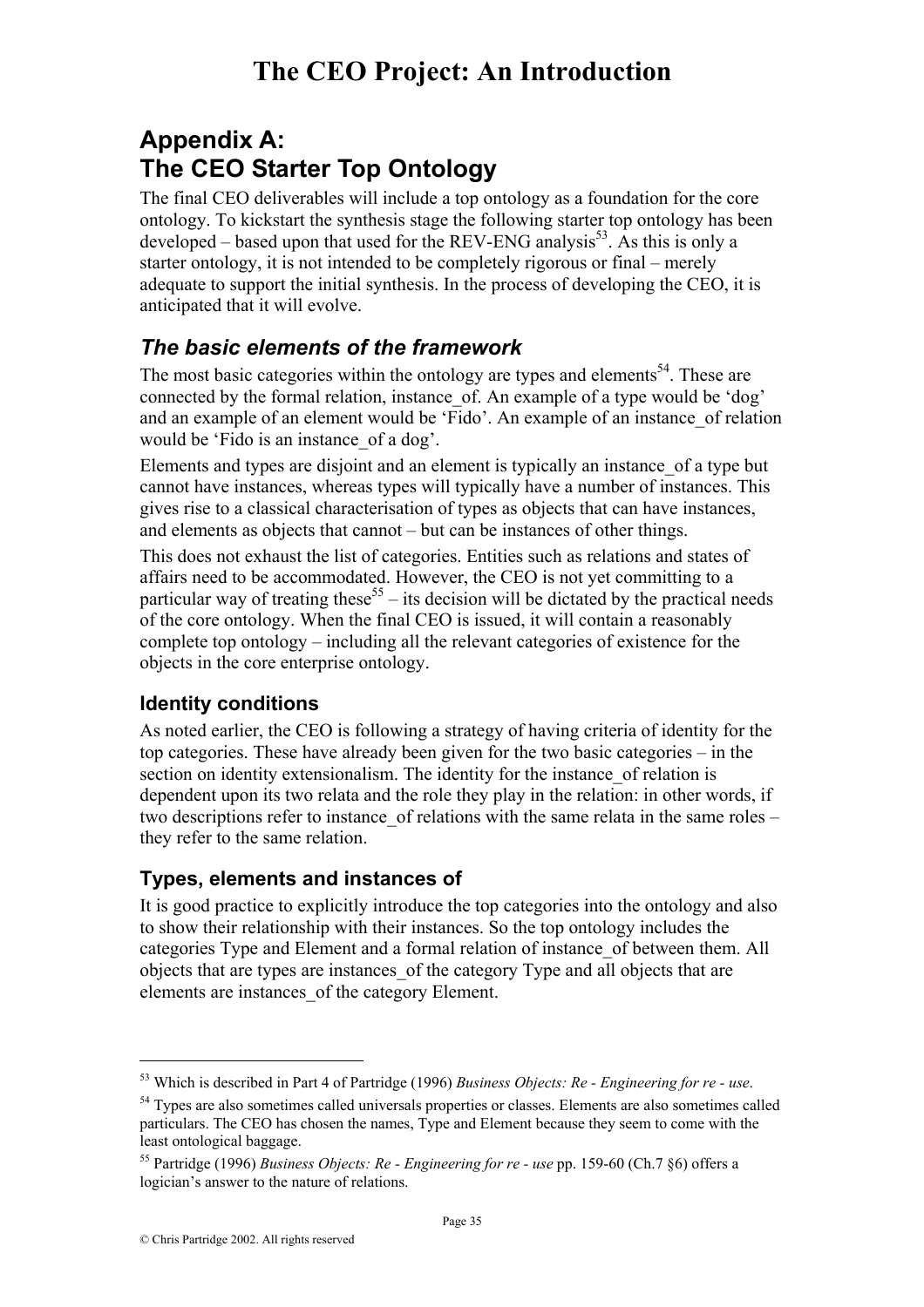# Appendix A: The CEO Starter Top Ontology

The final CEO deliverables will include a top ontology as a foundation for the core ontology. To kickstart the synthesis stage the following starter top ontology has been developed – based upon that used for the REV-ENG analysis[53]. As this is only a starter ontology, it is not intended to be completely rigorous or final – merely adequate to support the initial synthesis. In the process of developing the CEO, it is anticipated that it will evolve.

## *The basic elements of the framework*

The most basic categories within the ontology are types and elements[54]. These are connected by the formal relation, instance_of. An example of a type would be 'dog' and an example of an element would be 'Fido'. An example of an instance_of relation would be 'Fido is an instance_of a dog'.

Elements and types are disjoint and an element is typically an instance_of a type but cannot have instances, whereas types will typically have a number of instances. This gives rise to a classical characterisation of types as objects that can have instances, and elements as objects that cannot – but can be instances of other things.

This does not exhaust the list of categories. Entities such as relations and states of affairs need to be accommodated. However, the CEO is not yet committing to a particular way of treating these[55] – its decision will be dictated by the practical needs of the core ontology. When the final CEO is issued, it will contain a reasonably complete top ontology – including all the relevant categories of existence for the objects in the core enterprise ontology.

### Identity conditions

As noted earlier, the CEO is following a strategy of having criteria of identity for the top categories. These have already been given for the two basic categories – in the section on identity extensionalism. The identity for the instance_of relation is dependent upon its two relata and the role they play in the relation: in other words, if two descriptions refer to instance_of relations with the same relata in the same roles – they refer to the same relation.

### Types, elements and instances of

It is good practice to explicitly introduce the top categories into the ontology and also to show their relationship with their instances. So the top ontology includes the categories Type and Element and a formal relation of instance_of between them. All objects that are types are instances_of the category Type and all objects that are elements are instances_of the category Element.

---

[53] Which is described in Part 4 of Partridge (1996) *Business Objects: Re - Engineering for re - use*.

[54] Types are also sometimes called universals properties or classes. Elements are also sometimes called particulars. The CEO has chosen the names, Type and Element because they seem to come with the least ontological baggage.

[55] Partridge (1996) *Business Objects: Re - Engineering for re - use* pp. 159-60 (Ch.7 §6) offers a logician's answer to the nature of relations.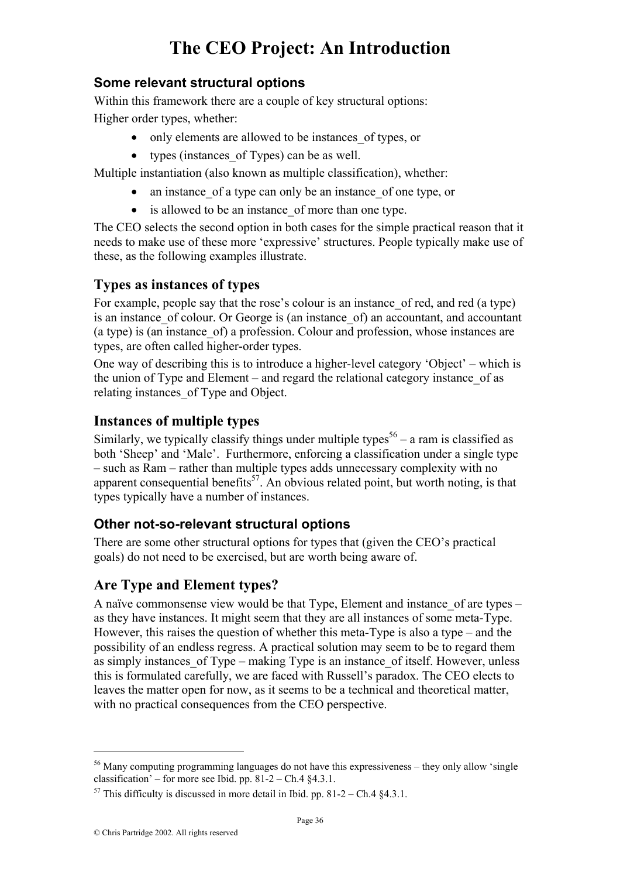# The CEO Project: An Introduction

### Some relevant structural options

Within this framework there are a couple of key structural options:

Higher order types, whether:

- only elements are allowed to be instances_of types, or
- types (instances_of Types) can be as well.

Multiple instantiation (also known as multiple classification), whether:

- an instance_of a type can only be an instance_of one type, or
- is allowed to be an instance_of more than one type.

The CEO selects the second option in both cases for the simple practical reason that it needs to make use of these more 'expressive' structures. People typically make use of these, as the following examples illustrate.

## Types as instances of types

For example, people say that the rose's colour is an instance_of red, and red (a type) is an instance_of colour. Or George is (an instance_of) an accountant, and accountant (a type) is (an instance_of) a profession. Colour and profession, whose instances are types, are often called higher-order types.

One way of describing this is to introduce a higher-level category 'Object' – which is the union of Type and Element – and regard the relational category instance_of as relating instances_of Type and Object.

## Instances of multiple types

Similarly, we typically classify things under multiple types[56] – a ram is classified as both 'Sheep' and 'Male'. Furthermore, enforcing a classification under a single type – such as Ram – rather than multiple types adds unnecessary complexity with no apparent consequential benefits[57]. An obvious related point, but worth noting, is that types typically have a number of instances.

### Other not-so-relevant structural options

There are some other structural options for types that (given the CEO's practical goals) do not need to be exercised, but are worth being aware of.

## Are Type and Element types?

A naïve commonsense view would be that Type, Element and instance_of are types – as they have instances. It might seem that they are all instances of some meta-Type. However, this raises the question of whether this meta-Type is also a type – and the possibility of an endless regress. A practical solution may seem to be to regard them as simply instances_of Type – making Type is an instance_of itself. However, unless this is formulated carefully, we are faced with Russell's paradox. The CEO elects to leaves the matter open for now, as it seems to be a technical and theoretical matter, with no practical consequences from the CEO perspective.

---

[56] Many computing programming languages do not have this expressiveness – they only allow 'single classification' – for more see Ibid. pp. 81-2 – Ch.4 §4.3.1.

[57] This difficulty is discussed in more detail in Ibid. pp. 81-2 – Ch.4 §4.3.1.

© Chris Partridge 2002. All rights reserved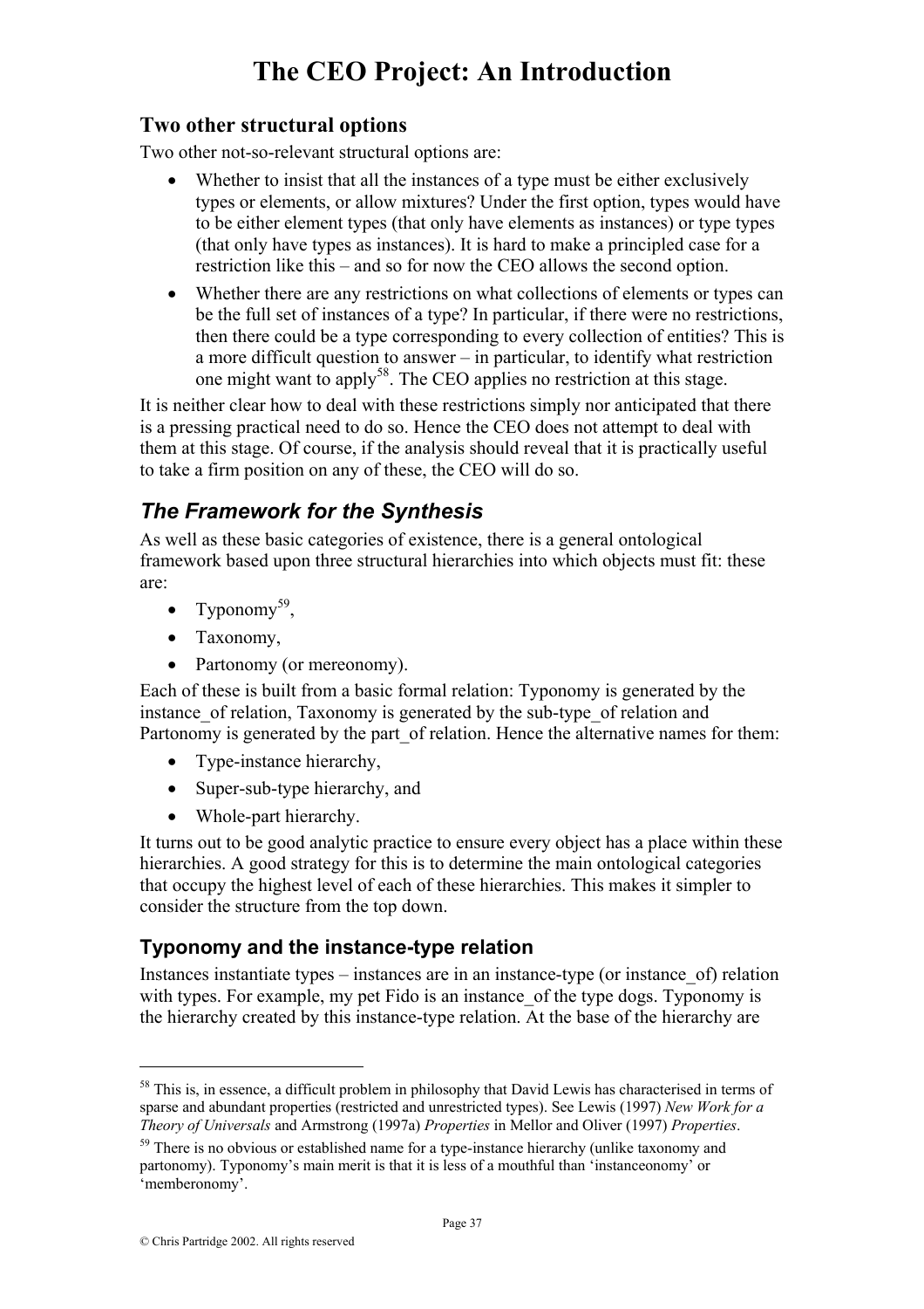## Two other structural options

Two other not-so-relevant structural options are:

- Whether to insist that all the instances of a type must be either exclusively types or elements, or allow mixtures? Under the first option, types would have to be either element types (that only have elements as instances) or type types (that only have types as instances). It is hard to make a principled case for a restriction like this – and so for now the CEO allows the second option.
- Whether there are any restrictions on what collections of elements or types can be the full set of instances of a type? In particular, if there were no restrictions, then there could be a type corresponding to every collection of entities? This is a more difficult question to answer – in particular, to identify what restriction one might want to apply[58]. The CEO applies no restriction at this stage.

It is neither clear how to deal with these restrictions simply nor anticipated that there is a pressing practical need to do so. Hence the CEO does not attempt to deal with them at this stage. Of course, if the analysis should reveal that it is practically useful to take a firm position on any of these, the CEO will do so.

## *The Framework for the Synthesis*

As well as these basic categories of existence, there is a general ontological framework based upon three structural hierarchies into which objects must fit: these are:

- Typonomy[59],
- Taxonomy,
- Partonomy (or mereonomy).

Each of these is built from a basic formal relation: Typonomy is generated by the instance_of relation, Taxonomy is generated by the sub-type_of relation and Partonomy is generated by the part_of relation. Hence the alternative names for them:

- Type-instance hierarchy,
- Super-sub-type hierarchy, and
- Whole-part hierarchy.

It turns out to be good analytic practice to ensure every object has a place within these hierarchies. A good strategy for this is to determine the main ontological categories that occupy the highest level of each of these hierarchies. This makes it simpler to consider the structure from the top down.

### Typonomy and the instance-type relation

Instances instantiate types – instances are in an instance-type (or instance_of) relation with types. For example, my pet Fido is an instance_of the type dogs. Typonomy is the hierarchy created by this instance-type relation. At the base of the hierarchy are

---

[58] This is, in essence, a difficult problem in philosophy that David Lewis has characterised in terms of sparse and abundant properties (restricted and unrestricted types). See Lewis (1997) *New Work for a Theory of Universals* and Armstrong (1997a) *Properties* in Mellor and Oliver (1997) *Properties*.

[59] There is no obvious or established name for a type-instance hierarchy (unlike taxonomy and partonomy). Typonomy's main merit is that it is less of a mouthful than 'instanceonomy' or 'memberonomy'.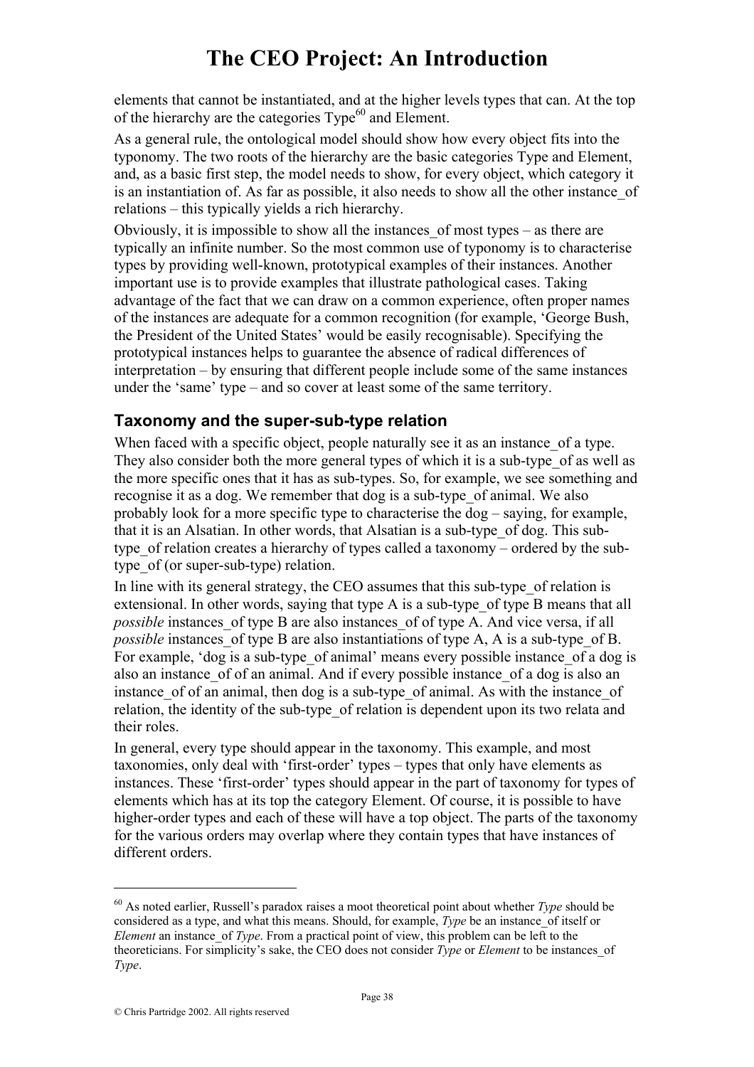elements that cannot be instantiated, and at the higher levels types that can. At the top of the hierarchy are the categories Type[60] and Element.

As a general rule, the ontological model should show how every object fits into the typonomy. The two roots of the hierarchy are the basic categories Type and Element, and, as a basic first step, the model needs to show, for every object, which category it is an instantiation of. As far as possible, it also needs to show all the other instance_of relations – this typically yields a rich hierarchy.

Obviously, it is impossible to show all the instances_of most types – as there are typically an infinite number. So the most common use of typonomy is to characterise types by providing well-known, prototypical examples of their instances. Another important use is to provide examples that illustrate pathological cases. Taking advantage of the fact that we can draw on a common experience, often proper names of the instances are adequate for a common recognition (for example, 'George Bush, the President of the United States' would be easily recognisable). Specifying the prototypical instances helps to guarantee the absence of radical differences of interpretation – by ensuring that different people include some of the same instances under the 'same' type – and so cover at least some of the same territory.

### Taxonomy and the super-sub-type relation

When faced with a specific object, people naturally see it as an instance_of a type. They also consider both the more general types of which it is a sub-type_of as well as the more specific ones that it has as sub-types. So, for example, we see something and recognise it as a dog. We remember that dog is a sub-type_of animal. We also probably look for a more specific type to characterise the dog – saying, for example, that it is an Alsatian. In other words, that Alsatian is a sub-type_of dog. This sub-type_of relation creates a hierarchy of types called a taxonomy – ordered by the sub-type_of (or super-sub-type) relation.

In line with its general strategy, the CEO assumes that this sub-type_of relation is extensional. In other words, saying that type A is a sub-type_of type B means that all *possible* instances_of type B are also instances_of of type A. And vice versa, if all *possible* instances_of type B are also instantiations of type A, A is a sub-type_of B. For example, 'dog is a sub-type_of animal' means every possible instance_of a dog is also an instance_of of an animal. And if every possible instance_of a dog is also an instance_of of an animal, then dog is a sub-type_of animal. As with the instance_of relation, the identity of the sub-type_of relation is dependent upon its two relata and their roles.

In general, every type should appear in the taxonomy. This example, and most taxonomies, only deal with 'first-order' types – types that only have elements as instances. These 'first-order' types should appear in the part of taxonomy for types of elements which has at its top the category Element. Of course, it is possible to have higher-order types and each of these will have a top object. The parts of the taxonomy for the various orders may overlap where they contain types that have instances of different orders.

---

[60] As noted earlier, Russell's paradox raises a moot theoretical point about whether *Type* should be considered as a type, and what this means. Should, for example, *Type* be an instance_of itself or *Element* an instance_of *Type*. From a practical point of view, this problem can be left to the theoreticians. For simplicity's sake, the CEO does not consider *Type* or *Element* to be instances_of *Type*.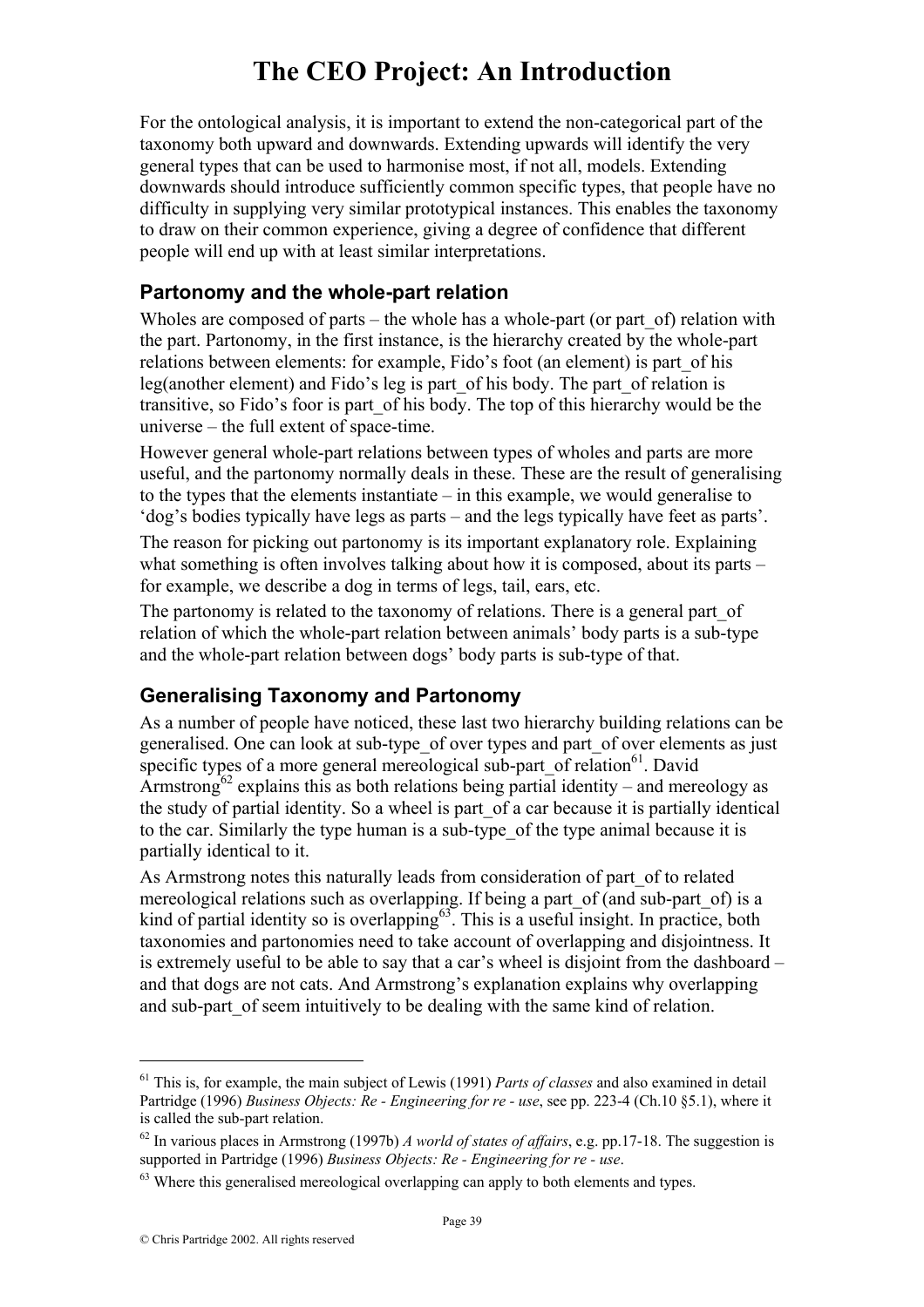For the ontological analysis, it is important to extend the non-categorical part of the taxonomy both upward and downwards. Extending upwards will identify the very general types that can be used to harmonise most, if not all, models. Extending downwards should introduce sufficiently common specific types, that people have no difficulty in supplying very similar prototypical instances. This enables the taxonomy to draw on their common experience, giving a degree of confidence that different people will end up with at least similar interpretations.

### Partonomy and the whole-part relation

Wholes are composed of parts – the whole has a whole-part (or part_of) relation with the part. Partonomy, in the first instance, is the hierarchy created by the whole-part relations between elements: for example, Fido's foot (an element) is part_of his leg(another element) and Fido's leg is part_of his body. The part_of relation is transitive, so Fido's foor is part_of his body. The top of this hierarchy would be the universe – the full extent of space-time.

However general whole-part relations between types of wholes and parts are more useful, and the partonomy normally deals in these. These are the result of generalising to the types that the elements instantiate – in this example, we would generalise to 'dog's bodies typically have legs as parts – and the legs typically have feet as parts'.

The reason for picking out partonomy is its important explanatory role. Explaining what something is often involves talking about how it is composed, about its parts – for example, we describe a dog in terms of legs, tail, ears, etc.

The partonomy is related to the taxonomy of relations. There is a general part_of relation of which the whole-part relation between animals' body parts is a sub-type and the whole-part relation between dogs' body parts is sub-type of that.

### Generalising Taxonomy and Partonomy

As a number of people have noticed, these last two hierarchy building relations can be generalised. One can look at sub-type_of over types and part_of over elements as just specific types of a more general mereological sub-part_of relation[61]. David Armstrong[62] explains this as both relations being partial identity – and mereology as the study of partial identity. So a wheel is part_of a car because it is partially identical to the car. Similarly the type human is a sub-type_of the type animal because it is partially identical to it.

As Armstrong notes this naturally leads from consideration of part_of to related mereological relations such as overlapping. If being a part_of (and sub-part_of) is a kind of partial identity so is overlapping[63]. This is a useful insight. In practice, both taxonomies and partonomies need to take account of overlapping and disjointness. It is extremely useful to be able to say that a car's wheel is disjoint from the dashboard – and that dogs are not cats. And Armstrong's explanation explains why overlapping and sub-part_of seem intuitively to be dealing with the same kind of relation.

---

[61] This is, for example, the main subject of Lewis (1991) *Parts of classes* and also examined in detail Partridge (1996) *Business Objects: Re - Engineering for re - use*, see pp. 223-4 (Ch.10 §5.1), where it is called the sub-part relation.

[62] In various places in Armstrong (1997b) *A world of states of affairs*, e.g. pp.17-18. The suggestion is supported in Partridge (1996) *Business Objects: Re - Engineering for re - use*.

[63] Where this generalised mereological overlapping can apply to both elements and types.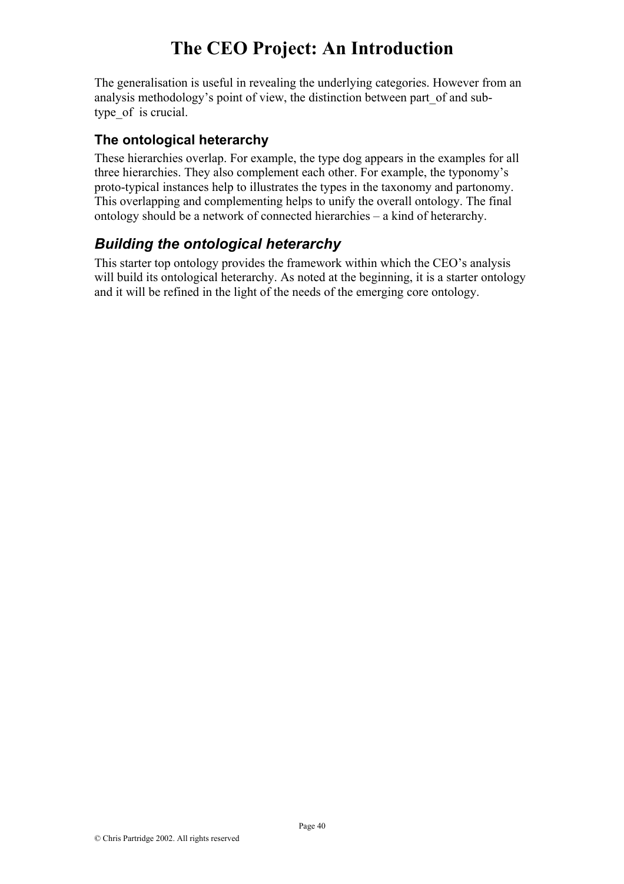The generalisation is useful in revealing the underlying categories. However from an analysis methodology's point of view, the distinction between part_of and sub-type_of is crucial.

### The ontological heterarchy

These hierarchies overlap. For example, the type dog appears in the examples for all three hierarchies. They also complement each other. For example, the typonomy's proto-typical instances help to illustrates the types in the taxonomy and partonomy. This overlapping and complementing helps to unify the overall ontology. The final ontology should be a network of connected hierarchies – a kind of heterarchy.

## *Building the ontological heterarchy*

This starter top ontology provides the framework within which the CEO's analysis will build its ontological heterarchy. As noted at the beginning, it is a starter ontology and it will be refined in the light of the needs of the emerging core ontology.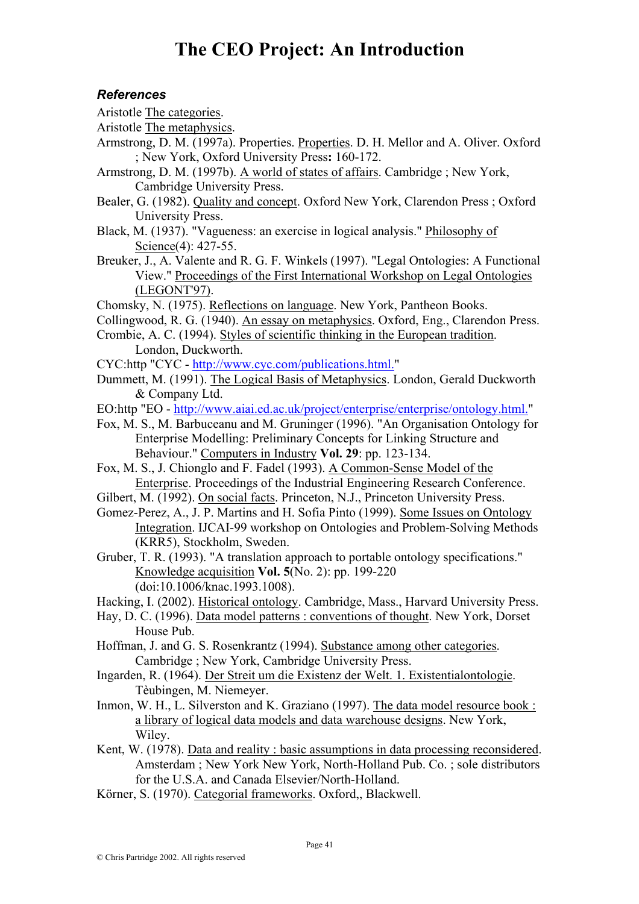### *References*

Aristotle The categories.

Aristotle The metaphysics.

Armstrong, D. M. (1997a). Properties. Properties. D. H. Mellor and A. Oliver. Oxford ; New York, Oxford University Press**:** 160-172.

Armstrong, D. M. (1997b). A world of states of affairs. Cambridge ; New York, Cambridge University Press.

Bealer, G. (1982). Quality and concept. Oxford New York, Clarendon Press ; Oxford University Press.

Black, M. (1937). "Vagueness: an exercise in logical analysis." Philosophy of Science(4): 427-55.

Breuker, J., A. Valente and R. G. F. Winkels (1997). "Legal Ontologies: A Functional View." Proceedings of the First International Workshop on Legal Ontologies (LEGONT'97).

Chomsky, N. (1975). Reflections on language. New York, Pantheon Books.

Collingwood, R. G. (1940). An essay on metaphysics. Oxford, Eng., Clarendon Press.

Crombie, A. C. (1994). Styles of scientific thinking in the European tradition. London, Duckworth.

CYC:http "CYC - http://www.cyc.com/publications.html."

Dummett, M. (1991). The Logical Basis of Metaphysics. London, Gerald Duckworth & Company Ltd.

EO:http "EO - http://www.aiai.ed.ac.uk/project/enterprise/enterprise/ontology.html."

Fox, M. S., M. Barbuceanu and M. Gruninger (1996). "An Organisation Ontology for Enterprise Modelling: Preliminary Concepts for Linking Structure and Behaviour." Computers in Industry **Vol. 29**: pp. 123-134.

Fox, M. S., J. Chionglo and F. Fadel (1993). A Common-Sense Model of the Enterprise. Proceedings of the Industrial Engineering Research Conference.

Gilbert, M. (1992). On social facts. Princeton, N.J., Princeton University Press.

Gomez-Perez, A., J. P. Martins and H. Sofia Pinto (1999). Some Issues on Ontology Integration. IJCAI-99 workshop on Ontologies and Problem-Solving Methods (KRR5), Stockholm, Sweden.

Gruber, T. R. (1993). "A translation approach to portable ontology specifications." Knowledge acquisition **Vol. 5**(No. 2): pp. 199-220 (doi:10.1006/knac.1993.1008).

Hacking, I. (2002). Historical ontology. Cambridge, Mass., Harvard University Press.

Hay, D. C. (1996). Data model patterns : conventions of thought. New York, Dorset House Pub.

Hoffman, J. and G. S. Rosenkrantz (1994). Substance among other categories. Cambridge ; New York, Cambridge University Press.

Ingarden, R. (1964). Der Streit um die Existenz der Welt. 1. Existentialontologie. Tèubingen, M. Niemeyer.

Inmon, W. H., L. Silverston and K. Graziano (1997). The data model resource book : a library of logical data models and data warehouse designs. New York, Wiley.

Kent, W. (1978). Data and reality : basic assumptions in data processing reconsidered. Amsterdam ; New York New York, North-Holland Pub. Co. ; sole distributors for the U.S.A. and Canada Elsevier/North-Holland.

Körner, S. (1970). Categorial frameworks. Oxford,, Blackwell.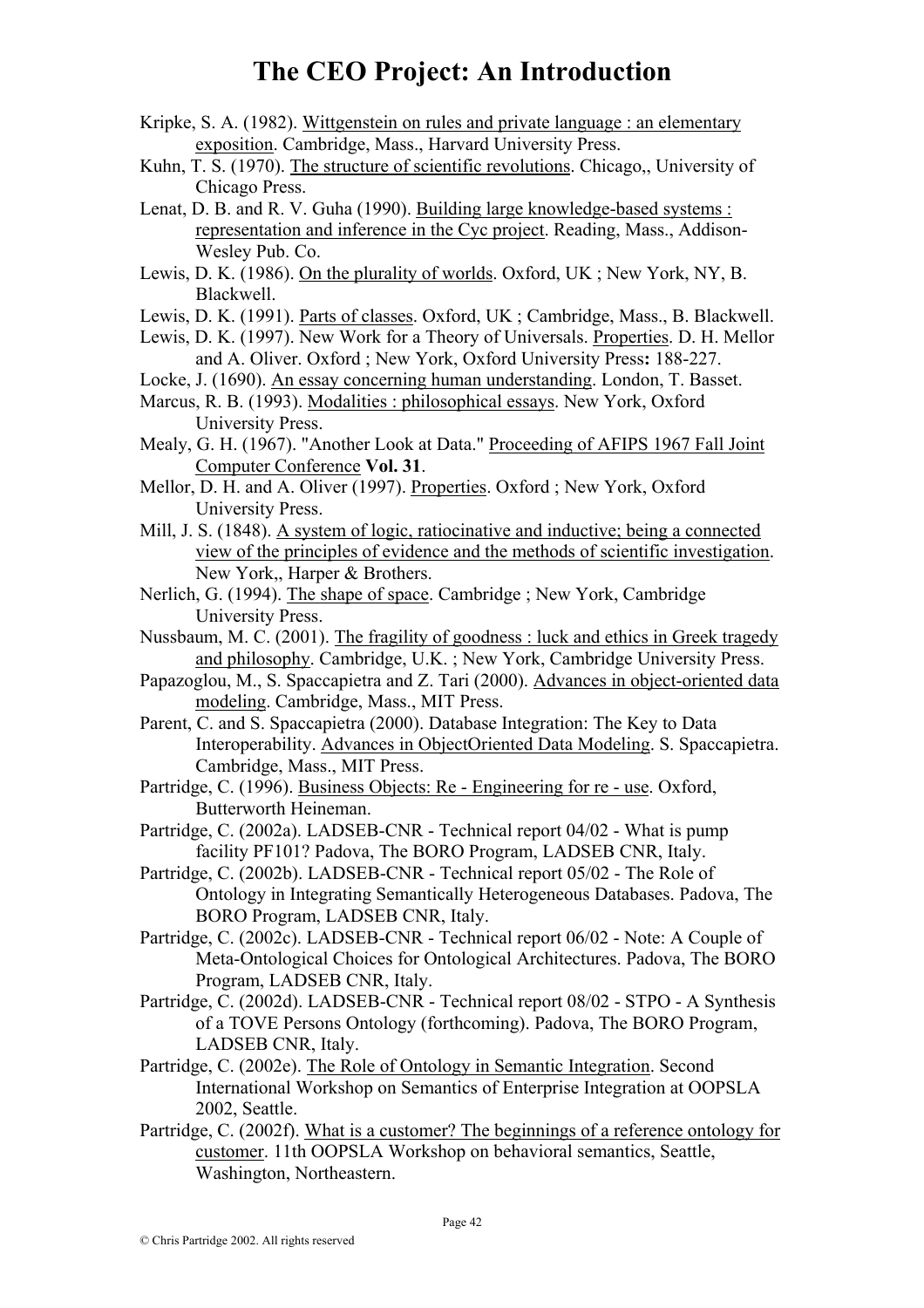Kripke, S. A. (1982). Wittgenstein on rules and private language : an elementary exposition. Cambridge, Mass., Harvard University Press.

Kuhn, T. S. (1970). The structure of scientific revolutions. Chicago,, University of Chicago Press.

Lenat, D. B. and R. V. Guha (1990). Building large knowledge-based systems : representation and inference in the Cyc project. Reading, Mass., Addison-Wesley Pub. Co.

Lewis, D. K. (1986). On the plurality of worlds. Oxford, UK ; New York, NY, B. Blackwell.

Lewis, D. K. (1991). Parts of classes. Oxford, UK ; Cambridge, Mass., B. Blackwell.

Lewis, D. K. (1997). New Work for a Theory of Universals. Properties. D. H. Mellor and A. Oliver. Oxford ; New York, Oxford University Press**:** 188-227.

Locke, J. (1690). An essay concerning human understanding. London, T. Basset.

Marcus, R. B. (1993). Modalities : philosophical essays. New York, Oxford University Press.

Mealy, G. H. (1967). "Another Look at Data." Proceeding of AFIPS 1967 Fall Joint Computer Conference **Vol. 31**.

Mellor, D. H. and A. Oliver (1997). Properties. Oxford ; New York, Oxford University Press.

Mill, J. S. (1848). A system of logic, ratiocinative and inductive; being a connected view of the principles of evidence and the methods of scientific investigation. New York,, Harper & Brothers.

Nerlich, G. (1994). The shape of space. Cambridge ; New York, Cambridge University Press.

Nussbaum, M. C. (2001). The fragility of goodness : luck and ethics in Greek tragedy and philosophy. Cambridge, U.K. ; New York, Cambridge University Press.

Papazoglou, M., S. Spaccapietra and Z. Tari (2000). Advances in object-oriented data modeling. Cambridge, Mass., MIT Press.

Parent, C. and S. Spaccapietra (2000). Database Integration: The Key to Data Interoperability. Advances in ObjectOriented Data Modeling. S. Spaccapietra. Cambridge, Mass., MIT Press.

Partridge, C. (1996). Business Objects: Re - Engineering for re - use. Oxford, Butterworth Heineman.

Partridge, C. (2002a). LADSEB-CNR - Technical report 04/02 - What is pump facility PF101? Padova, The BORO Program, LADSEB CNR, Italy.

Partridge, C. (2002b). LADSEB-CNR - Technical report 05/02 - The Role of Ontology in Integrating Semantically Heterogeneous Databases. Padova, The BORO Program, LADSEB CNR, Italy.

Partridge, C. (2002c). LADSEB-CNR - Technical report 06/02 - Note: A Couple of Meta-Ontological Choices for Ontological Architectures. Padova, The BORO Program, LADSEB CNR, Italy.

Partridge, C. (2002d). LADSEB-CNR - Technical report 08/02 - STPO - A Synthesis of a TOVE Persons Ontology (forthcoming). Padova, The BORO Program, LADSEB CNR, Italy.

Partridge, C. (2002e). The Role of Ontology in Semantic Integration. Second International Workshop on Semantics of Enterprise Integration at OOPSLA 2002, Seattle.

Partridge, C. (2002f). What is a customer? The beginnings of a reference ontology for customer. 11th OOPSLA Workshop on behavioral semantics, Seattle, Washington, Northeastern.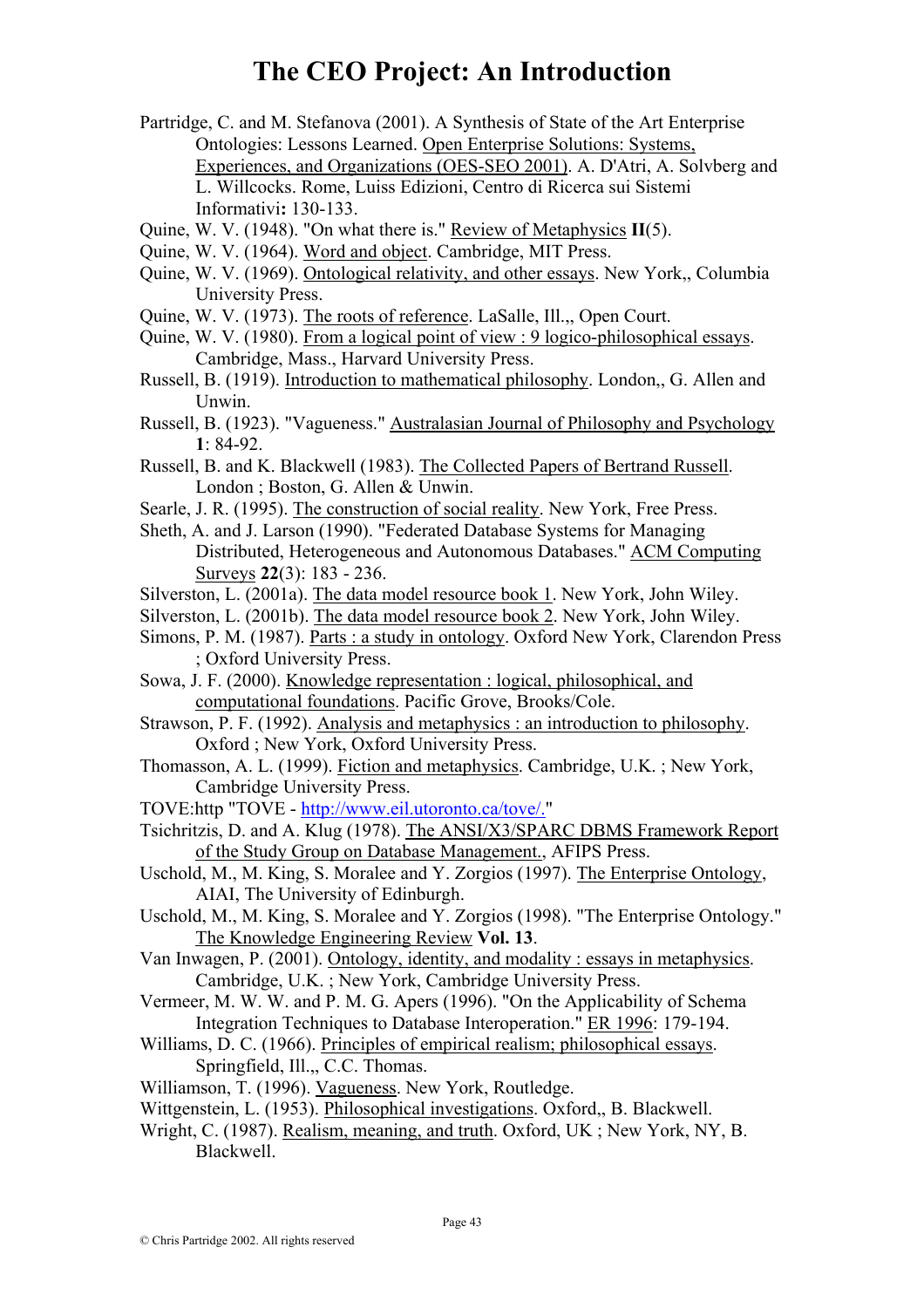Partridge, C. and M. Stefanova (2001). A Synthesis of State of the Art Enterprise Ontologies: Lessons Learned. Open Enterprise Solutions: Systems, Experiences, and Organizations (OES-SEO 2001). A. D'Atri, A. Solvberg and L. Willcocks. Rome, Luiss Edizioni, Centro di Ricerca sui Sistemi Informativi**:** 130-133.

Quine, W. V. (1948). "On what there is." Review of Metaphysics **II**(5).

Quine, W. V. (1964). Word and object. Cambridge, MIT Press.

Quine, W. V. (1969). Ontological relativity, and other essays. New York,, Columbia University Press.

Quine, W. V. (1973). The roots of reference. LaSalle, Ill.,, Open Court.

Quine, W. V. (1980). From a logical point of view : 9 logico-philosophical essays. Cambridge, Mass., Harvard University Press.

Russell, B. (1919). Introduction to mathematical philosophy. London,, G. Allen and Unwin.

Russell, B. (1923). "Vagueness." Australasian Journal of Philosophy and Psychology **1**: 84-92.

Russell, B. and K. Blackwell (1983). The Collected Papers of Bertrand Russell. London ; Boston, G. Allen & Unwin.

Searle, J. R. (1995). The construction of social reality. New York, Free Press.

Sheth, A. and J. Larson (1990). "Federated Database Systems for Managing Distributed, Heterogeneous and Autonomous Databases." ACM Computing Surveys **22**(3): 183 - 236.

Silverston, L. (2001a). The data model resource book 1. New York, John Wiley.

Silverston, L. (2001b). The data model resource book 2. New York, John Wiley.

Simons, P. M. (1987). Parts : a study in ontology. Oxford New York, Clarendon Press ; Oxford University Press.

Sowa, J. F. (2000). Knowledge representation : logical, philosophical, and computational foundations. Pacific Grove, Brooks/Cole.

Strawson, P. F. (1992). Analysis and metaphysics : an introduction to philosophy. Oxford ; New York, Oxford University Press.

Thomasson, A. L. (1999). Fiction and metaphysics. Cambridge, U.K. ; New York, Cambridge University Press.

TOVE:http "TOVE - http://www.eil.utoronto.ca/tove/."

Tsichritzis, D. and A. Klug (1978). The ANSI/X3/SPARC DBMS Framework Report of the Study Group on Database Management., AFIPS Press.

Uschold, M., M. King, S. Moralee and Y. Zorgios (1997). The Enterprise Ontology, AIAI, The University of Edinburgh.

Uschold, M., M. King, S. Moralee and Y. Zorgios (1998). "The Enterprise Ontology." The Knowledge Engineering Review **Vol. 13**.

Van Inwagen, P. (2001). Ontology, identity, and modality : essays in metaphysics. Cambridge, U.K. ; New York, Cambridge University Press.

Vermeer, M. W. W. and P. M. G. Apers (1996). "On the Applicability of Schema Integration Techniques to Database Interoperation." ER 1996: 179-194.

Williams, D. C. (1966). Principles of empirical realism; philosophical essays. Springfield, Ill.,, C.C. Thomas.

Williamson, T. (1996). Vagueness. New York, Routledge.

Wittgenstein, L. (1953). Philosophical investigations. Oxford,, B. Blackwell.

Wright, C. (1987). Realism, meaning, and truth. Oxford, UK ; New York, NY, B. Blackwell.